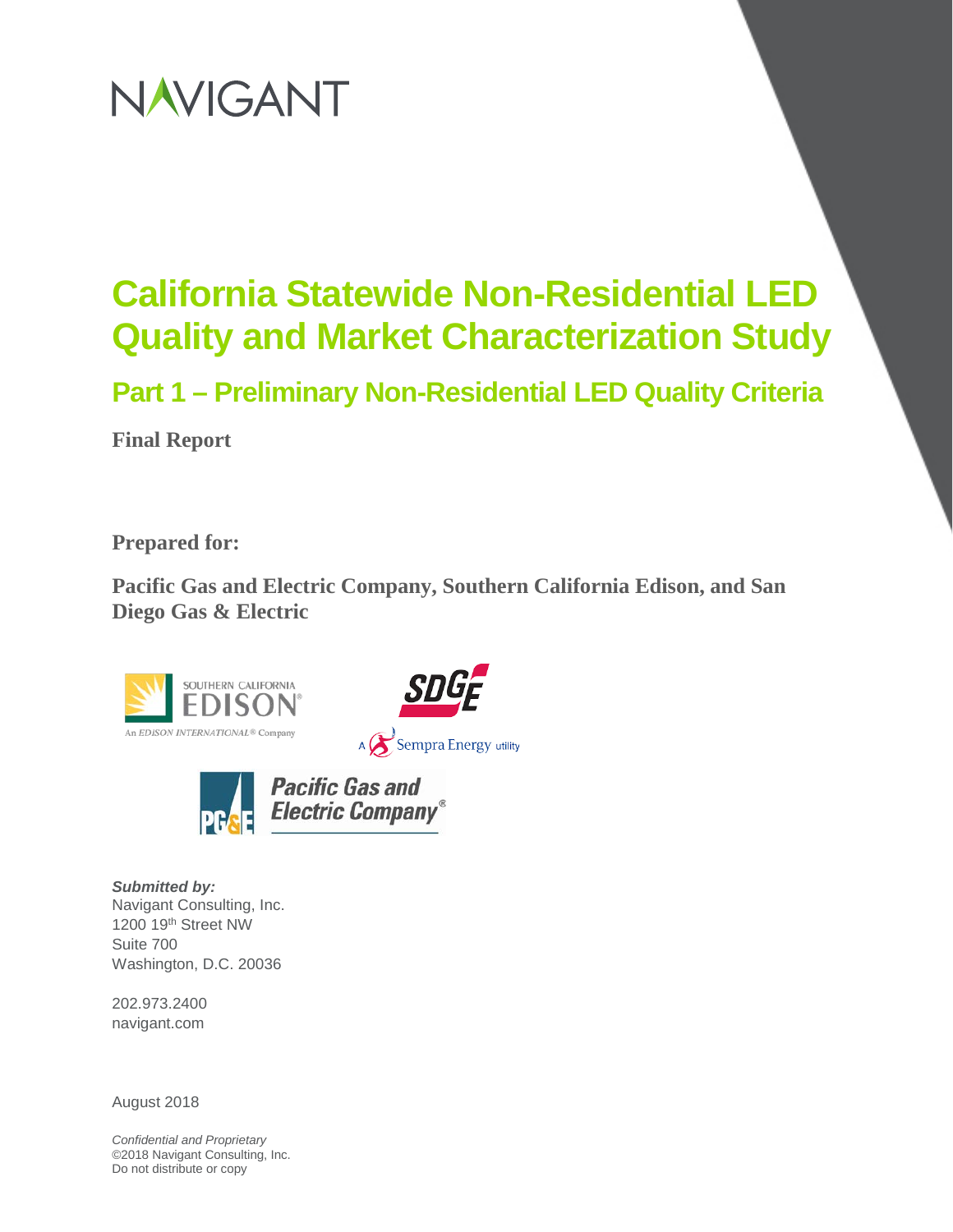NAVIGANT

# California Statewide Non-Residential LED Quality and Market Characterization Study

## Part 1 – Preliminary Non-Residential LED Quality Criteria

**Final Report**

**Prepared for:**

**Pacific Gas and Electric Company, Southern California Edison, and San Diego Gas & Electric**

SOUTHERN CALIFORNIA EDISON® An EDISON INTERNATIONAL® Company

SDGE A Sempra Energy utility

PG&E Pacific Gas and Electric Company®

***Submitted by:***
Navigant Consulting, Inc.
1200 19th Street NW
Suite 700
Washington, D.C. 20036

202.973.2400
navigant.com

August 2018

*Confidential and Proprietary*
©2018 Navigant Consulting, Inc.
Do not distribute or copy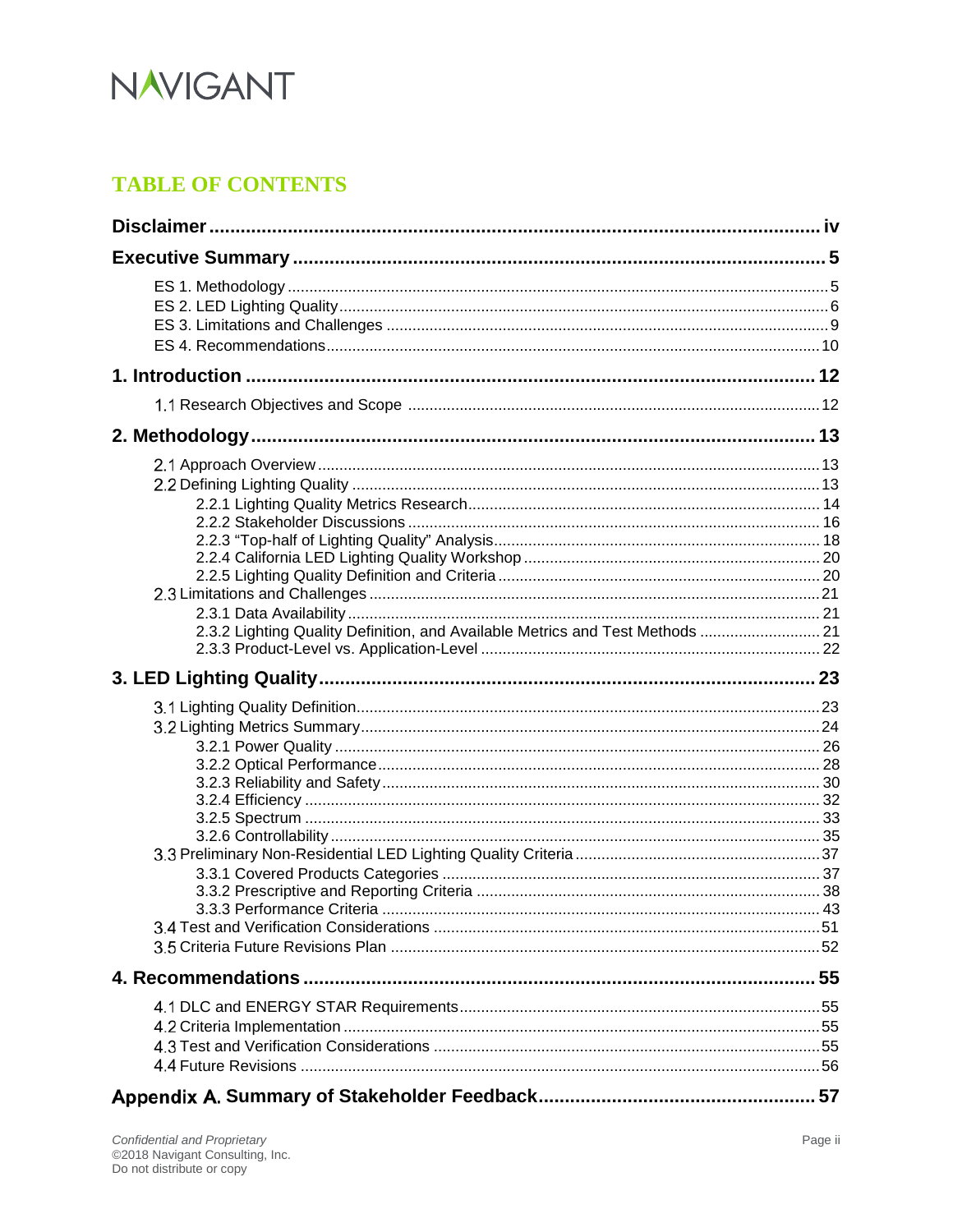# TABLE OF CONTENTS

**Disclaimer** ........ **iv**

**Executive Summary** ........ **5**

- ES 1. Methodology ........ 5
- ES 2. LED Lighting Quality ........ 6
- ES 3. Limitations and Challenges ........ 9
- ES 4. Recommendations ........ 10

**1. Introduction** ........ **12**

- 1.1 Research Objectives and Scope ........ 12

**2. Methodology** ........ **13**

- 2.1 Approach Overview ........ 13
- 2.2 Defining Lighting Quality ........ 13
  - 2.2.1 Lighting Quality Metrics Research ........ 14
  - 2.2.2 Stakeholder Discussions ........ 16
  - 2.2.3 "Top-half of Lighting Quality" Analysis ........ 18
  - 2.2.4 California LED Lighting Quality Workshop ........ 20
  - 2.2.5 Lighting Quality Definition and Criteria ........ 20
- 2.3 Limitations and Challenges ........ 21
  - 2.3.1 Data Availability ........ 21
  - 2.3.2 Lighting Quality Definition, and Available Metrics and Test Methods ........ 21
  - 2.3.3 Product-Level vs. Application-Level ........ 22

**3. LED Lighting Quality** ........ **23**

- 3.1 Lighting Quality Definition ........ 23
- 3.2 Lighting Metrics Summary ........ 24
  - 3.2.1 Power Quality ........ 26
  - 3.2.2 Optical Performance ........ 28
  - 3.2.3 Reliability and Safety ........ 30
  - 3.2.4 Efficiency ........ 32
  - 3.2.5 Spectrum ........ 33
  - 3.2.6 Controllability ........ 35
- 3.3 Preliminary Non-Residential LED Lighting Quality Criteria ........ 37
  - 3.3.1 Covered Products Categories ........ 37
  - 3.3.2 Prescriptive and Reporting Criteria ........ 38
  - 3.3.3 Performance Criteria ........ 43
- 3.4 Test and Verification Considerations ........ 51
- 3.5 Criteria Future Revisions Plan ........ 52

**4. Recommendations** ........ **55**

- 4.1 DLC and ENERGY STAR Requirements ........ 55
- 4.2 Criteria Implementation ........ 55
- 4.3 Test and Verification Considerations ........ 55
- 4.4 Future Revisions ........ 56

**Appendix A. Summary of Stakeholder Feedback** ........ **57**

*Confidential and Proprietary*
©2018 Navigant Consulting, Inc.
Do not distribute or copy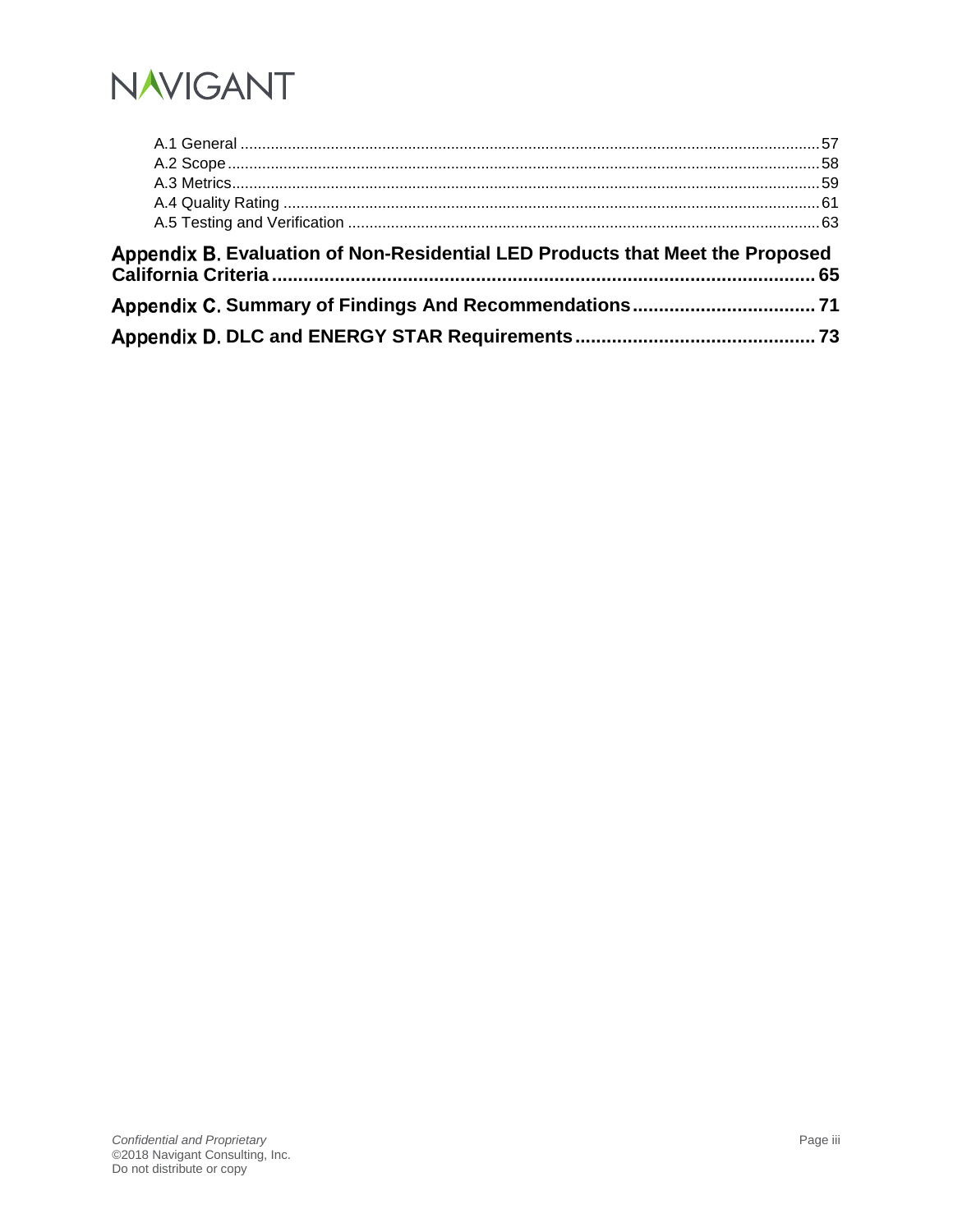A.1 General ....................................................................................................................................57
A.2 Scope ........................................................................................................................................58
A.3 Metrics.......................................................................................................................................59
A.4 Quality Rating ...........................................................................................................................61
A.5 Testing and Verification ............................................................................................................63

**Appendix B. Evaluation of Non-Residential LED Products that Meet the Proposed California Criteria ........................................................................................................ 65**

**Appendix C. Summary of Findings And Recommendations .................................. 71**

**Appendix D. DLC and ENERGY STAR Requirements ............................................ 73**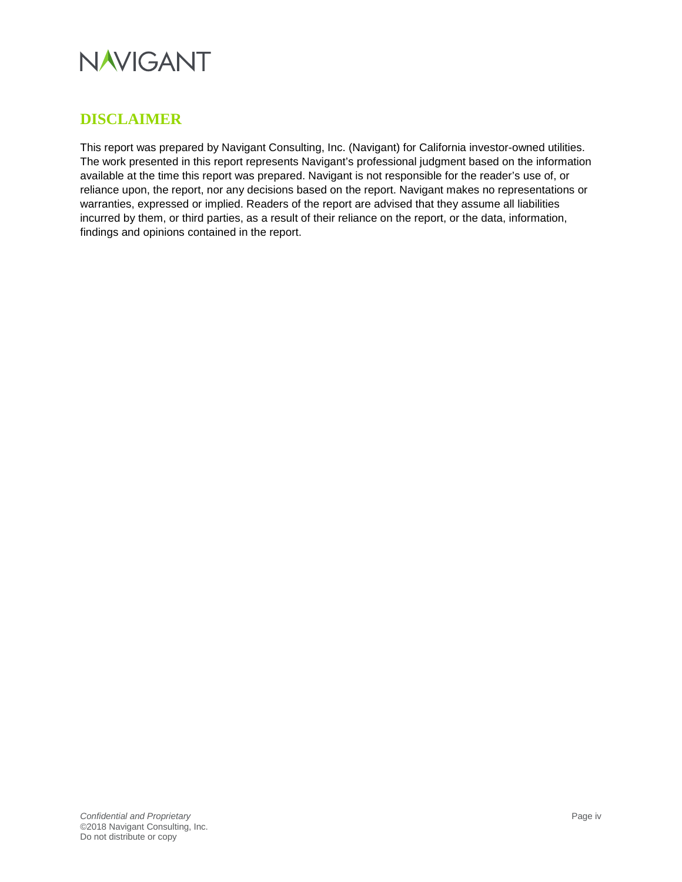## DISCLAIMER

This report was prepared by Navigant Consulting, Inc. (Navigant) for California investor-owned utilities. The work presented in this report represents Navigant's professional judgment based on the information available at the time this report was prepared. Navigant is not responsible for the reader's use of, or reliance upon, the report, nor any decisions based on the report. Navigant makes no representations or warranties, expressed or implied. Readers of the report are advised that they assume all liabilities incurred by them, or third parties, as a result of their reliance on the report, or the data, information, findings and opinions contained in the report.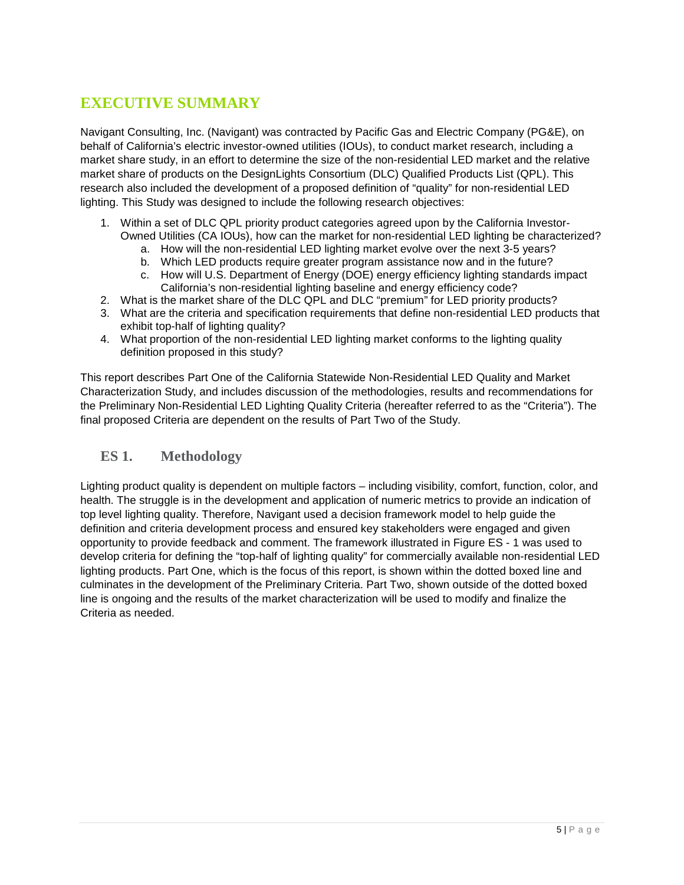# EXECUTIVE SUMMARY

Navigant Consulting, Inc. (Navigant) was contracted by Pacific Gas and Electric Company (PG&E), on behalf of California's electric investor-owned utilities (IOUs), to conduct market research, including a market share study, in an effort to determine the size of the non-residential LED market and the relative market share of products on the DesignLights Consortium (DLC) Qualified Products List (QPL). This research also included the development of a proposed definition of "quality" for non-residential LED lighting. This Study was designed to include the following research objectives:

1. Within a set of DLC QPL priority product categories agreed upon by the California Investor-Owned Utilities (CA IOUs), how can the market for non-residential LED lighting be characterized?
    a. How will the non-residential LED lighting market evolve over the next 3-5 years?
    b. Which LED products require greater program assistance now and in the future?
    c. How will U.S. Department of Energy (DOE) energy efficiency lighting standards impact California's non-residential lighting baseline and energy efficiency code?
2. What is the market share of the DLC QPL and DLC "premium" for LED priority products?
3. What are the criteria and specification requirements that define non-residential LED products that exhibit top-half of lighting quality?
4. What proportion of the non-residential LED lighting market conforms to the lighting quality definition proposed in this study?

This report describes Part One of the California Statewide Non-Residential LED Quality and Market Characterization Study, and includes discussion of the methodologies, results and recommendations for the Preliminary Non-Residential LED Lighting Quality Criteria (hereafter referred to as the "Criteria"). The final proposed Criteria are dependent on the results of Part Two of the Study.

## ES 1. Methodology

Lighting product quality is dependent on multiple factors – including visibility, comfort, function, color, and health. The struggle is in the development and application of numeric metrics to provide an indication of top level lighting quality. Therefore, Navigant used a decision framework model to help guide the definition and criteria development process and ensured key stakeholders were engaged and given opportunity to provide feedback and comment. The framework illustrated in Figure ES - 1 was used to develop criteria for defining the "top-half of lighting quality" for commercially available non-residential LED lighting products. Part One, which is the focus of this report, is shown within the dotted boxed line and culminates in the development of the Preliminary Criteria. Part Two, shown outside of the dotted boxed line is ongoing and the results of the market characterization will be used to modify and finalize the Criteria as needed.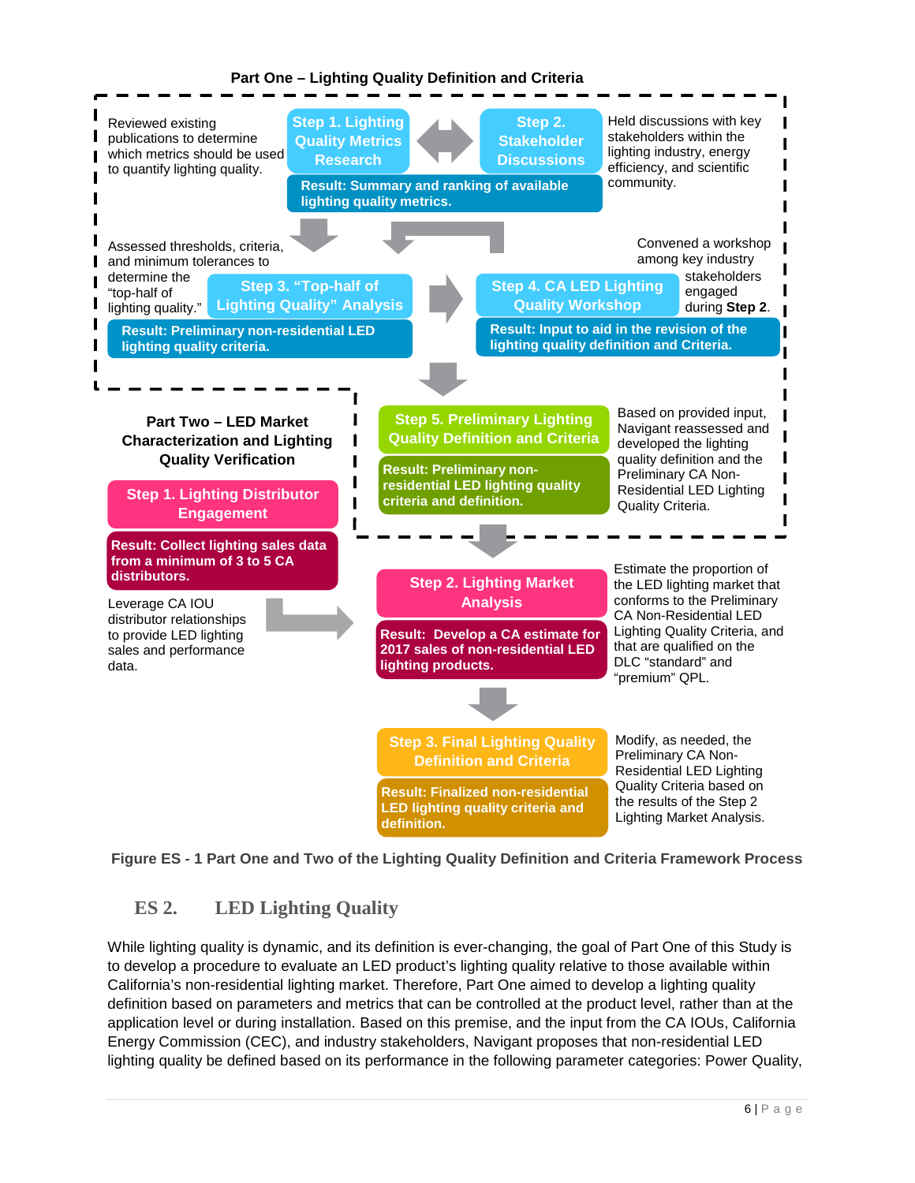**Part One – Lighting Quality Definition and Criteria**

Reviewed existing publications to determine which metrics should be used to quantify lighting quality.

**Step 1. Lighting Quality Metrics Research**

**Step 2. Stakeholder Discussions**

Held discussions with key stakeholders within the lighting industry, energy efficiency, and scientific community.

**Result: Summary and ranking of available lighting quality metrics.**

Assessed thresholds, criteria, and minimum tolerances to determine the "top-half of lighting quality."

**Step 3. "Top-half of Lighting Quality" Analysis**

**Result: Preliminary non-residential LED lighting quality criteria.**

Convened a workshop among key industry stakeholders engaged during **Step 2**.

**Step 4. CA LED Lighting Quality Workshop**

**Result: Input to aid in the revision of the lighting quality definition and Criteria.**

**Step 5. Preliminary Lighting Quality Definition and Criteria**

**Result: Preliminary non-residential LED lighting quality criteria and definition.**

Based on provided input, Navigant reassessed and developed the lighting quality definition and the Preliminary CA Non-Residential LED Lighting Quality Criteria.

**Part Two – LED Market Characterization and Lighting Quality Verification**

**Step 1. Lighting Distributor Engagement**

**Result: Collect lighting sales data from a minimum of 3 to 5 CA distributors.**

Leverage CA IOU distributor relationships to provide LED lighting sales and performance data.

**Step 2. Lighting Market Analysis**

**Result: Develop a CA estimate for 2017 sales of non-residential LED lighting products.**

Estimate the proportion of the LED lighting market that conforms to the Preliminary CA Non-Residential LED Lighting Quality Criteria, and that are qualified on the DLC "standard" and "premium" QPL.

**Step 3. Final Lighting Quality Definition and Criteria**

**Result: Finalized non-residential LED lighting quality criteria and definition.**

Modify, as needed, the Preliminary CA Non-Residential LED Lighting Quality Criteria based on the results of the Step 2 Lighting Market Analysis.

**Figure ES - 1 Part One and Two of the Lighting Quality Definition and Criteria Framework Process**

## ES 2. LED Lighting Quality

While lighting quality is dynamic, and its definition is ever-changing, the goal of Part One of this Study is to develop a procedure to evaluate an LED product's lighting quality relative to those available within California's non-residential lighting market. Therefore, Part One aimed to develop a lighting quality definition based on parameters and metrics that can be controlled at the product level, rather than at the application level or during installation. Based on this premise, and the input from the CA IOUs, California Energy Commission (CEC), and industry stakeholders, Navigant proposes that non-residential LED lighting quality be defined based on its performance in the following parameter categories: Power Quality,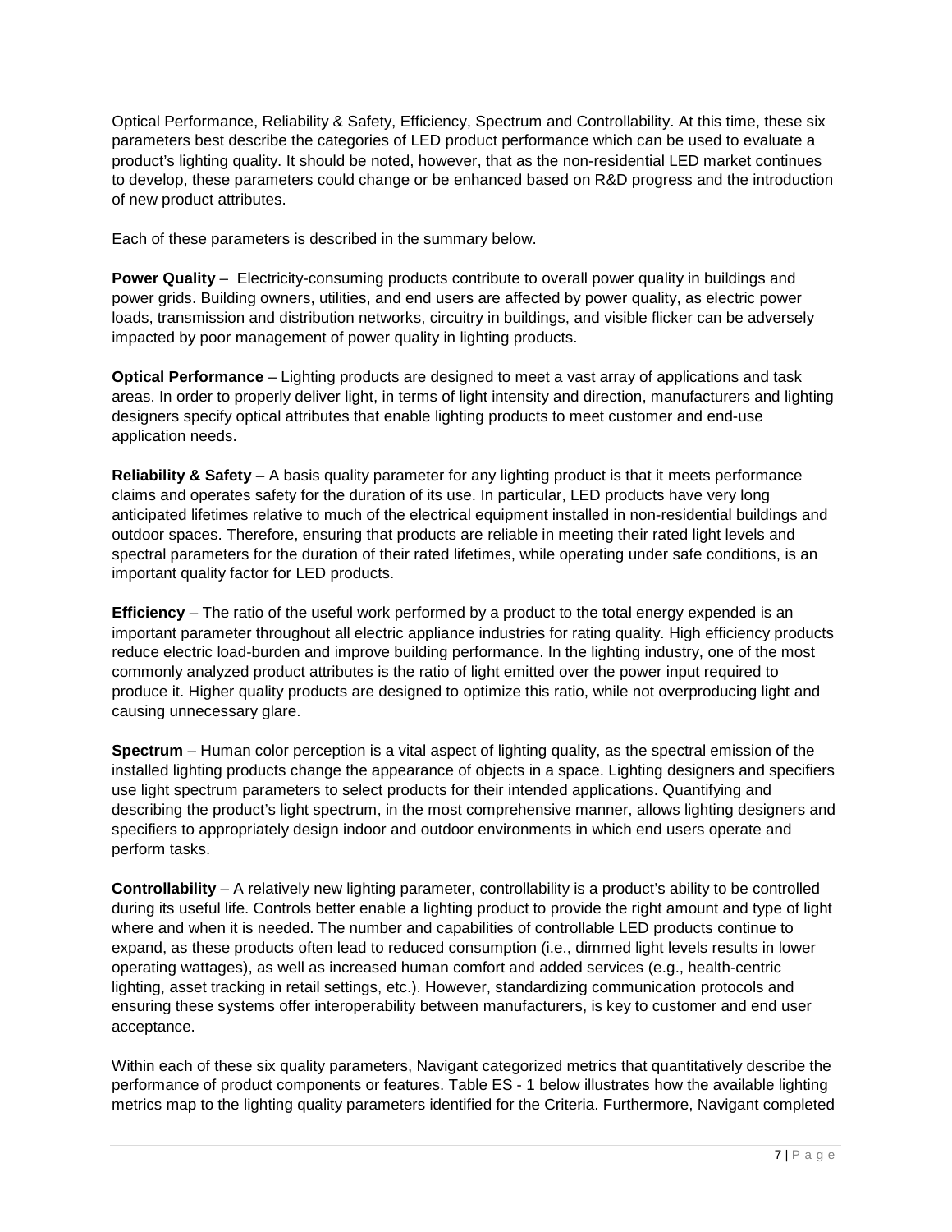Optical Performance, Reliability & Safety, Efficiency, Spectrum and Controllability. At this time, these six parameters best describe the categories of LED product performance which can be used to evaluate a product's lighting quality. It should be noted, however, that as the non-residential LED market continues to develop, these parameters could change or be enhanced based on R&D progress and the introduction of new product attributes.

Each of these parameters is described in the summary below.

**Power Quality** – Electricity-consuming products contribute to overall power quality in buildings and power grids. Building owners, utilities, and end users are affected by power quality, as electric power loads, transmission and distribution networks, circuitry in buildings, and visible flicker can be adversely impacted by poor management of power quality in lighting products.

**Optical Performance** – Lighting products are designed to meet a vast array of applications and task areas. In order to properly deliver light, in terms of light intensity and direction, manufacturers and lighting designers specify optical attributes that enable lighting products to meet customer and end-use application needs.

**Reliability & Safety** – A basis quality parameter for any lighting product is that it meets performance claims and operates safety for the duration of its use. In particular, LED products have very long anticipated lifetimes relative to much of the electrical equipment installed in non-residential buildings and outdoor spaces. Therefore, ensuring that products are reliable in meeting their rated light levels and spectral parameters for the duration of their rated lifetimes, while operating under safe conditions, is an important quality factor for LED products.

**Efficiency** – The ratio of the useful work performed by a product to the total energy expended is an important parameter throughout all electric appliance industries for rating quality. High efficiency products reduce electric load-burden and improve building performance. In the lighting industry, one of the most commonly analyzed product attributes is the ratio of light emitted over the power input required to produce it. Higher quality products are designed to optimize this ratio, while not overproducing light and causing unnecessary glare.

**Spectrum** – Human color perception is a vital aspect of lighting quality, as the spectral emission of the installed lighting products change the appearance of objects in a space. Lighting designers and specifiers use light spectrum parameters to select products for their intended applications. Quantifying and describing the product's light spectrum, in the most comprehensive manner, allows lighting designers and specifiers to appropriately design indoor and outdoor environments in which end users operate and perform tasks.

**Controllability** – A relatively new lighting parameter, controllability is a product's ability to be controlled during its useful life. Controls better enable a lighting product to provide the right amount and type of light where and when it is needed. The number and capabilities of controllable LED products continue to expand, as these products often lead to reduced consumption (i.e., dimmed light levels results in lower operating wattages), as well as increased human comfort and added services (e.g., health-centric lighting, asset tracking in retail settings, etc.). However, standardizing communication protocols and ensuring these systems offer interoperability between manufacturers, is key to customer and end user acceptance.

Within each of these six quality parameters, Navigant categorized metrics that quantitatively describe the performance of product components or features. Table ES - 1 below illustrates how the available lighting metrics map to the lighting quality parameters identified for the Criteria. Furthermore, Navigant completed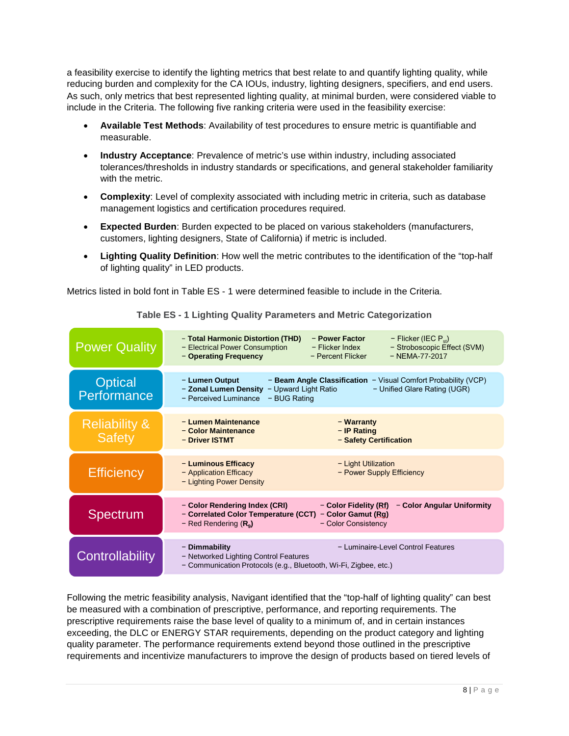a feasibility exercise to identify the lighting metrics that best relate to and quantify lighting quality, while reducing burden and complexity for the CA IOUs, industry, lighting designers, specifiers, and end users. As such, only metrics that best represented lighting quality, at minimal burden, were considered viable to include in the Criteria. The following five ranking criteria were used in the feasibility exercise:

- **Available Test Methods**: Availability of test procedures to ensure metric is quantifiable and measurable.
- **Industry Acceptance**: Prevalence of metric's use within industry, including associated tolerances/thresholds in industry standards or specifications, and general stakeholder familiarity with the metric.
- **Complexity**: Level of complexity associated with including metric in criteria, such as database management logistics and certification procedures required.
- **Expected Burden**: Burden expected to be placed on various stakeholders (manufacturers, customers, lighting designers, State of California) if metric is included.
- **Lighting Quality Definition**: How well the metric contributes to the identification of the "top-half of lighting quality" in LED products.

Metrics listed in bold font in Table ES - 1 were determined feasible to include in the Criteria.

**Table ES - 1 Lighting Quality Parameters and Metric Categorization**

| Parameter | Metrics |
|---|---|
| Power Quality | − **Total Harmonic Distortion (THD)**<br>− Electrical Power Consumption<br>− **Operating Frequency**<br>− **Power Factor**<br>− Flicker Index<br>− Percent Flicker<br>− Flicker (IEC $P_{st}$)<br>− Stroboscopic Effect (SVM)<br>− NEMA-77-2017 |
| Optical Performance | − **Lumen Output**<br>− **Zonal Lumen Density**<br>− Perceived Luminance<br>− **Beam Angle Classification**<br>− Upward Light Ratio<br>− BUG Rating<br>− Visual Comfort Probability (VCP)<br>− Unified Glare Rating (UGR) |
| Reliability & Safety | − **Lumen Maintenance**<br>− **Color Maintenance**<br>− **Driver ISTMT**<br>− **Warranty**<br>− **IP Rating**<br>− **Safety Certification** |
| Efficiency | − **Luminous Efficacy**<br>− Application Efficacy<br>− Lighting Power Density<br>− Light Utilization<br>− Power Supply Efficiency |
| Spectrum | − **Color Rendering Index (CRI)**<br>− **Correlated Color Temperature (CCT)**<br>− Red Rendering ($R_9$)<br>− **Color Fidelity (Rf)**<br>− **Color Gamut (Rg)**<br>− Color Consistency<br>− **Color Angular Uniformity** |
| Controllability | − **Dimmability**<br>− Networked Lighting Control Features<br>− Communication Protocols (e.g., Bluetooth, Wi-Fi, Zigbee, etc.)<br>− Luminaire-Level Control Features |

Following the metric feasibility analysis, Navigant identified that the "top-half of lighting quality" can best be measured with a combination of prescriptive, performance, and reporting requirements. The prescriptive requirements raise the base level of quality to a minimum of, and in certain instances exceeding, the DLC or ENERGY STAR requirements, depending on the product category and lighting quality parameter. The performance requirements extend beyond those outlined in the prescriptive requirements and incentivize manufacturers to improve the design of products based on tiered levels of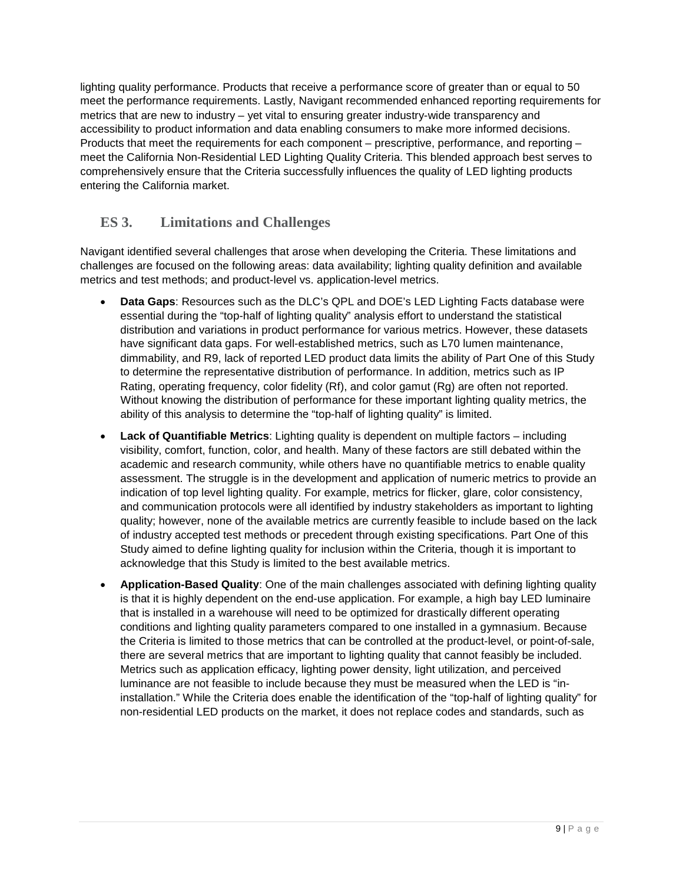lighting quality performance. Products that receive a performance score of greater than or equal to 50 meet the performance requirements. Lastly, Navigant recommended enhanced reporting requirements for metrics that are new to industry – yet vital to ensuring greater industry-wide transparency and accessibility to product information and data enabling consumers to make more informed decisions. Products that meet the requirements for each component – prescriptive, performance, and reporting – meet the California Non-Residential LED Lighting Quality Criteria. This blended approach best serves to comprehensively ensure that the Criteria successfully influences the quality of LED lighting products entering the California market.

## ES 3. Limitations and Challenges

Navigant identified several challenges that arose when developing the Criteria. These limitations and challenges are focused on the following areas: data availability; lighting quality definition and available metrics and test methods; and product-level vs. application-level metrics.

- **Data Gaps**: Resources such as the DLC's QPL and DOE's LED Lighting Facts database were essential during the "top-half of lighting quality" analysis effort to understand the statistical distribution and variations in product performance for various metrics. However, these datasets have significant data gaps. For well-established metrics, such as L70 lumen maintenance, dimmability, and R9, lack of reported LED product data limits the ability of Part One of this Study to determine the representative distribution of performance. In addition, metrics such as IP Rating, operating frequency, color fidelity (Rf), and color gamut (Rg) are often not reported. Without knowing the distribution of performance for these important lighting quality metrics, the ability of this analysis to determine the "top-half of lighting quality" is limited.
- **Lack of Quantifiable Metrics**: Lighting quality is dependent on multiple factors – including visibility, comfort, function, color, and health. Many of these factors are still debated within the academic and research community, while others have no quantifiable metrics to enable quality assessment. The struggle is in the development and application of numeric metrics to provide an indication of top level lighting quality. For example, metrics for flicker, glare, color consistency, and communication protocols were all identified by industry stakeholders as important to lighting quality; however, none of the available metrics are currently feasible to include based on the lack of industry accepted test methods or precedent through existing specifications. Part One of this Study aimed to define lighting quality for inclusion within the Criteria, though it is important to acknowledge that this Study is limited to the best available metrics.
- **Application-Based Quality**: One of the main challenges associated with defining lighting quality is that it is highly dependent on the end-use application. For example, a high bay LED luminaire that is installed in a warehouse will need to be optimized for drastically different operating conditions and lighting quality parameters compared to one installed in a gymnasium. Because the Criteria is limited to those metrics that can be controlled at the product-level, or point-of-sale, there are several metrics that are important to lighting quality that cannot feasibly be included. Metrics such as application efficacy, lighting power density, light utilization, and perceived luminance are not feasible to include because they must be measured when the LED is "in-installation." While the Criteria does enable the identification of the "top-half of lighting quality" for non-residential LED products on the market, it does not replace codes and standards, such as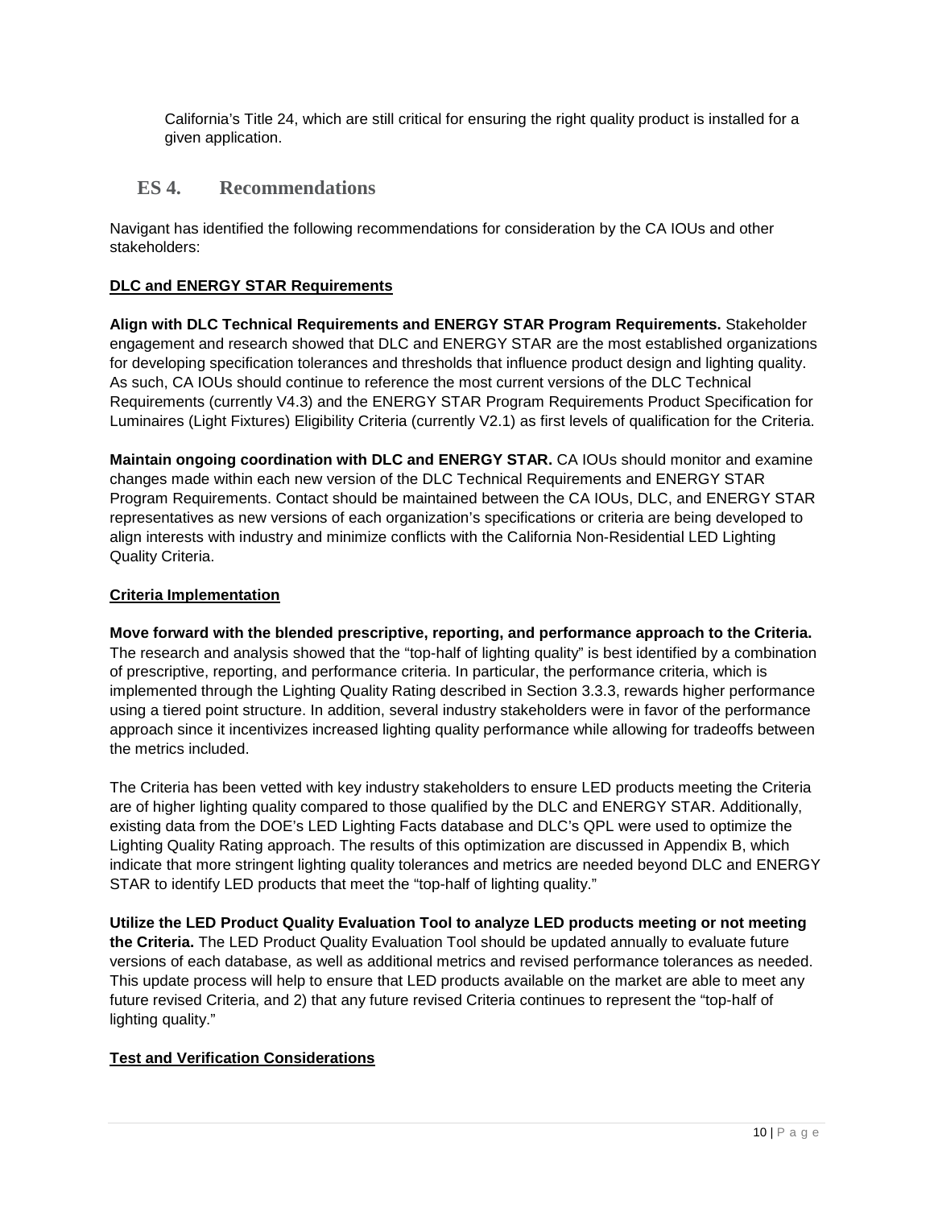California's Title 24, which are still critical for ensuring the right quality product is installed for a given application.

## ES 4. Recommendations

Navigant has identified the following recommendations for consideration by the CA IOUs and other stakeholders:

**DLC and ENERGY STAR Requirements**

**Align with DLC Technical Requirements and ENERGY STAR Program Requirements.** Stakeholder engagement and research showed that DLC and ENERGY STAR are the most established organizations for developing specification tolerances and thresholds that influence product design and lighting quality. As such, CA IOUs should continue to reference the most current versions of the DLC Technical Requirements (currently V4.3) and the ENERGY STAR Program Requirements Product Specification for Luminaires (Light Fixtures) Eligibility Criteria (currently V2.1) as first levels of qualification for the Criteria.

**Maintain ongoing coordination with DLC and ENERGY STAR.** CA IOUs should monitor and examine changes made within each new version of the DLC Technical Requirements and ENERGY STAR Program Requirements. Contact should be maintained between the CA IOUs, DLC, and ENERGY STAR representatives as new versions of each organization's specifications or criteria are being developed to align interests with industry and minimize conflicts with the California Non-Residential LED Lighting Quality Criteria.

**Criteria Implementation**

**Move forward with the blended prescriptive, reporting, and performance approach to the Criteria.** The research and analysis showed that the "top-half of lighting quality" is best identified by a combination of prescriptive, reporting, and performance criteria. In particular, the performance criteria, which is implemented through the Lighting Quality Rating described in Section 3.3.3, rewards higher performance using a tiered point structure. In addition, several industry stakeholders were in favor of the performance approach since it incentivizes increased lighting quality performance while allowing for tradeoffs between the metrics included.

The Criteria has been vetted with key industry stakeholders to ensure LED products meeting the Criteria are of higher lighting quality compared to those qualified by the DLC and ENERGY STAR. Additionally, existing data from the DOE's LED Lighting Facts database and DLC's QPL were used to optimize the Lighting Quality Rating approach. The results of this optimization are discussed in Appendix B, which indicate that more stringent lighting quality tolerances and metrics are needed beyond DLC and ENERGY STAR to identify LED products that meet the "top-half of lighting quality."

**Utilize the LED Product Quality Evaluation Tool to analyze LED products meeting or not meeting the Criteria.** The LED Product Quality Evaluation Tool should be updated annually to evaluate future versions of each database, as well as additional metrics and revised performance tolerances as needed. This update process will help to ensure that LED products available on the market are able to meet any future revised Criteria, and 2) that any future revised Criteria continues to represent the "top-half of lighting quality."

**Test and Verification Considerations**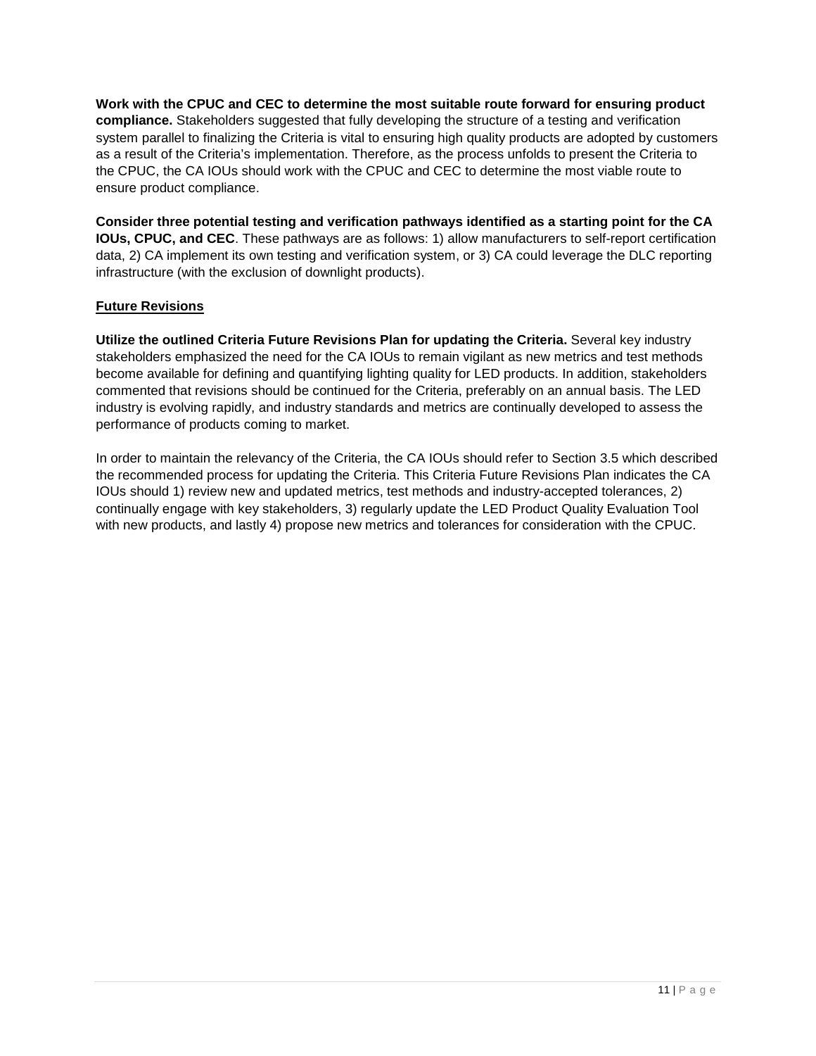**Work with the CPUC and CEC to determine the most suitable route forward for ensuring product compliance.** Stakeholders suggested that fully developing the structure of a testing and verification system parallel to finalizing the Criteria is vital to ensuring high quality products are adopted by customers as a result of the Criteria's implementation. Therefore, as the process unfolds to present the Criteria to the CPUC, the CA IOUs should work with the CPUC and CEC to determine the most viable route to ensure product compliance.

**Consider three potential testing and verification pathways identified as a starting point for the CA IOUs, CPUC, and CEC**. These pathways are as follows: 1) allow manufacturers to self-report certification data, 2) CA implement its own testing and verification system, or 3) CA could leverage the DLC reporting infrastructure (with the exclusion of downlight products).

**Future Revisions**

**Utilize the outlined Criteria Future Revisions Plan for updating the Criteria.** Several key industry stakeholders emphasized the need for the CA IOUs to remain vigilant as new metrics and test methods become available for defining and quantifying lighting quality for LED products. In addition, stakeholders commented that revisions should be continued for the Criteria, preferably on an annual basis. The LED industry is evolving rapidly, and industry standards and metrics are continually developed to assess the performance of products coming to market.

In order to maintain the relevancy of the Criteria, the CA IOUs should refer to Section 3.5 which described the recommended process for updating the Criteria. This Criteria Future Revisions Plan indicates the CA IOUs should 1) review new and updated metrics, test methods and industry-accepted tolerances, 2) continually engage with key stakeholders, 3) regularly update the LED Product Quality Evaluation Tool with new products, and lastly 4) propose new metrics and tolerances for consideration with the CPUC.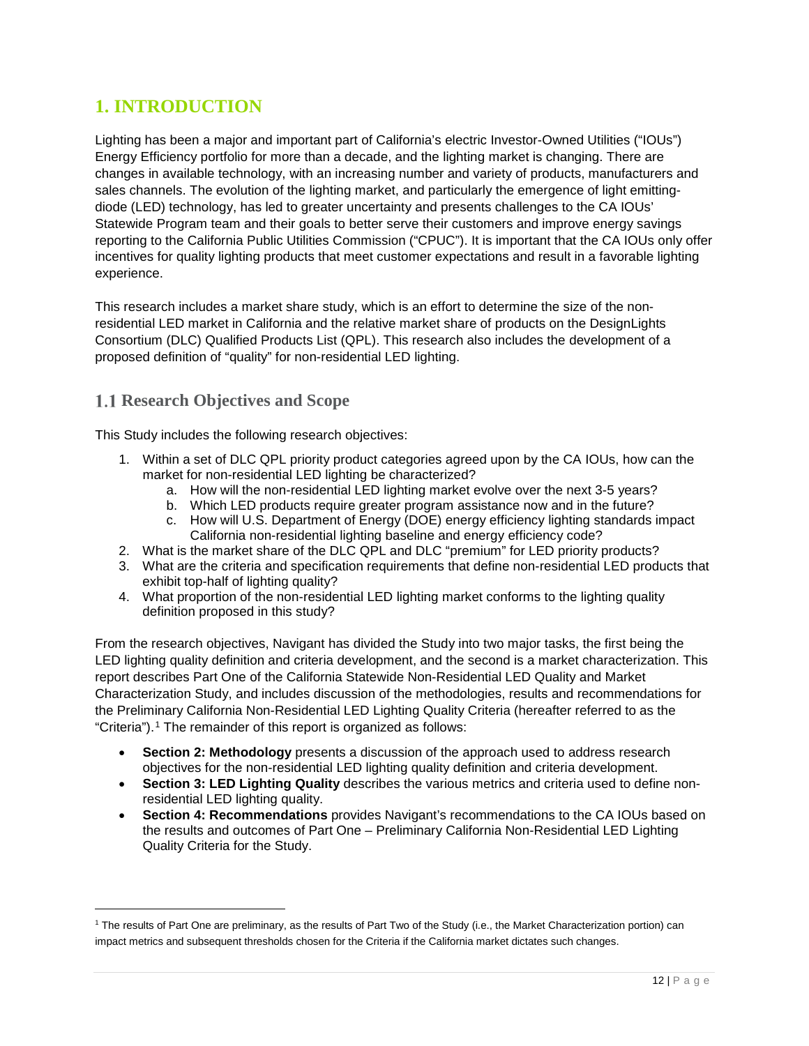# 1. INTRODUCTION

Lighting has been a major and important part of California's electric Investor-Owned Utilities ("IOUs") Energy Efficiency portfolio for more than a decade, and the lighting market is changing. There are changes in available technology, with an increasing number and variety of products, manufacturers and sales channels. The evolution of the lighting market, and particularly the emergence of light emitting-diode (LED) technology, has led to greater uncertainty and presents challenges to the CA IOUs' Statewide Program team and their goals to better serve their customers and improve energy savings reporting to the California Public Utilities Commission ("CPUC"). It is important that the CA IOUs only offer incentives for quality lighting products that meet customer expectations and result in a favorable lighting experience.

This research includes a market share study, which is an effort to determine the size of the non-residential LED market in California and the relative market share of products on the DesignLights Consortium (DLC) Qualified Products List (QPL). This research also includes the development of a proposed definition of "quality" for non-residential LED lighting.

## 1.1 Research Objectives and Scope

This Study includes the following research objectives:

1. Within a set of DLC QPL priority product categories agreed upon by the CA IOUs, how can the market for non-residential LED lighting be characterized?
    a. How will the non-residential LED lighting market evolve over the next 3-5 years?
    b. Which LED products require greater program assistance now and in the future?
    c. How will U.S. Department of Energy (DOE) energy efficiency lighting standards impact California non-residential lighting baseline and energy efficiency code?
2. What is the market share of the DLC QPL and DLC "premium" for LED priority products?
3. What are the criteria and specification requirements that define non-residential LED products that exhibit top-half of lighting quality?
4. What proportion of the non-residential LED lighting market conforms to the lighting quality definition proposed in this study?

From the research objectives, Navigant has divided the Study into two major tasks, the first being the LED lighting quality definition and criteria development, and the second is a market characterization. This report describes Part One of the California Statewide Non-Residential LED Quality and Market Characterization Study, and includes discussion of the methodologies, results and recommendations for the Preliminary California Non-Residential LED Lighting Quality Criteria (hereafter referred to as the "Criteria").[1] The remainder of this report is organized as follows:

- **Section 2: Methodology** presents a discussion of the approach used to address research objectives for the non-residential LED lighting quality definition and criteria development.
- **Section 3: LED Lighting Quality** describes the various metrics and criteria used to define non-residential LED lighting quality.
- **Section 4: Recommendations** provides Navigant's recommendations to the CA IOUs based on the results and outcomes of Part One – Preliminary California Non-Residential LED Lighting Quality Criteria for the Study.

[1] The results of Part One are preliminary, as the results of Part Two of the Study (i.e., the Market Characterization portion) can impact metrics and subsequent thresholds chosen for the Criteria if the California market dictates such changes.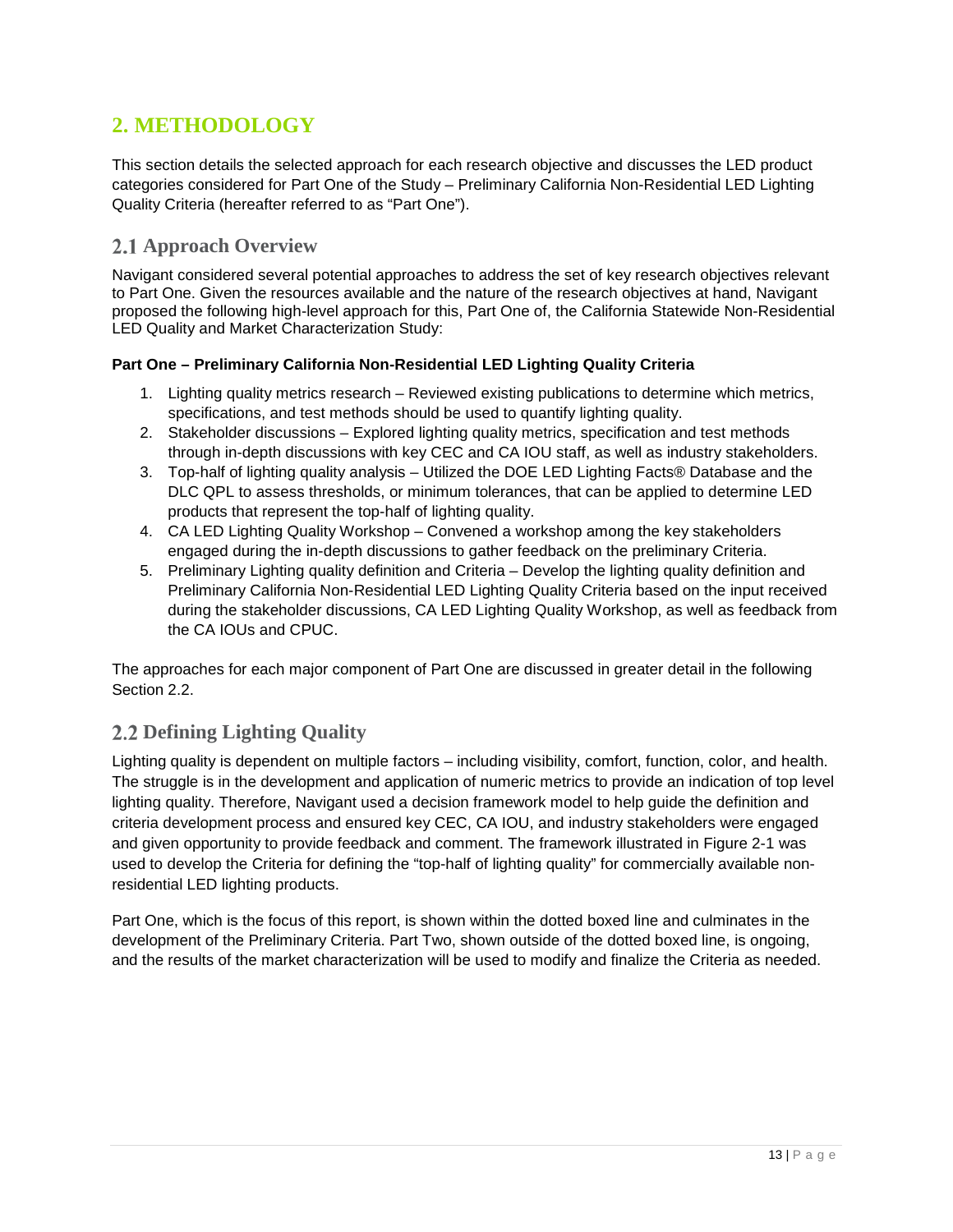# 2. METHODOLOGY

This section details the selected approach for each research objective and discusses the LED product categories considered for Part One of the Study – Preliminary California Non-Residential LED Lighting Quality Criteria (hereafter referred to as "Part One").

## 2.1 Approach Overview

Navigant considered several potential approaches to address the set of key research objectives relevant to Part One. Given the resources available and the nature of the research objectives at hand, Navigant proposed the following high-level approach for this, Part One of, the California Statewide Non-Residential LED Quality and Market Characterization Study:

**Part One – Preliminary California Non-Residential LED Lighting Quality Criteria**

1. Lighting quality metrics research – Reviewed existing publications to determine which metrics, specifications, and test methods should be used to quantify lighting quality.
2. Stakeholder discussions – Explored lighting quality metrics, specification and test methods through in-depth discussions with key CEC and CA IOU staff, as well as industry stakeholders.
3. Top-half of lighting quality analysis – Utilized the DOE LED Lighting Facts® Database and the DLC QPL to assess thresholds, or minimum tolerances, that can be applied to determine LED products that represent the top-half of lighting quality.
4. CA LED Lighting Quality Workshop – Convened a workshop among the key stakeholders engaged during the in-depth discussions to gather feedback on the preliminary Criteria.
5. Preliminary Lighting quality definition and Criteria – Develop the lighting quality definition and Preliminary California Non-Residential LED Lighting Quality Criteria based on the input received during the stakeholder discussions, CA LED Lighting Quality Workshop, as well as feedback from the CA IOUs and CPUC.

The approaches for each major component of Part One are discussed in greater detail in the following Section 2.2.

## 2.2 Defining Lighting Quality

Lighting quality is dependent on multiple factors – including visibility, comfort, function, color, and health. The struggle is in the development and application of numeric metrics to provide an indication of top level lighting quality. Therefore, Navigant used a decision framework model to help guide the definition and criteria development process and ensured key CEC, CA IOU, and industry stakeholders were engaged and given opportunity to provide feedback and comment. The framework illustrated in Figure 2-1 was used to develop the Criteria for defining the "top-half of lighting quality" for commercially available non-residential LED lighting products.

Part One, which is the focus of this report, is shown within the dotted boxed line and culminates in the development of the Preliminary Criteria. Part Two, shown outside of the dotted boxed line, is ongoing, and the results of the market characterization will be used to modify and finalize the Criteria as needed.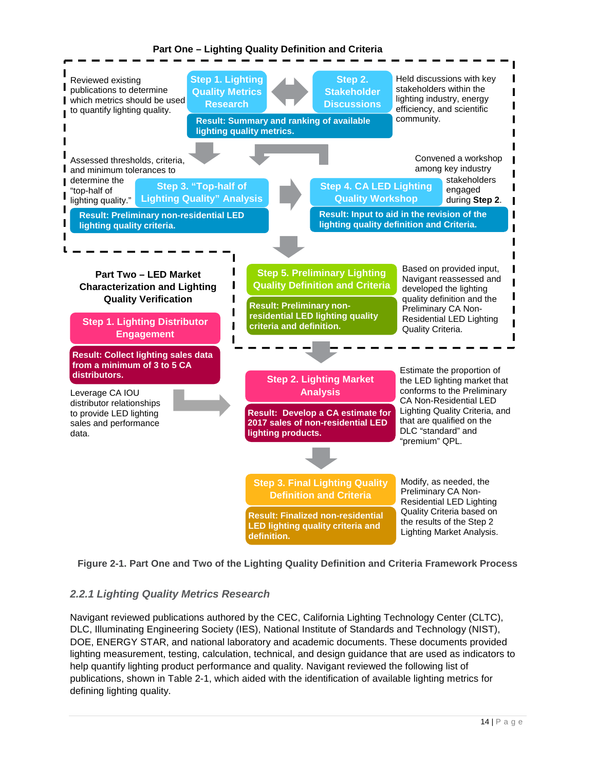**Part One – Lighting Quality Definition and Criteria**

Reviewed existing publications to determine which metrics should be used to quantify lighting quality.

**Step 1. Lighting Quality Metrics Research**

**Step 2. Stakeholder Discussions**

Held discussions with key stakeholders within the lighting industry, energy efficiency, and scientific community.

**Result: Summary and ranking of available lighting quality metrics.**

Assessed thresholds, criteria, and minimum tolerances to determine the "top-half of lighting quality."

**Step 3. "Top-half of Lighting Quality" Analysis**

**Result: Preliminary non-residential LED lighting quality criteria.**

**Step 4. CA LED Lighting Quality Workshop**

Convened a workshop among key industry stakeholders engaged during **Step 2**.

**Result: Input to aid in the revision of the lighting quality definition and Criteria.**

**Step 5. Preliminary Lighting Quality Definition and Criteria**

**Result: Preliminary non-residential LED lighting quality criteria and definition.**

Based on provided input, Navigant reassessed and developed the lighting quality definition and the Preliminary CA Non-Residential LED Lighting Quality Criteria.

**Part Two – LED Market Characterization and Lighting Quality Verification**

**Step 1. Lighting Distributor Engagement**

**Result: Collect lighting sales data from a minimum of 3 to 5 CA distributors.**

Leverage CA IOU distributor relationships to provide LED lighting sales and performance data.

**Step 2. Lighting Market Analysis**

**Result: Develop a CA estimate for 2017 sales of non-residential LED lighting products.**

Estimate the proportion of the LED lighting market that conforms to the Preliminary CA Non-Residential LED Lighting Quality Criteria, and that are qualified on the DLC "standard" and "premium" QPL.

**Step 3. Final Lighting Quality Definition and Criteria**

**Result: Finalized non-residential LED lighting quality criteria and definition.**

Modify, as needed, the Preliminary CA Non-Residential LED Lighting Quality Criteria based on the results of the Step 2 Lighting Market Analysis.

**Figure 2-1. Part One and Two of the Lighting Quality Definition and Criteria Framework Process**

### *2.2.1 Lighting Quality Metrics Research*

Navigant reviewed publications authored by the CEC, California Lighting Technology Center (CLTC), DLC, Illuminating Engineering Society (IES), National Institute of Standards and Technology (NIST), DOE, ENERGY STAR, and national laboratory and academic documents. These documents provided lighting measurement, testing, calculation, technical, and design guidance that are used as indicators to help quantify lighting product performance and quality. Navigant reviewed the following list of publications, shown in Table 2-1, which aided with the identification of available lighting metrics for defining lighting quality.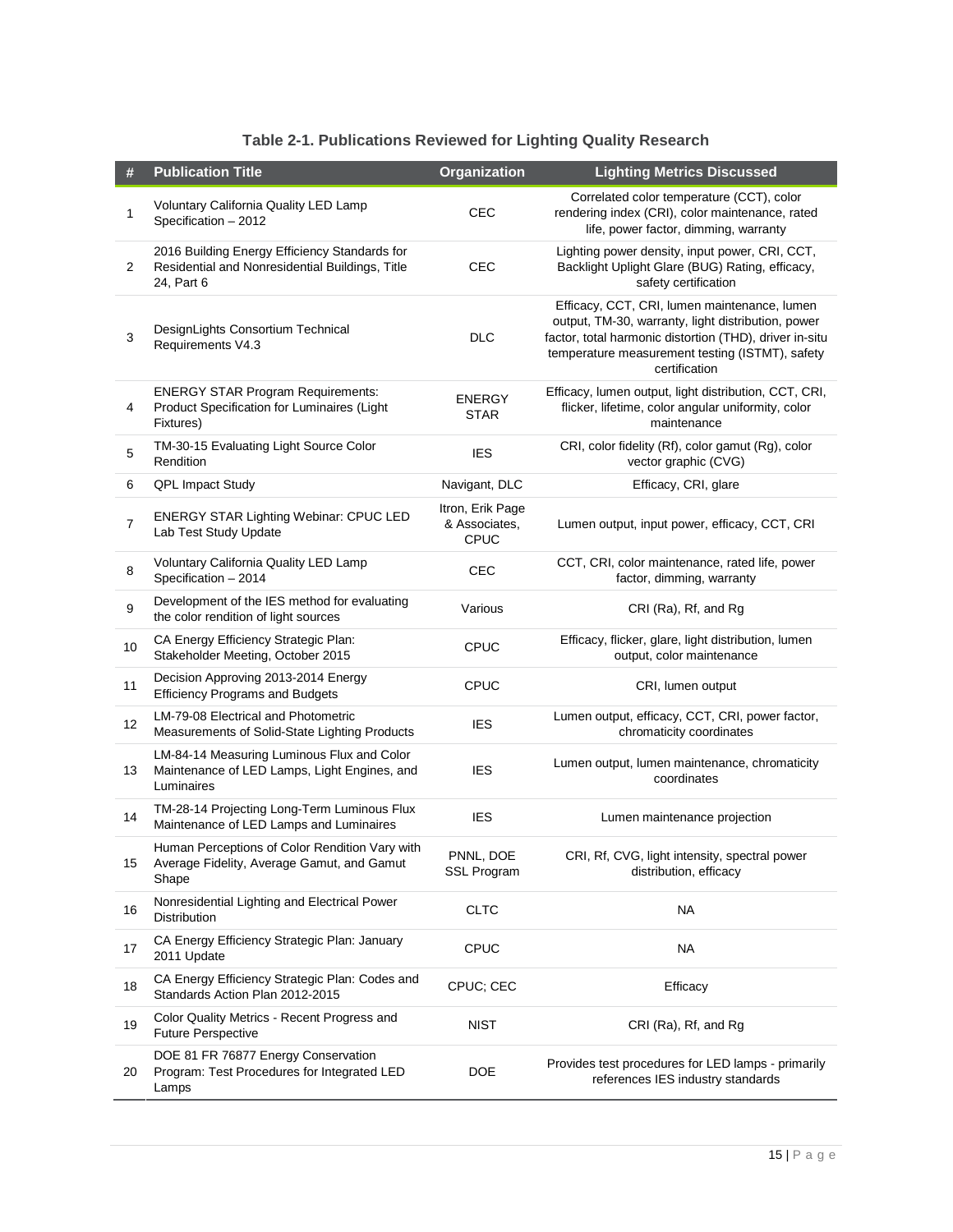**Table 2-1. Publications Reviewed for Lighting Quality Research**

| # | Publication Title | Organization | Lighting Metrics Discussed |
|---|---|---|---|
| 1 | Voluntary California Quality LED Lamp Specification – 2012 | CEC | Correlated color temperature (CCT), color rendering index (CRI), color maintenance, rated life, power factor, dimming, warranty |
| 2 | 2016 Building Energy Efficiency Standards for Residential and Nonresidential Buildings, Title 24, Part 6 | CEC | Lighting power density, input power, CRI, CCT, Backlight Uplight Glare (BUG) Rating, efficacy, safety certification |
| 3 | DesignLights Consortium Technical Requirements V4.3 | DLC | Efficacy, CCT, CRI, lumen maintenance, lumen output, TM-30, warranty, light distribution, power factor, total harmonic distortion (THD), driver in-situ temperature measurement testing (ISTMT), safety certification |
| 4 | ENERGY STAR Program Requirements: Product Specification for Luminaires (Light Fixtures) | ENERGY STAR | Efficacy, lumen output, light distribution, CCT, CRI, flicker, lifetime, color angular uniformity, color maintenance |
| 5 | TM-30-15 Evaluating Light Source Color Rendition | IES | CRI, color fidelity (Rf), color gamut (Rg), color vector graphic (CVG) |
| 6 | QPL Impact Study | Navigant, DLC | Efficacy, CRI, glare |
| 7 | ENERGY STAR Lighting Webinar: CPUC LED Lab Test Study Update | Itron, Erik Page & Associates, CPUC | Lumen output, input power, efficacy, CCT, CRI |
| 8 | Voluntary California Quality LED Lamp Specification – 2014 | CEC | CCT, CRI, color maintenance, rated life, power factor, dimming, warranty |
| 9 | Development of the IES method for evaluating the color rendition of light sources | Various | CRI (Ra), Rf, and Rg |
| 10 | CA Energy Efficiency Strategic Plan: Stakeholder Meeting, October 2015 | CPUC | Efficacy, flicker, glare, light distribution, lumen output, color maintenance |
| 11 | Decision Approving 2013-2014 Energy Efficiency Programs and Budgets | CPUC | CRI, lumen output |
| 12 | LM-79-08 Electrical and Photometric Measurements of Solid-State Lighting Products | IES | Lumen output, efficacy, CCT, CRI, power factor, chromaticity coordinates |
| 13 | LM-84-14 Measuring Luminous Flux and Color Maintenance of LED Lamps, Light Engines, and Luminaires | IES | Lumen output, lumen maintenance, chromaticity coordinates |
| 14 | TM-28-14 Projecting Long-Term Luminous Flux Maintenance of LED Lamps and Luminaires | IES | Lumen maintenance projection |
| 15 | Human Perceptions of Color Rendition Vary with Average Fidelity, Average Gamut, and Gamut Shape | PNNL, DOE SSL Program | CRI, Rf, CVG, light intensity, spectral power distribution, efficacy |
| 16 | Nonresidential Lighting and Electrical Power Distribution | CLTC | NA |
| 17 | CA Energy Efficiency Strategic Plan: January 2011 Update | CPUC | NA |
| 18 | CA Energy Efficiency Strategic Plan: Codes and Standards Action Plan 2012-2015 | CPUC; CEC | Efficacy |
| 19 | Color Quality Metrics - Recent Progress and Future Perspective | NIST | CRI (Ra), Rf, and Rg |
| 20 | DOE 81 FR 76877 Energy Conservation Program: Test Procedures for Integrated LED Lamps | DOE | Provides test procedures for LED lamps - primarily references IES industry standards |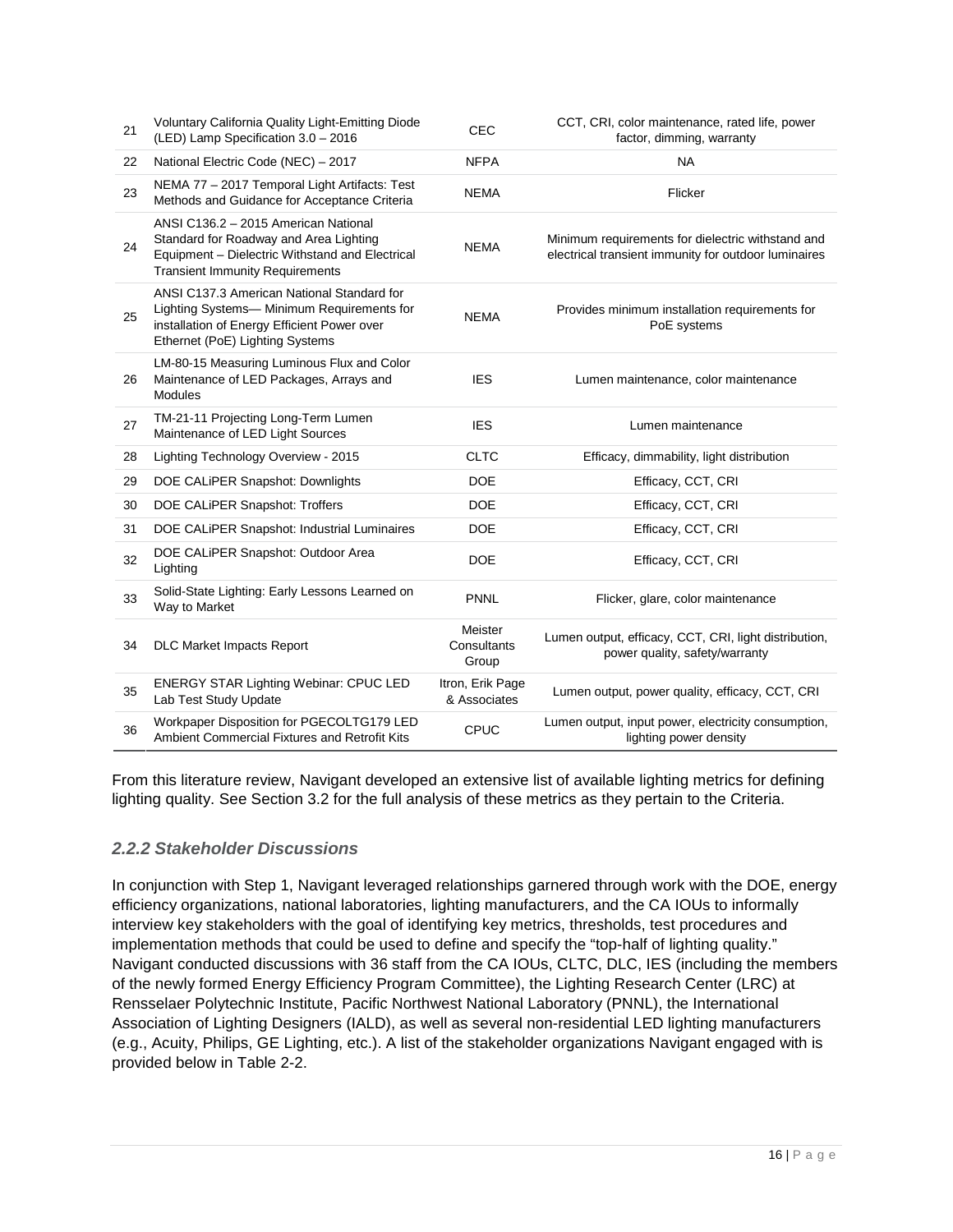| 21 | Voluntary California Quality Light-Emitting Diode (LED) Lamp Specification 3.0 – 2016 | CEC | CCT, CRI, color maintenance, rated life, power factor, dimming, warranty |
|---|---|---|---|
| 22 | National Electric Code (NEC) – 2017 | NFPA | NA |
| 23 | NEMA 77 – 2017 Temporal Light Artifacts: Test Methods and Guidance for Acceptance Criteria | NEMA | Flicker |
| 24 | ANSI C136.2 – 2015 American National Standard for Roadway and Area Lighting Equipment – Dielectric Withstand and Electrical Transient Immunity Requirements | NEMA | Minimum requirements for dielectric withstand and electrical transient immunity for outdoor luminaires |
| 25 | ANSI C137.3 American National Standard for Lighting Systems— Minimum Requirements for installation of Energy Efficient Power over Ethernet (PoE) Lighting Systems | NEMA | Provides minimum installation requirements for PoE systems |
| 26 | LM-80-15 Measuring Luminous Flux and Color Maintenance of LED Packages, Arrays and Modules | IES | Lumen maintenance, color maintenance |
| 27 | TM-21-11 Projecting Long-Term Lumen Maintenance of LED Light Sources | IES | Lumen maintenance |
| 28 | Lighting Technology Overview - 2015 | CLTC | Efficacy, dimmability, light distribution |
| 29 | DOE CALiPER Snapshot: Downlights | DOE | Efficacy, CCT, CRI |
| 30 | DOE CALiPER Snapshot: Troffers | DOE | Efficacy, CCT, CRI |
| 31 | DOE CALiPER Snapshot: Industrial Luminaires | DOE | Efficacy, CCT, CRI |
| 32 | DOE CALiPER Snapshot: Outdoor Area Lighting | DOE | Efficacy, CCT, CRI |
| 33 | Solid-State Lighting: Early Lessons Learned on Way to Market | PNNL | Flicker, glare, color maintenance |
| 34 | DLC Market Impacts Report | Meister Consultants Group | Lumen output, efficacy, CCT, CRI, light distribution, power quality, safety/warranty |
| 35 | ENERGY STAR Lighting Webinar: CPUC LED Lab Test Study Update | Itron, Erik Page & Associates | Lumen output, power quality, efficacy, CCT, CRI |
| 36 | Workpaper Disposition for PGECOLTG179 LED Ambient Commercial Fixtures and Retrofit Kits | CPUC | Lumen output, input power, electricity consumption, lighting power density |

From this literature review, Navigant developed an extensive list of available lighting metrics for defining lighting quality. See Section 3.2 for the full analysis of these metrics as they pertain to the Criteria.

### *2.2.2 Stakeholder Discussions*

In conjunction with Step 1, Navigant leveraged relationships garnered through work with the DOE, energy efficiency organizations, national laboratories, lighting manufacturers, and the CA IOUs to informally interview key stakeholders with the goal of identifying key metrics, thresholds, test procedures and implementation methods that could be used to define and specify the "top-half of lighting quality." Navigant conducted discussions with 36 staff from the CA IOUs, CLTC, DLC, IES (including the members of the newly formed Energy Efficiency Program Committee), the Lighting Research Center (LRC) at Rensselaer Polytechnic Institute, Pacific Northwest National Laboratory (PNNL), the International Association of Lighting Designers (IALD), as well as several non-residential LED lighting manufacturers (e.g., Acuity, Philips, GE Lighting, etc.). A list of the stakeholder organizations Navigant engaged with is provided below in Table 2-2.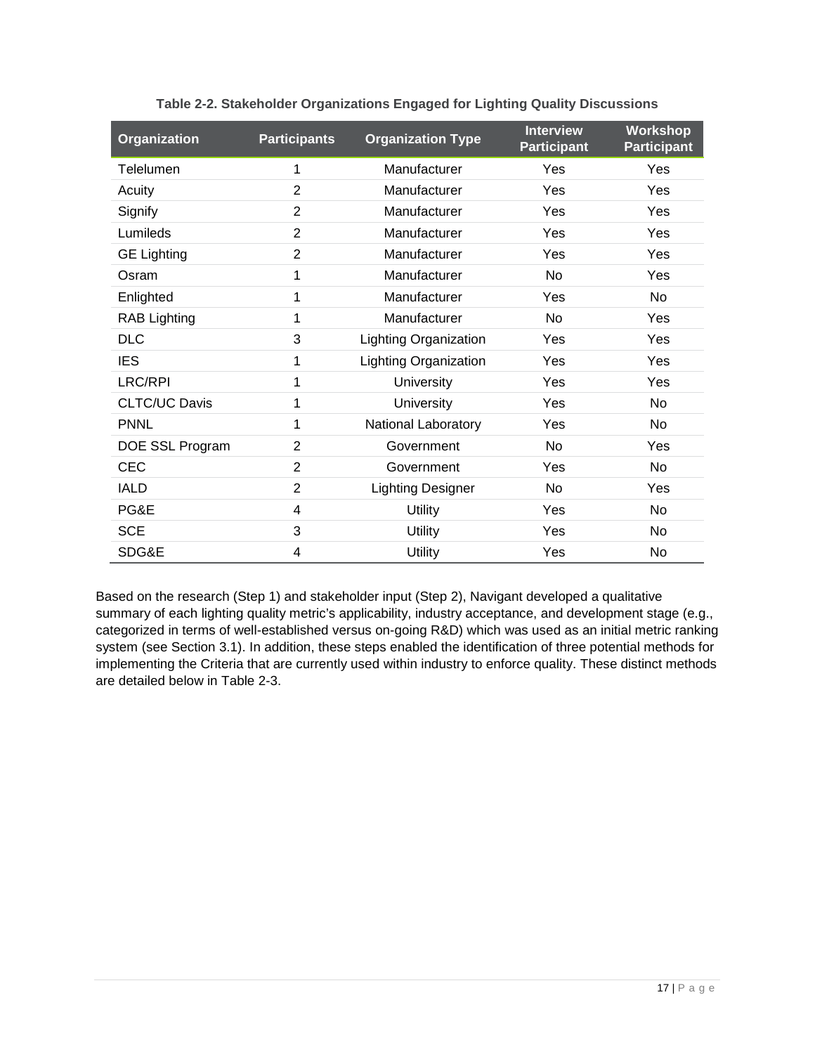**Table 2-2. Stakeholder Organizations Engaged for Lighting Quality Discussions**

| Organization | Participants | Organization Type | Interview Participant | Workshop Participant |
|---|---|---|---|---|
| Telelumen | 1 | Manufacturer | Yes | Yes |
| Acuity | 2 | Manufacturer | Yes | Yes |
| Signify | 2 | Manufacturer | Yes | Yes |
| Lumileds | 2 | Manufacturer | Yes | Yes |
| GE Lighting | 2 | Manufacturer | Yes | Yes |
| Osram | 1 | Manufacturer | No | Yes |
| Enlighted | 1 | Manufacturer | Yes | No |
| RAB Lighting | 1 | Manufacturer | No | Yes |
| DLC | 3 | Lighting Organization | Yes | Yes |
| IES | 1 | Lighting Organization | Yes | Yes |
| LRC/RPI | 1 | University | Yes | Yes |
| CLTC/UC Davis | 1 | University | Yes | No |
| PNNL | 1 | National Laboratory | Yes | No |
| DOE SSL Program | 2 | Government | No | Yes |
| CEC | 2 | Government | Yes | No |
| IALD | 2 | Lighting Designer | No | Yes |
| PG&E | 4 | Utility | Yes | No |
| SCE | 3 | Utility | Yes | No |
| SDG&E | 4 | Utility | Yes | No |

Based on the research (Step 1) and stakeholder input (Step 2), Navigant developed a qualitative summary of each lighting quality metric's applicability, industry acceptance, and development stage (e.g., categorized in terms of well-established versus on-going R&D) which was used as an initial metric ranking system (see Section 3.1). In addition, these steps enabled the identification of three potential methods for implementing the Criteria that are currently used within industry to enforce quality. These distinct methods are detailed below in Table 2-3.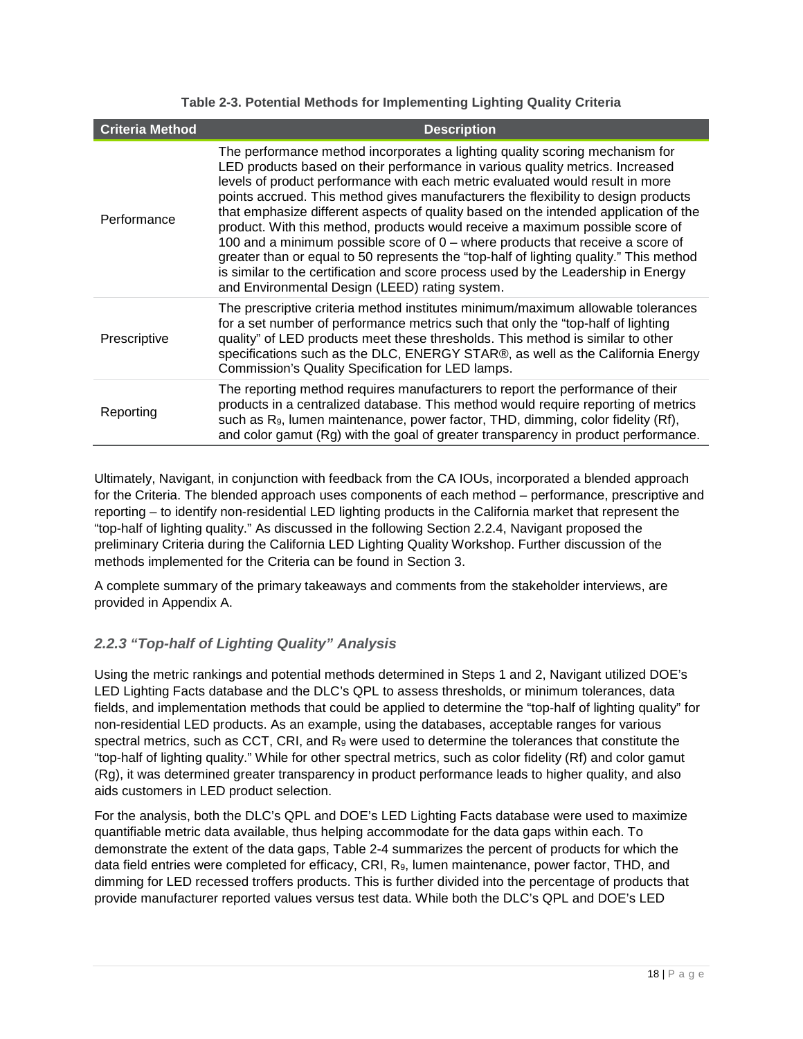**Table 2-3. Potential Methods for Implementing Lighting Quality Criteria**

| Criteria Method | Description |
| --- | --- |
| Performance | The performance method incorporates a lighting quality scoring mechanism for LED products based on their performance in various quality metrics. Increased levels of product performance with each metric evaluated would result in more points accrued. This method gives manufacturers the flexibility to design products that emphasize different aspects of quality based on the intended application of the product. With this method, products would receive a maximum possible score of 100 and a minimum possible score of 0 – where products that receive a score of greater than or equal to 50 represents the "top-half of lighting quality." This method is similar to the certification and score process used by the Leadership in Energy and Environmental Design (LEED) rating system. |
| Prescriptive | The prescriptive criteria method institutes minimum/maximum allowable tolerances for a set number of performance metrics such that only the "top-half of lighting quality" of LED products meet these thresholds. This method is similar to other specifications such as the DLC, ENERGY STAR®, as well as the California Energy Commission's Quality Specification for LED lamps. |
| Reporting | The reporting method requires manufacturers to report the performance of their products in a centralized database. This method would require reporting of metrics such as $R_9$, lumen maintenance, power factor, THD, dimming, color fidelity (Rf), and color gamut (Rg) with the goal of greater transparency in product performance. |

Ultimately, Navigant, in conjunction with feedback from the CA IOUs, incorporated a blended approach for the Criteria. The blended approach uses components of each method – performance, prescriptive and reporting – to identify non-residential LED lighting products in the California market that represent the "top-half of lighting quality." As discussed in the following Section 2.2.4, Navigant proposed the preliminary Criteria during the California LED Lighting Quality Workshop. Further discussion of the methods implemented for the Criteria can be found in Section 3.

A complete summary of the primary takeaways and comments from the stakeholder interviews, are provided in Appendix A.

### *2.2.3 "Top-half of Lighting Quality" Analysis*

Using the metric rankings and potential methods determined in Steps 1 and 2, Navigant utilized DOE's LED Lighting Facts database and the DLC's QPL to assess thresholds, or minimum tolerances, data fields, and implementation methods that could be applied to determine the "top-half of lighting quality" for non-residential LED products. As an example, using the databases, acceptable ranges for various spectral metrics, such as CCT, CRI, and $R_9$ were used to determine the tolerances that constitute the "top-half of lighting quality." While for other spectral metrics, such as color fidelity (Rf) and color gamut (Rg), it was determined greater transparency in product performance leads to higher quality, and also aids customers in LED product selection.

For the analysis, both the DLC's QPL and DOE's LED Lighting Facts database were used to maximize quantifiable metric data available, thus helping accommodate for the data gaps within each. To demonstrate the extent of the data gaps, Table 2-4 summarizes the percent of products for which the data field entries were completed for efficacy, CRI, $R_9$, lumen maintenance, power factor, THD, and dimming for LED recessed troffers products. This is further divided into the percentage of products that provide manufacturer reported values versus test data. While both the DLC's QPL and DOE's LED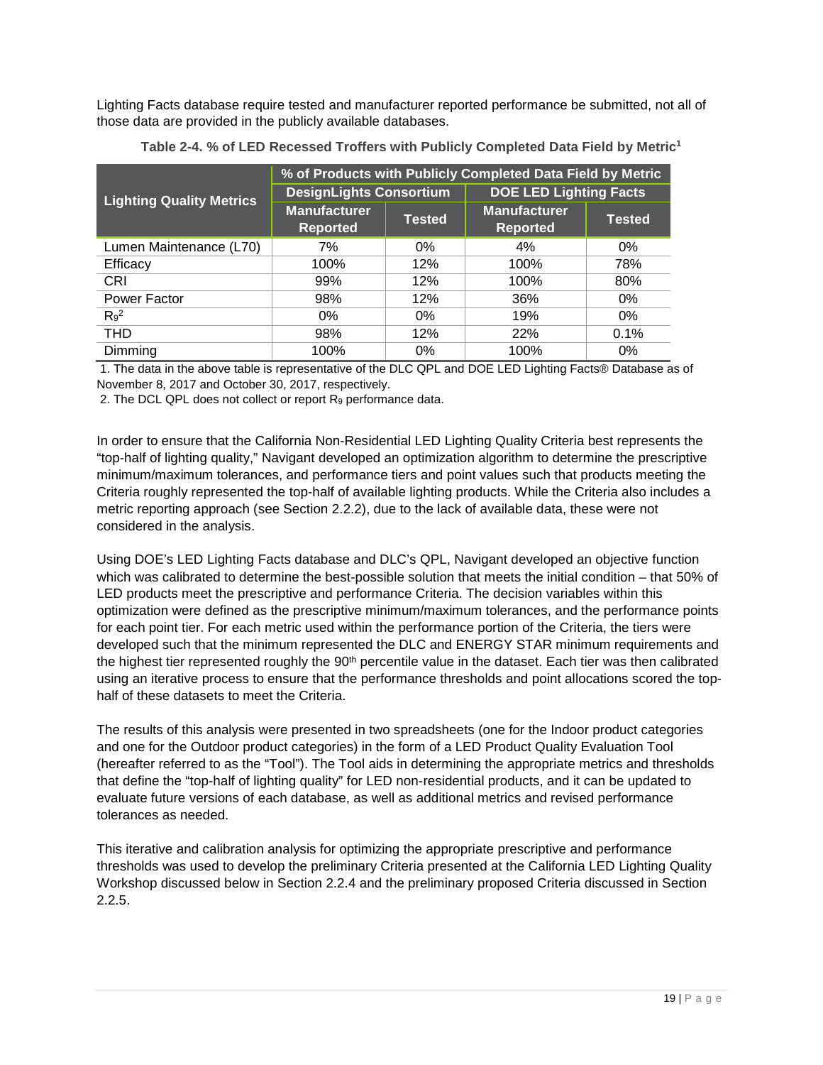Lighting Facts database require tested and manufacturer reported performance be submitted, not all of those data are provided in the publicly available databases.

**Table 2-4. % of LED Recessed Troffers with Publicly Completed Data Field by Metric[1]**

| Lighting Quality Metrics | % of Products with Publicly Completed Data Field by Metric | | | |
|---|---|---|---|---|
| | DesignLights Consortium | | DOE LED Lighting Facts | |
| | Manufacturer Reported | Tested | Manufacturer Reported | Tested |
| Lumen Maintenance (L70) | 7% | 0% | 4% | 0% |
| Efficacy | 100% | 12% | 100% | 78% |
| CRI | 99% | 12% | 100% | 80% |
| Power Factor | 98% | 12% | 36% | 0% |
| $R_9$[2] | 0% | 0% | 19% | 0% |
| THD | 98% | 12% | 22% | 0.1% |
| Dimming | 100% | 0% | 100% | 0% |

1. The data in the above table is representative of the DLC QPL and DOE LED Lighting Facts® Database as of November 8, 2017 and October 30, 2017, respectively.

2. The DCL QPL does not collect or report $R_9$ performance data.

In order to ensure that the California Non-Residential LED Lighting Quality Criteria best represents the "top-half of lighting quality," Navigant developed an optimization algorithm to determine the prescriptive minimum/maximum tolerances, and performance tiers and point values such that products meeting the Criteria roughly represented the top-half of available lighting products. While the Criteria also includes a metric reporting approach (see Section 2.2.2), due to the lack of available data, these were not considered in the analysis.

Using DOE's LED Lighting Facts database and DLC's QPL, Navigant developed an objective function which was calibrated to determine the best-possible solution that meets the initial condition – that 50% of LED products meet the prescriptive and performance Criteria. The decision variables within this optimization were defined as the prescriptive minimum/maximum tolerances, and the performance points for each point tier. For each metric used within the performance portion of the Criteria, the tiers were developed such that the minimum represented the DLC and ENERGY STAR minimum requirements and the highest tier represented roughly the 90th percentile value in the dataset. Each tier was then calibrated using an iterative process to ensure that the performance thresholds and point allocations scored the top-half of these datasets to meet the Criteria.

The results of this analysis were presented in two spreadsheets (one for the Indoor product categories and one for the Outdoor product categories) in the form of a LED Product Quality Evaluation Tool (hereafter referred to as the "Tool"). The Tool aids in determining the appropriate metrics and thresholds that define the "top-half of lighting quality" for LED non-residential products, and it can be updated to evaluate future versions of each database, as well as additional metrics and revised performance tolerances as needed.

This iterative and calibration analysis for optimizing the appropriate prescriptive and performance thresholds was used to develop the preliminary Criteria presented at the California LED Lighting Quality Workshop discussed below in Section 2.2.4 and the preliminary proposed Criteria discussed in Section 2.2.5.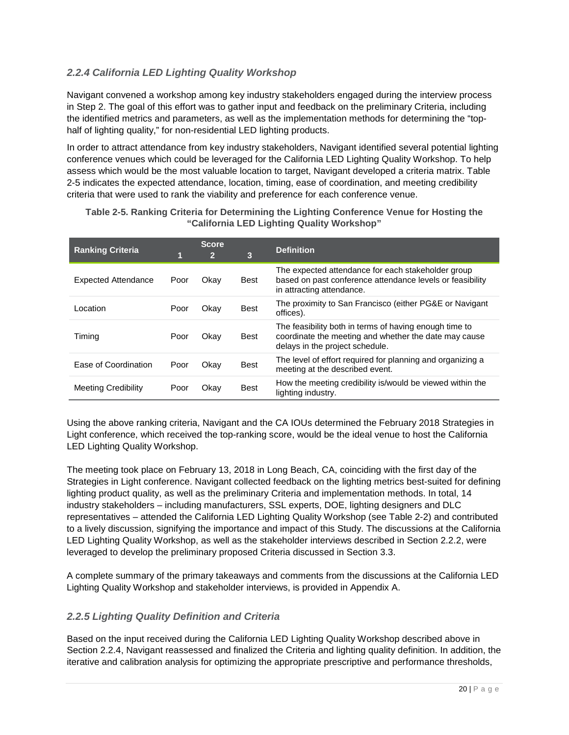### *2.2.4 California LED Lighting Quality Workshop*

Navigant convened a workshop among key industry stakeholders engaged during the interview process in Step 2. The goal of this effort was to gather input and feedback on the preliminary Criteria, including the identified metrics and parameters, as well as the implementation methods for determining the "top-half of lighting quality," for non-residential LED lighting products.

In order to attract attendance from key industry stakeholders, Navigant identified several potential lighting conference venues which could be leveraged for the California LED Lighting Quality Workshop. To help assess which would be the most valuable location to target, Navigant developed a criteria matrix. Table 2-5 indicates the expected attendance, location, timing, ease of coordination, and meeting credibility criteria that were used to rank the viability and preference for each conference venue.

**Table 2-5. Ranking Criteria for Determining the Lighting Conference Venue for Hosting the "California LED Lighting Quality Workshop"**

| Ranking Criteria | Score | | | Definition |
|---|---|---|---|---|
| | 1 | 2 | 3 | |
| Expected Attendance | Poor | Okay | Best | The expected attendance for each stakeholder group based on past conference attendance levels or feasibility in attracting attendance. |
| Location | Poor | Okay | Best | The proximity to San Francisco (either PG&E or Navigant offices). |
| Timing | Poor | Okay | Best | The feasibility both in terms of having enough time to coordinate the meeting and whether the date may cause delays in the project schedule. |
| Ease of Coordination | Poor | Okay | Best | The level of effort required for planning and organizing a meeting at the described event. |
| Meeting Credibility | Poor | Okay | Best | How the meeting credibility is/would be viewed within the lighting industry. |

Using the above ranking criteria, Navigant and the CA IOUs determined the February 2018 Strategies in Light conference, which received the top-ranking score, would be the ideal venue to host the California LED Lighting Quality Workshop.

The meeting took place on February 13, 2018 in Long Beach, CA, coinciding with the first day of the Strategies in Light conference. Navigant collected feedback on the lighting metrics best-suited for defining lighting product quality, as well as the preliminary Criteria and implementation methods. In total, 14 industry stakeholders – including manufacturers, SSL experts, DOE, lighting designers and DLC representatives – attended the California LED Lighting Quality Workshop (see Table 2-2) and contributed to a lively discussion, signifying the importance and impact of this Study. The discussions at the California LED Lighting Quality Workshop, as well as the stakeholder interviews described in Section 2.2.2, were leveraged to develop the preliminary proposed Criteria discussed in Section 3.3.

A complete summary of the primary takeaways and comments from the discussions at the California LED Lighting Quality Workshop and stakeholder interviews, is provided in Appendix A.

### *2.2.5 Lighting Quality Definition and Criteria*

Based on the input received during the California LED Lighting Quality Workshop described above in Section 2.2.4, Navigant reassessed and finalized the Criteria and lighting quality definition. In addition, the iterative and calibration analysis for optimizing the appropriate prescriptive and performance thresholds,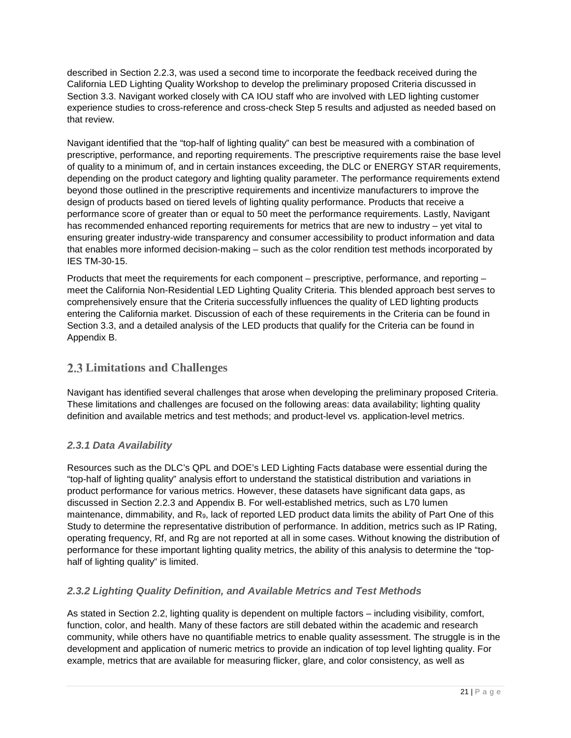described in Section 2.2.3, was used a second time to incorporate the feedback received during the California LED Lighting Quality Workshop to develop the preliminary proposed Criteria discussed in Section 3.3. Navigant worked closely with CA IOU staff who are involved with LED lighting customer experience studies to cross-reference and cross-check Step 5 results and adjusted as needed based on that review.

Navigant identified that the "top-half of lighting quality" can best be measured with a combination of prescriptive, performance, and reporting requirements. The prescriptive requirements raise the base level of quality to a minimum of, and in certain instances exceeding, the DLC or ENERGY STAR requirements, depending on the product category and lighting quality parameter. The performance requirements extend beyond those outlined in the prescriptive requirements and incentivize manufacturers to improve the design of products based on tiered levels of lighting quality performance. Products that receive a performance score of greater than or equal to 50 meet the performance requirements. Lastly, Navigant has recommended enhanced reporting requirements for metrics that are new to industry – yet vital to ensuring greater industry-wide transparency and consumer accessibility to product information and data that enables more informed decision-making – such as the color rendition test methods incorporated by IES TM-30-15.

Products that meet the requirements for each component – prescriptive, performance, and reporting – meet the California Non-Residential LED Lighting Quality Criteria. This blended approach best serves to comprehensively ensure that the Criteria successfully influences the quality of LED lighting products entering the California market. Discussion of each of these requirements in the Criteria can be found in Section 3.3, and a detailed analysis of the LED products that qualify for the Criteria can be found in Appendix B.

## 2.3 Limitations and Challenges

Navigant has identified several challenges that arose when developing the preliminary proposed Criteria. These limitations and challenges are focused on the following areas: data availability; lighting quality definition and available metrics and test methods; and product-level vs. application-level metrics.

### *2.3.1 Data Availability*

Resources such as the DLC's QPL and DOE's LED Lighting Facts database were essential during the "top-half of lighting quality" analysis effort to understand the statistical distribution and variations in product performance for various metrics. However, these datasets have significant data gaps, as discussed in Section 2.2.3 and Appendix B. For well-established metrics, such as L70 lumen maintenance, dimmability, and $R_9$, lack of reported LED product data limits the ability of Part One of this Study to determine the representative distribution of performance. In addition, metrics such as IP Rating, operating frequency, Rf, and Rg are not reported at all in some cases. Without knowing the distribution of performance for these important lighting quality metrics, the ability of this analysis to determine the "top-half of lighting quality" is limited.

### *2.3.2 Lighting Quality Definition, and Available Metrics and Test Methods*

As stated in Section 2.2, lighting quality is dependent on multiple factors – including visibility, comfort, function, color, and health. Many of these factors are still debated within the academic and research community, while others have no quantifiable metrics to enable quality assessment. The struggle is in the development and application of numeric metrics to provide an indication of top level lighting quality. For example, metrics that are available for measuring flicker, glare, and color consistency, as well as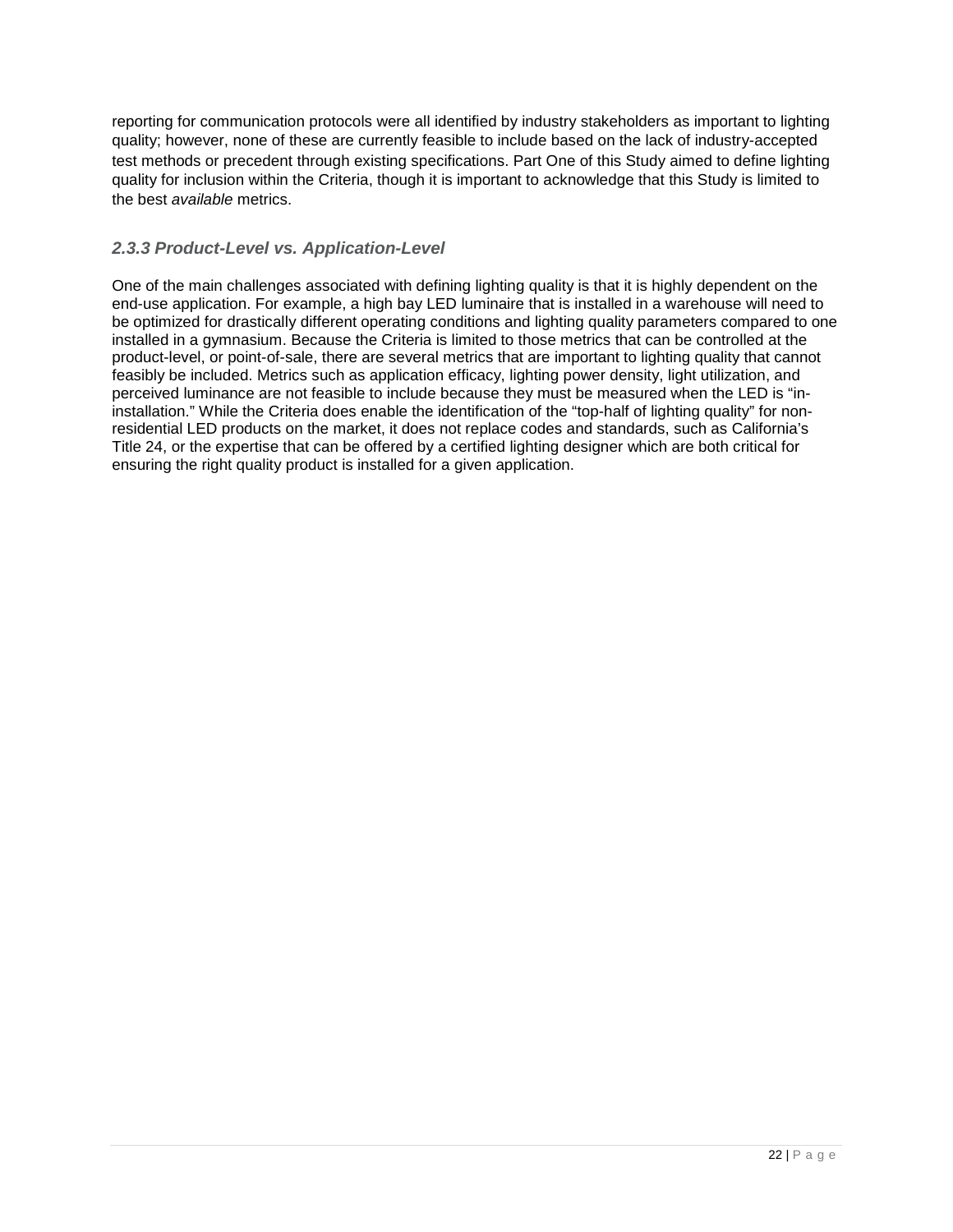reporting for communication protocols were all identified by industry stakeholders as important to lighting quality; however, none of these are currently feasible to include based on the lack of industry-accepted test methods or precedent through existing specifications. Part One of this Study aimed to define lighting quality for inclusion within the Criteria, though it is important to acknowledge that this Study is limited to the best *available* metrics.

### *2.3.3 Product-Level vs. Application-Level*

One of the main challenges associated with defining lighting quality is that it is highly dependent on the end-use application. For example, a high bay LED luminaire that is installed in a warehouse will need to be optimized for drastically different operating conditions and lighting quality parameters compared to one installed in a gymnasium. Because the Criteria is limited to those metrics that can be controlled at the product-level, or point-of-sale, there are several metrics that are important to lighting quality that cannot feasibly be included. Metrics such as application efficacy, lighting power density, light utilization, and perceived luminance are not feasible to include because they must be measured when the LED is "in-installation." While the Criteria does enable the identification of the "top-half of lighting quality" for non-residential LED products on the market, it does not replace codes and standards, such as California's Title 24, or the expertise that can be offered by a certified lighting designer which are both critical for ensuring the right quality product is installed for a given application.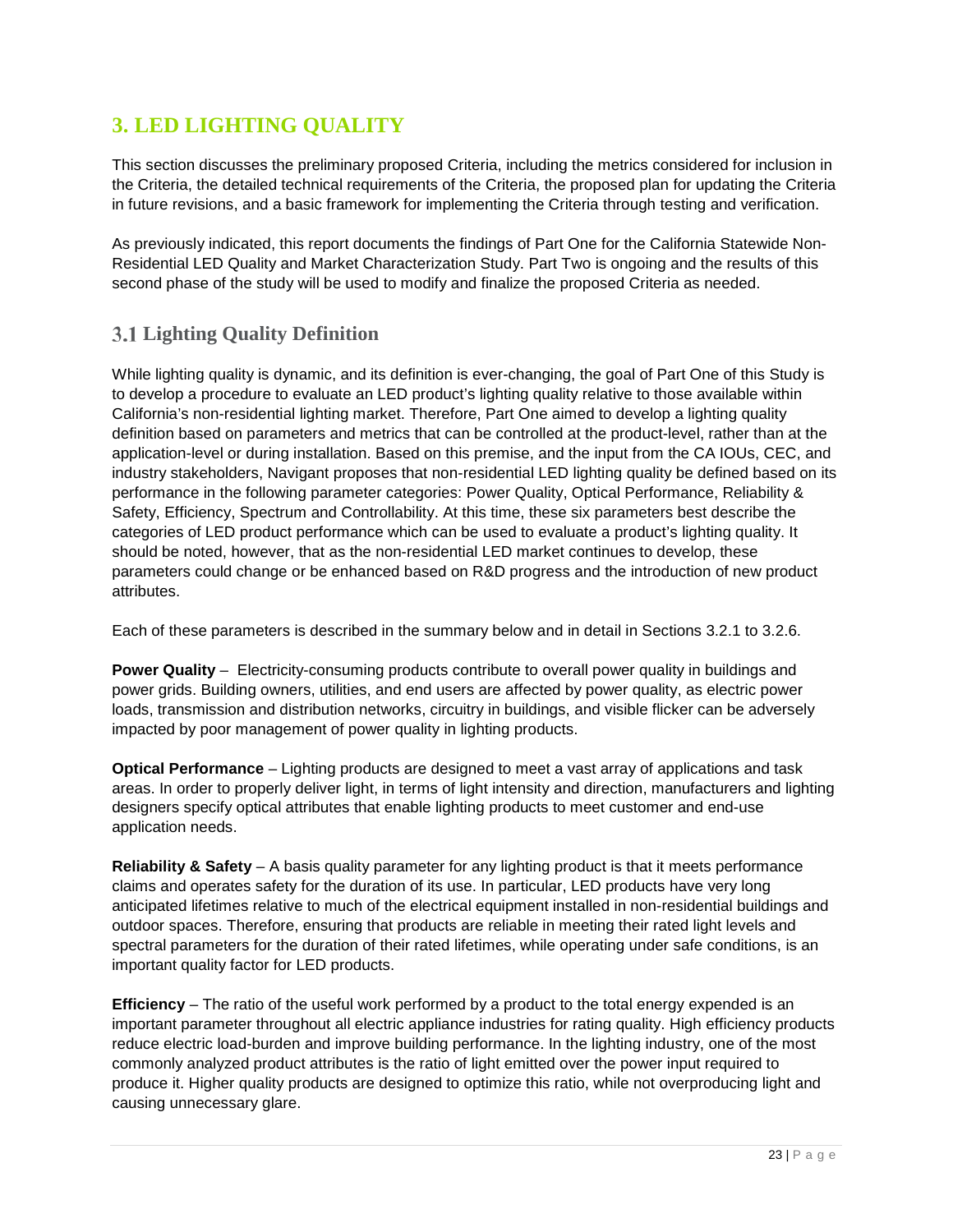# 3. LED LIGHTING QUALITY

This section discusses the preliminary proposed Criteria, including the metrics considered for inclusion in the Criteria, the detailed technical requirements of the Criteria, the proposed plan for updating the Criteria in future revisions, and a basic framework for implementing the Criteria through testing and verification.

As previously indicated, this report documents the findings of Part One for the California Statewide Non-Residential LED Quality and Market Characterization Study. Part Two is ongoing and the results of this second phase of the study will be used to modify and finalize the proposed Criteria as needed.

## 3.1 Lighting Quality Definition

While lighting quality is dynamic, and its definition is ever-changing, the goal of Part One of this Study is to develop a procedure to evaluate an LED product's lighting quality relative to those available within California's non-residential lighting market. Therefore, Part One aimed to develop a lighting quality definition based on parameters and metrics that can be controlled at the product-level, rather than at the application-level or during installation. Based on this premise, and the input from the CA IOUs, CEC, and industry stakeholders, Navigant proposes that non-residential LED lighting quality be defined based on its performance in the following parameter categories: Power Quality, Optical Performance, Reliability & Safety, Efficiency, Spectrum and Controllability. At this time, these six parameters best describe the categories of LED product performance which can be used to evaluate a product's lighting quality. It should be noted, however, that as the non-residential LED market continues to develop, these parameters could change or be enhanced based on R&D progress and the introduction of new product attributes.

Each of these parameters is described in the summary below and in detail in Sections 3.2.1 to 3.2.6.

**Power Quality** – Electricity-consuming products contribute to overall power quality in buildings and power grids. Building owners, utilities, and end users are affected by power quality, as electric power loads, transmission and distribution networks, circuitry in buildings, and visible flicker can be adversely impacted by poor management of power quality in lighting products.

**Optical Performance** – Lighting products are designed to meet a vast array of applications and task areas. In order to properly deliver light, in terms of light intensity and direction, manufacturers and lighting designers specify optical attributes that enable lighting products to meet customer and end-use application needs.

**Reliability & Safety** – A basis quality parameter for any lighting product is that it meets performance claims and operates safety for the duration of its use. In particular, LED products have very long anticipated lifetimes relative to much of the electrical equipment installed in non-residential buildings and outdoor spaces. Therefore, ensuring that products are reliable in meeting their rated light levels and spectral parameters for the duration of their rated lifetimes, while operating under safe conditions, is an important quality factor for LED products.

**Efficiency** – The ratio of the useful work performed by a product to the total energy expended is an important parameter throughout all electric appliance industries for rating quality. High efficiency products reduce electric load-burden and improve building performance. In the lighting industry, one of the most commonly analyzed product attributes is the ratio of light emitted over the power input required to produce it. Higher quality products are designed to optimize this ratio, while not overproducing light and causing unnecessary glare.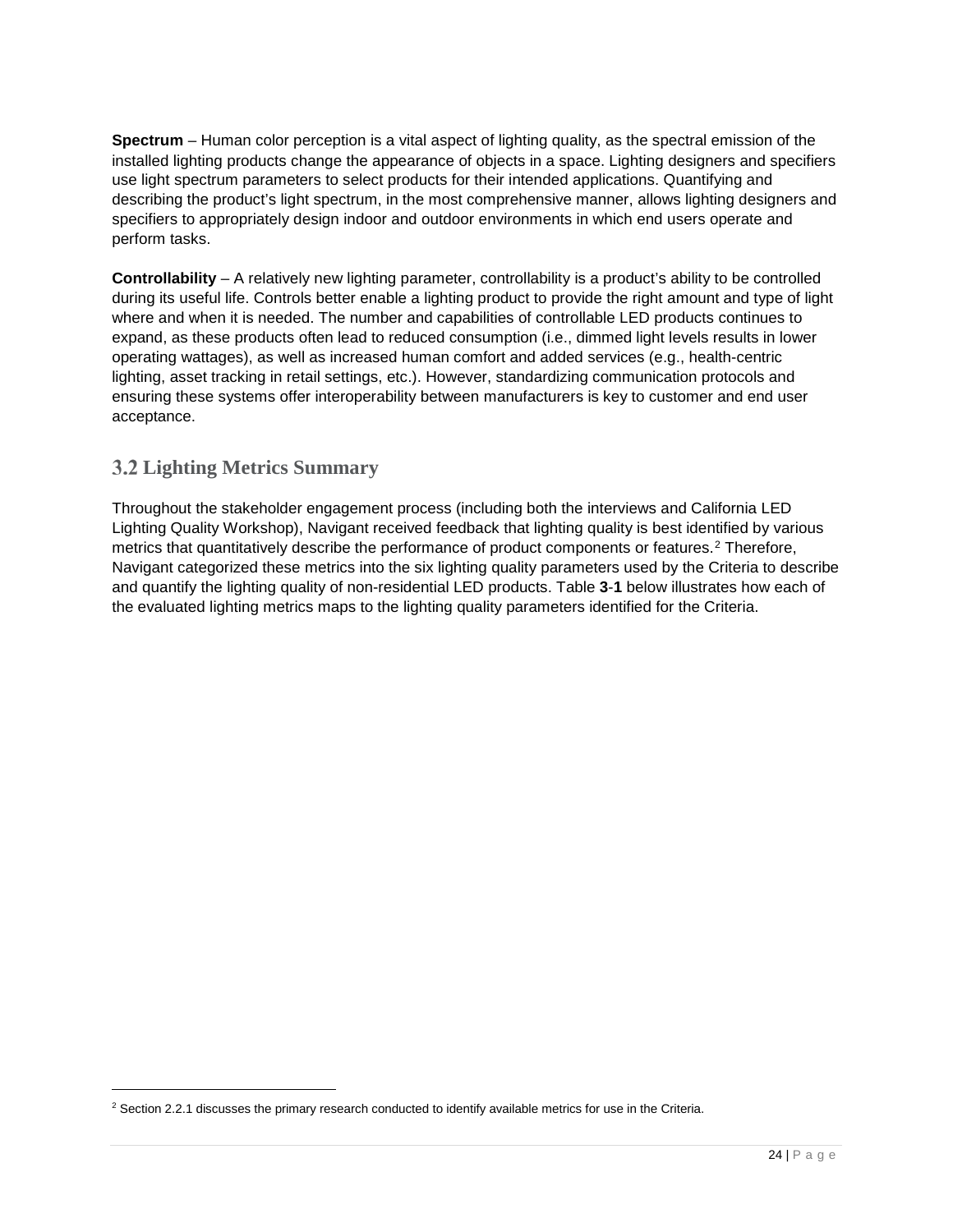**Spectrum** – Human color perception is a vital aspect of lighting quality, as the spectral emission of the installed lighting products change the appearance of objects in a space. Lighting designers and specifiers use light spectrum parameters to select products for their intended applications. Quantifying and describing the product's light spectrum, in the most comprehensive manner, allows lighting designers and specifiers to appropriately design indoor and outdoor environments in which end users operate and perform tasks.

**Controllability** – A relatively new lighting parameter, controllability is a product's ability to be controlled during its useful life. Controls better enable a lighting product to provide the right amount and type of light where and when it is needed. The number and capabilities of controllable LED products continues to expand, as these products often lead to reduced consumption (i.e., dimmed light levels results in lower operating wattages), as well as increased human comfort and added services (e.g., health-centric lighting, asset tracking in retail settings, etc.). However, standardizing communication protocols and ensuring these systems offer interoperability between manufacturers is key to customer and end user acceptance.

## 3.2 Lighting Metrics Summary

Throughout the stakeholder engagement process (including both the interviews and California LED Lighting Quality Workshop), Navigant received feedback that lighting quality is best identified by various metrics that quantitatively describe the performance of product components or features.[2] Therefore, Navigant categorized these metrics into the six lighting quality parameters used by the Criteria to describe and quantify the lighting quality of non-residential LED products. Table **3**-**1** below illustrates how each of the evaluated lighting metrics maps to the lighting quality parameters identified for the Criteria.

[2] Section 2.2.1 discusses the primary research conducted to identify available metrics for use in the Criteria.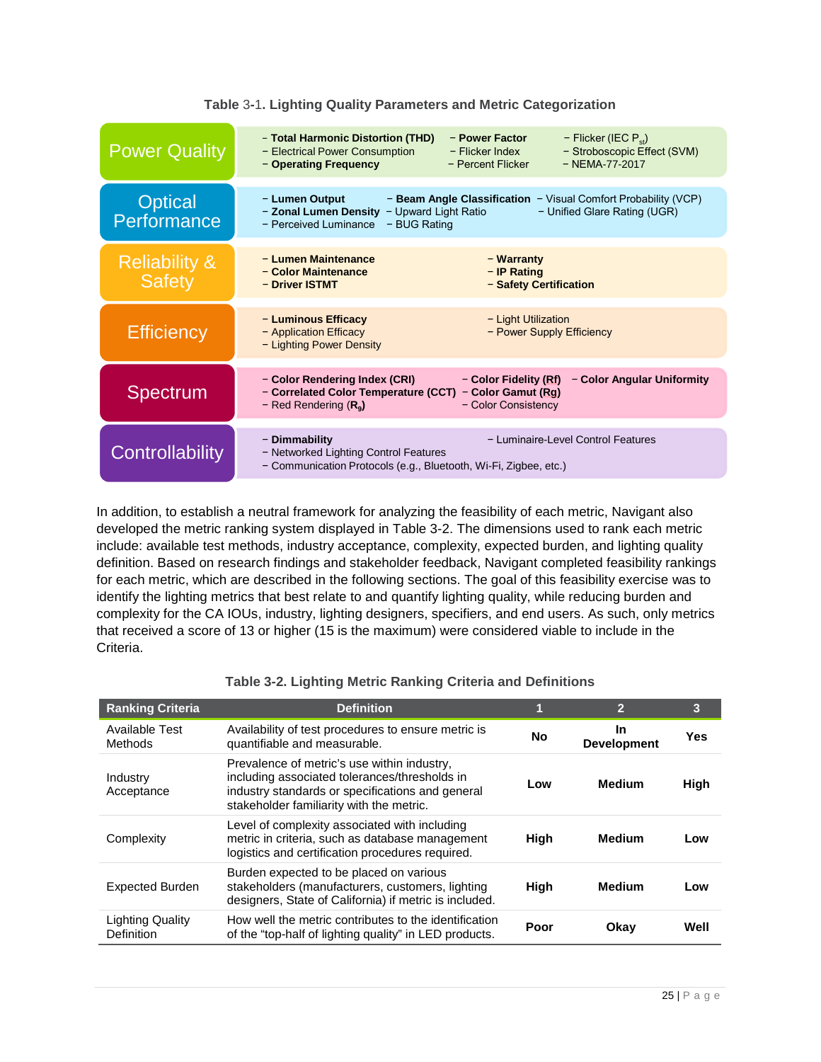**Table 3-1. Lighting Quality Parameters and Metric Categorization**

| Category | Metrics |
|---|---|
| Power Quality | − **Total Harmonic Distortion (THD)**<br>− Electrical Power Consumption<br>− **Operating Frequency**<br>− **Power Factor**<br>− Flicker Index<br>− Percent Flicker<br>− Flicker (IEC $P_{st}$)<br>− Stroboscopic Effect (SVM)<br>− NEMA-77-2017 |
| Optical Performance | − **Lumen Output**<br>− **Zonal Lumen Density**<br>− Perceived Luminance<br>− **Beam Angle Classification**<br>− Upward Light Ratio<br>− BUG Rating<br>− Visual Comfort Probability (VCP)<br>− Unified Glare Rating (UGR) |
| Reliability & Safety | − **Lumen Maintenance**<br>− **Color Maintenance**<br>− **Driver ISTMT**<br>− **Warranty**<br>− **IP Rating**<br>− **Safety Certification** |
| Efficiency | − **Luminous Efficacy**<br>− Application Efficacy<br>− Lighting Power Density<br>− Light Utilization<br>− Power Supply Efficiency |
| Spectrum | − **Color Rendering Index (CRI)**<br>− **Correlated Color Temperature (CCT)**<br>− Red Rendering (**$R_9$**)<br>− **Color Fidelity (Rf)**<br>− **Color Gamut (Rg)**<br>− Color Consistency<br>− **Color Angular Uniformity** |
| Controllability | − **Dimmability**<br>− Networked Lighting Control Features<br>− Communication Protocols (e.g., Bluetooth, Wi-Fi, Zigbee, etc.)<br>− Luminaire-Level Control Features |

In addition, to establish a neutral framework for analyzing the feasibility of each metric, Navigant also developed the metric ranking system displayed in Table 3-2. The dimensions used to rank each metric include: available test methods, industry acceptance, complexity, expected burden, and lighting quality definition. Based on research findings and stakeholder feedback, Navigant completed feasibility rankings for each metric, which are described in the following sections. The goal of this feasibility exercise was to identify the lighting metrics that best relate to and quantify lighting quality, while reducing burden and complexity for the CA IOUs, industry, lighting designers, specifiers, and end users. As such, only metrics that received a score of 13 or higher (15 is the maximum) were considered viable to include in the Criteria.

**Table 3-2. Lighting Metric Ranking Criteria and Definitions**

| Ranking Criteria | Definition | 1 | 2 | 3 |
|---|---|---|---|---|
| Available Test Methods | Availability of test procedures to ensure metric is quantifiable and measurable. | **No** | **In Development** | **Yes** |
| Industry Acceptance | Prevalence of metric's use within industry, including associated tolerances/thresholds in industry standards or specifications and general stakeholder familiarity with the metric. | **Low** | **Medium** | **High** |
| Complexity | Level of complexity associated with including metric in criteria, such as database management logistics and certification procedures required. | **High** | **Medium** | **Low** |
| Expected Burden | Burden expected to be placed on various stakeholders (manufacturers, customers, lighting designers, State of California) if metric is included. | **High** | **Medium** | **Low** |
| Lighting Quality Definition | How well the metric contributes to the identification of the "top-half of lighting quality" in LED products. | **Poor** | **Okay** | **Well** |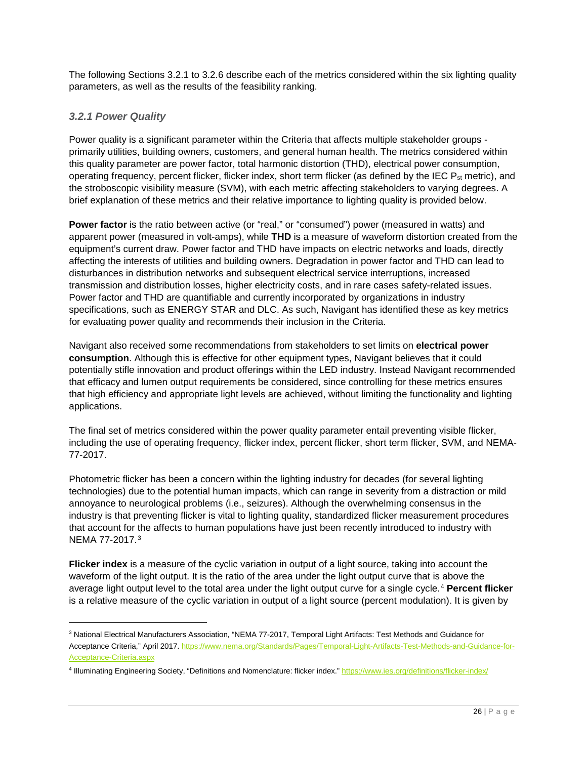The following Sections 3.2.1 to 3.2.6 describe each of the metrics considered within the six lighting quality parameters, as well as the results of the feasibility ranking.

### *3.2.1 Power Quality*

Power quality is a significant parameter within the Criteria that affects multiple stakeholder groups - primarily utilities, building owners, customers, and general human health. The metrics considered within this quality parameter are power factor, total harmonic distortion (THD), electrical power consumption, operating frequency, percent flicker, flicker index, short term flicker (as defined by the IEC $P_{st}$ metric), and the stroboscopic visibility measure (SVM), with each metric affecting stakeholders to varying degrees. A brief explanation of these metrics and their relative importance to lighting quality is provided below.

**Power factor** is the ratio between active (or "real," or "consumed") power (measured in watts) and apparent power (measured in volt-amps), while **THD** is a measure of waveform distortion created from the equipment's current draw. Power factor and THD have impacts on electric networks and loads, directly affecting the interests of utilities and building owners. Degradation in power factor and THD can lead to disturbances in distribution networks and subsequent electrical service interruptions, increased transmission and distribution losses, higher electricity costs, and in rare cases safety-related issues. Power factor and THD are quantifiable and currently incorporated by organizations in industry specifications, such as ENERGY STAR and DLC. As such, Navigant has identified these as key metrics for evaluating power quality and recommends their inclusion in the Criteria.

Navigant also received some recommendations from stakeholders to set limits on **electrical power consumption**. Although this is effective for other equipment types, Navigant believes that it could potentially stifle innovation and product offerings within the LED industry. Instead Navigant recommended that efficacy and lumen output requirements be considered, since controlling for these metrics ensures that high efficiency and appropriate light levels are achieved, without limiting the functionality and lighting applications.

The final set of metrics considered within the power quality parameter entail preventing visible flicker, including the use of operating frequency, flicker index, percent flicker, short term flicker, SVM, and NEMA-77-2017.

Photometric flicker has been a concern within the lighting industry for decades (for several lighting technologies) due to the potential human impacts, which can range in severity from a distraction or mild annoyance to neurological problems (i.e., seizures). Although the overwhelming consensus in the industry is that preventing flicker is vital to lighting quality, standardized flicker measurement procedures that account for the affects to human populations have just been recently introduced to industry with NEMA 77-2017.[3]

**Flicker index** is a measure of the cyclic variation in output of a light source, taking into account the waveform of the light output. It is the ratio of the area under the light output curve that is above the average light output level to the total area under the light output curve for a single cycle.[4] **Percent flicker** is a relative measure of the cyclic variation in output of a light source (percent modulation). It is given by

---

[3] National Electrical Manufacturers Association, "NEMA 77-2017, Temporal Light Artifacts: Test Methods and Guidance for Acceptance Criteria," April 2017. https://www.nema.org/Standards/Pages/Temporal-Light-Artifacts-Test-Methods-and-Guidance-for-Acceptance-Criteria.aspx

[4] Illuminating Engineering Society, "Definitions and Nomenclature: flicker index." https://www.ies.org/definitions/flicker-index/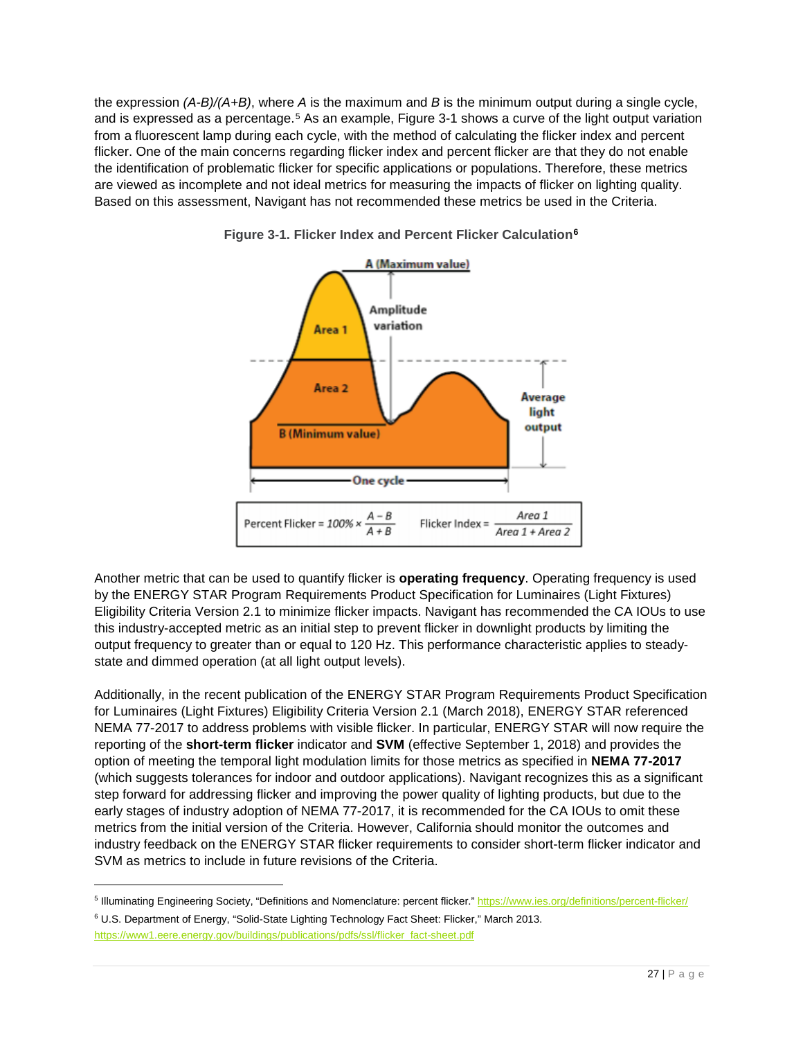the expression *(A-B)/(A+B)*, where *A* is the maximum and *B* is the minimum output during a single cycle, and is expressed as a percentage.[5] As an example, Figure 3-1 shows a curve of the light output variation from a fluorescent lamp during each cycle, with the method of calculating the flicker index and percent flicker. One of the main concerns regarding flicker index and percent flicker are that they do not enable the identification of problematic flicker for specific applications or populations. Therefore, these metrics are viewed as incomplete and not ideal metrics for measuring the impacts of flicker on lighting quality. Based on this assessment, Navigant has not recommended these metrics be used in the Criteria.

**Figure 3-1. Flicker Index and Percent Flicker Calculation[6]**

A (Maximum value)

Amplitude variation

Area 1

Area 2

B (Minimum value)

Average light output

One cycle

$$\text{Percent Flicker} = 100\% \times \frac{A - B}{A + B} \qquad \text{Flicker Index} = \frac{\text{Area 1}}{\text{Area 1} + \text{Area 2}}$$

Another metric that can be used to quantify flicker is **operating frequency**. Operating frequency is used by the ENERGY STAR Program Requirements Product Specification for Luminaires (Light Fixtures) Eligibility Criteria Version 2.1 to minimize flicker impacts. Navigant has recommended the CA IOUs to use this industry-accepted metric as an initial step to prevent flicker in downlight products by limiting the output frequency to greater than or equal to 120 Hz. This performance characteristic applies to steady-state and dimmed operation (at all light output levels).

Additionally, in the recent publication of the ENERGY STAR Program Requirements Product Specification for Luminaires (Light Fixtures) Eligibility Criteria Version 2.1 (March 2018), ENERGY STAR referenced NEMA 77-2017 to address problems with visible flicker. In particular, ENERGY STAR will now require the reporting of the **short-term flicker** indicator and **SVM** (effective September 1, 2018) and provides the option of meeting the temporal light modulation limits for those metrics as specified in **NEMA 77-2017** (which suggests tolerances for indoor and outdoor applications). Navigant recognizes this as a significant step forward for addressing flicker and improving the power quality of lighting products, but due to the early stages of industry adoption of NEMA 77-2017, it is recommended for the CA IOUs to omit these metrics from the initial version of the Criteria. However, California should monitor the outcomes and industry feedback on the ENERGY STAR flicker requirements to consider short-term flicker indicator and SVM as metrics to include in future revisions of the Criteria.

---

[5] Illuminating Engineering Society, "Definitions and Nomenclature: percent flicker." https://www.ies.org/definitions/percent-flicker/

[6] U.S. Department of Energy, "Solid-State Lighting Technology Fact Sheet: Flicker," March 2013. https://www1.eere.energy.gov/buildings/publications/pdfs/ssl/flicker_fact-sheet.pdf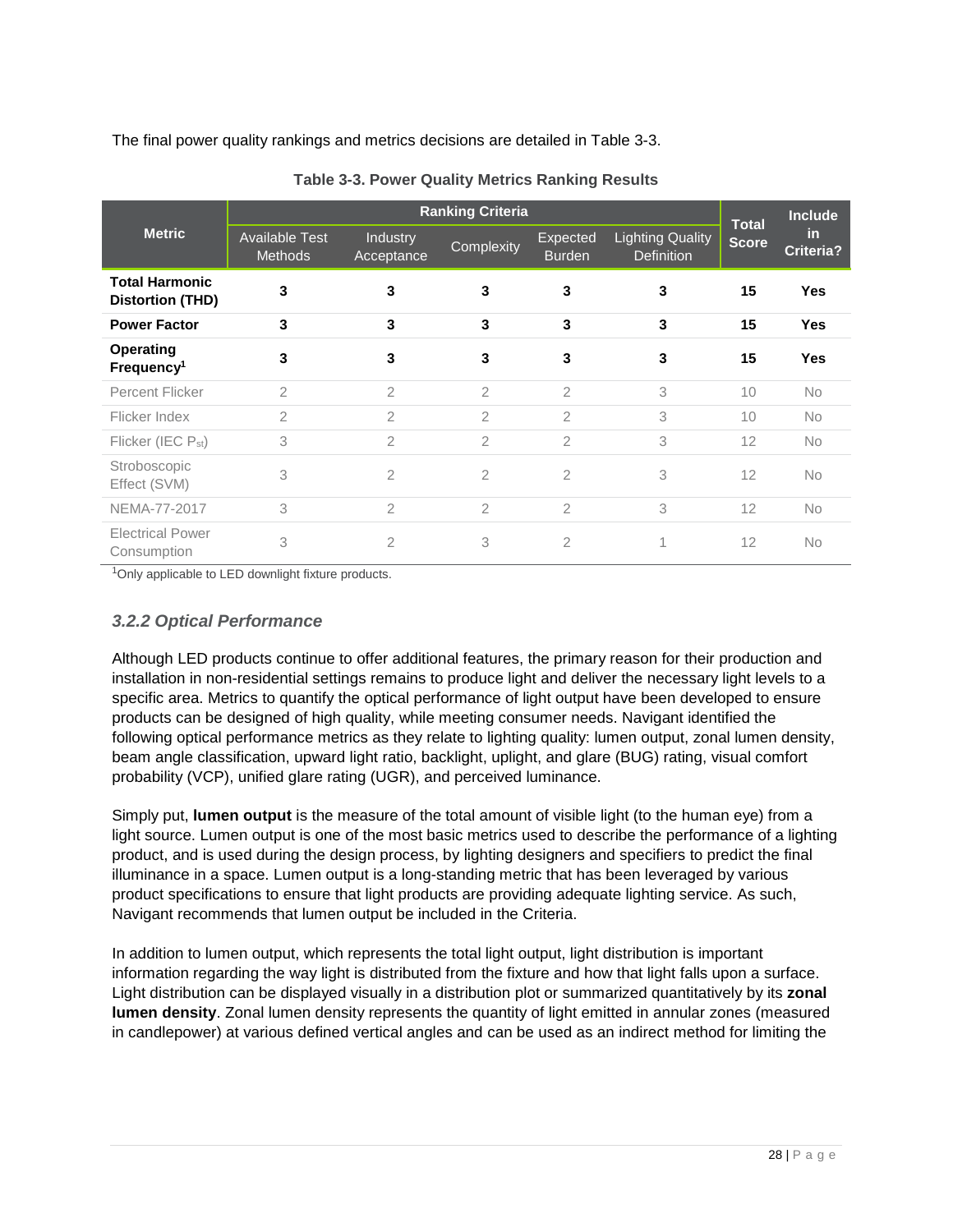The final power quality rankings and metrics decisions are detailed in Table 3-3.

**Table 3-3. Power Quality Metrics Ranking Results**

| Metric | Ranking Criteria | | | | | Total Score | Include in Criteria? |
|---|---|---|---|---|---|---|---|
| | Available Test Methods | Industry Acceptance | Complexity | Expected Burden | Lighting Quality Definition | | |
| **Total Harmonic Distortion (THD)** | **3** | **3** | **3** | **3** | **3** | **15** | **Yes** |
| **Power Factor** | **3** | **3** | **3** | **3** | **3** | **15** | **Yes** |
| **Operating Frequency[1]** | **3** | **3** | **3** | **3** | **3** | **15** | **Yes** |
| Percent Flicker | 2 | 2 | 2 | 2 | 3 | 10 | No |
| Flicker Index | 2 | 2 | 2 | 2 | 3 | 10 | No |
| Flicker (IEC $P_{st}$) | 3 | 2 | 2 | 2 | 3 | 12 | No |
| Stroboscopic Effect (SVM) | 3 | 2 | 2 | 2 | 3 | 12 | No |
| NEMA-77-2017 | 3 | 2 | 2 | 2 | 3 | 12 | No |
| Electrical Power Consumption | 3 | 2 | 3 | 2 | 1 | 12 | No |

[1]Only applicable to LED downlight fixture products.

### *3.2.2 Optical Performance*

Although LED products continue to offer additional features, the primary reason for their production and installation in non-residential settings remains to produce light and deliver the necessary light levels to a specific area. Metrics to quantify the optical performance of light output have been developed to ensure products can be designed of high quality, while meeting consumer needs. Navigant identified the following optical performance metrics as they relate to lighting quality: lumen output, zonal lumen density, beam angle classification, upward light ratio, backlight, uplight, and glare (BUG) rating, visual comfort probability (VCP), unified glare rating (UGR), and perceived luminance.

Simply put, **lumen output** is the measure of the total amount of visible light (to the human eye) from a light source. Lumen output is one of the most basic metrics used to describe the performance of a lighting product, and is used during the design process, by lighting designers and specifiers to predict the final illuminance in a space. Lumen output is a long-standing metric that has been leveraged by various product specifications to ensure that light products are providing adequate lighting service. As such, Navigant recommends that lumen output be included in the Criteria.

In addition to lumen output, which represents the total light output, light distribution is important information regarding the way light is distributed from the fixture and how that light falls upon a surface. Light distribution can be displayed visually in a distribution plot or summarized quantitatively by its **zonal lumen density**. Zonal lumen density represents the quantity of light emitted in annular zones (measured in candlepower) at various defined vertical angles and can be used as an indirect method for limiting the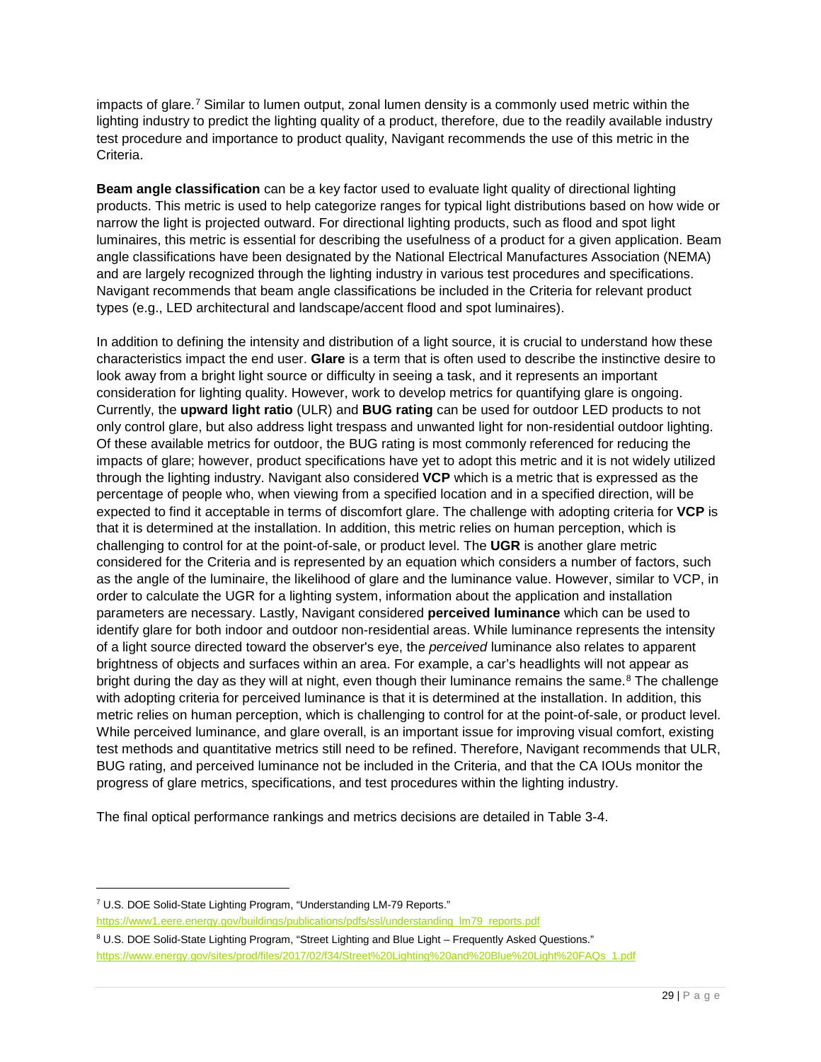impacts of glare.[7] Similar to lumen output, zonal lumen density is a commonly used metric within the lighting industry to predict the lighting quality of a product, therefore, due to the readily available industry test procedure and importance to product quality, Navigant recommends the use of this metric in the Criteria.

**Beam angle classification** can be a key factor used to evaluate light quality of directional lighting products. This metric is used to help categorize ranges for typical light distributions based on how wide or narrow the light is projected outward. For directional lighting products, such as flood and spot light luminaires, this metric is essential for describing the usefulness of a product for a given application. Beam angle classifications have been designated by the National Electrical Manufactures Association (NEMA) and are largely recognized through the lighting industry in various test procedures and specifications. Navigant recommends that beam angle classifications be included in the Criteria for relevant product types (e.g., LED architectural and landscape/accent flood and spot luminaires).

In addition to defining the intensity and distribution of a light source, it is crucial to understand how these characteristics impact the end user. **Glare** is a term that is often used to describe the instinctive desire to look away from a bright light source or difficulty in seeing a task, and it represents an important consideration for lighting quality. However, work to develop metrics for quantifying glare is ongoing. Currently, the **upward light ratio** (ULR) and **BUG rating** can be used for outdoor LED products to not only control glare, but also address light trespass and unwanted light for non-residential outdoor lighting. Of these available metrics for outdoor, the BUG rating is most commonly referenced for reducing the impacts of glare; however, product specifications have yet to adopt this metric and it is not widely utilized through the lighting industry. Navigant also considered **VCP** which is a metric that is expressed as the percentage of people who, when viewing from a specified location and in a specified direction, will be expected to find it acceptable in terms of discomfort glare. The challenge with adopting criteria for **VCP** is that it is determined at the installation. In addition, this metric relies on human perception, which is challenging to control for at the point-of-sale, or product level. The **UGR** is another glare metric considered for the Criteria and is represented by an equation which considers a number of factors, such as the angle of the luminaire, the likelihood of glare and the luminance value. However, similar to VCP, in order to calculate the UGR for a lighting system, information about the application and installation parameters are necessary. Lastly, Navigant considered **perceived luminance** which can be used to identify glare for both indoor and outdoor non-residential areas. While luminance represents the intensity of a light source directed toward the observer's eye, the *perceived* luminance also relates to apparent brightness of objects and surfaces within an area. For example, a car's headlights will not appear as bright during the day as they will at night, even though their luminance remains the same.[8] The challenge with adopting criteria for perceived luminance is that it is determined at the installation. In addition, this metric relies on human perception, which is challenging to control for at the point-of-sale, or product level. While perceived luminance, and glare overall, is an important issue for improving visual comfort, existing test methods and quantitative metrics still need to be refined. Therefore, Navigant recommends that ULR, BUG rating, and perceived luminance not be included in the Criteria, and that the CA IOUs monitor the progress of glare metrics, specifications, and test procedures within the lighting industry.

The final optical performance rankings and metrics decisions are detailed in Table 3-4.

---

[7] U.S. DOE Solid-State Lighting Program, "Understanding LM-79 Reports." https://www1.eere.energy.gov/buildings/publications/pdfs/ssl/understanding_lm79_reports.pdf

[8] U.S. DOE Solid-State Lighting Program, "Street Lighting and Blue Light – Frequently Asked Questions." https://www.energy.gov/sites/prod/files/2017/02/f34/Street%20Lighting%20and%20Blue%20Light%20FAQs_1.pdf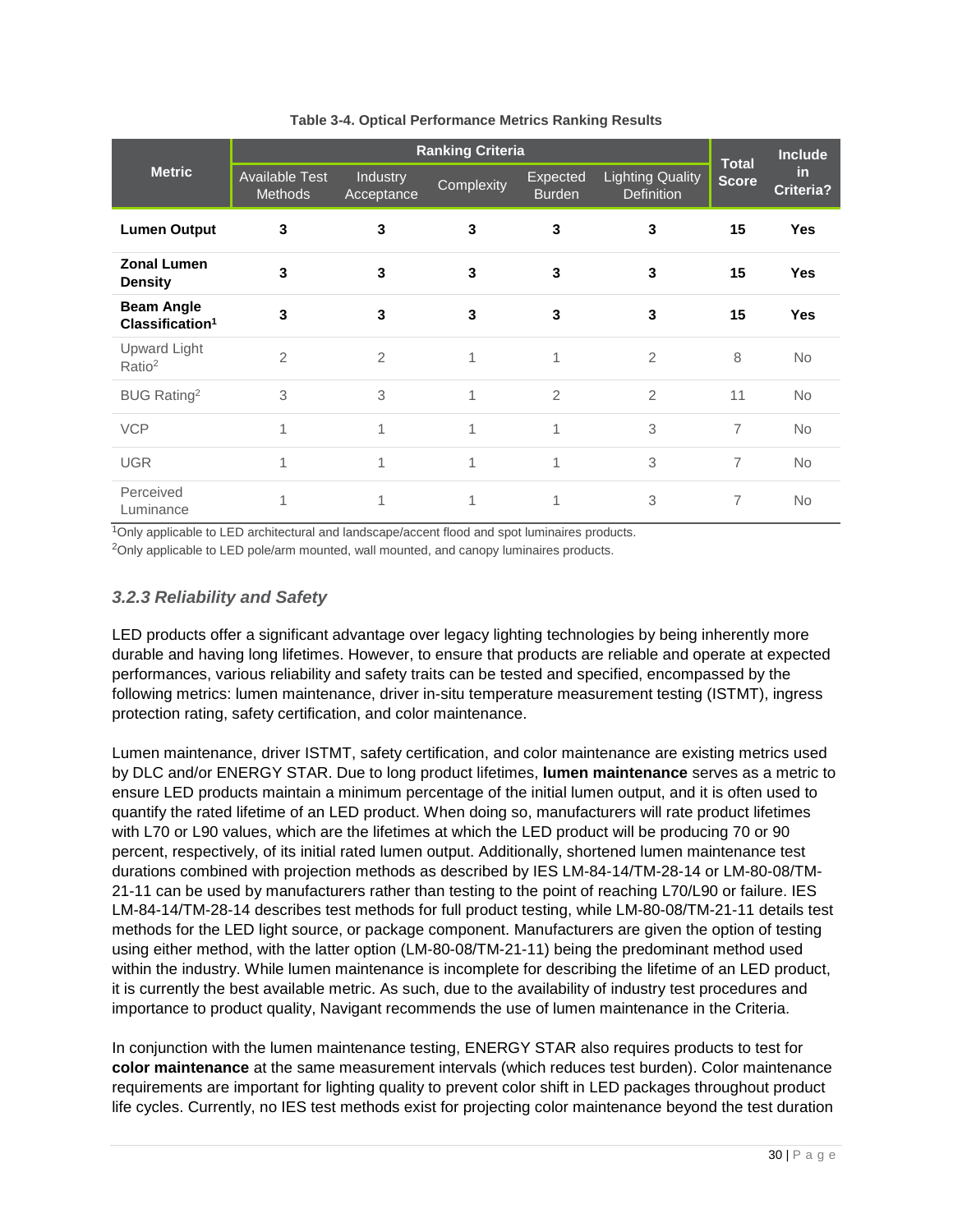**Table 3-4. Optical Performance Metrics Ranking Results**

| Metric | Ranking Criteria | | | | | Total Score | Include in Criteria? |
|---|---|---|---|---|---|---|---|
| | Available Test Methods | Industry Acceptance | Complexity | Expected Burden | Lighting Quality Definition | | |
| **Lumen Output** | **3** | **3** | **3** | **3** | **3** | **15** | **Yes** |
| **Zonal Lumen Density** | **3** | **3** | **3** | **3** | **3** | **15** | **Yes** |
| **Beam Angle Classification[1]** | **3** | **3** | **3** | **3** | **3** | **15** | **Yes** |
| Upward Light Ratio[2] | 2 | 2 | 1 | 1 | 2 | 8 | No |
| BUG Rating[2] | 3 | 3 | 1 | 2 | 2 | 11 | No |
| VCP | 1 | 1 | 1 | 1 | 3 | 7 | No |
| UGR | 1 | 1 | 1 | 1 | 3 | 7 | No |
| Perceived Luminance | 1 | 1 | 1 | 1 | 3 | 7 | No |

[1]Only applicable to LED architectural and landscape/accent flood and spot luminaires products.

[2]Only applicable to LED pole/arm mounted, wall mounted, and canopy luminaires products.

### *3.2.3 Reliability and Safety*

LED products offer a significant advantage over legacy lighting technologies by being inherently more durable and having long lifetimes. However, to ensure that products are reliable and operate at expected performances, various reliability and safety traits can be tested and specified, encompassed by the following metrics: lumen maintenance, driver in-situ temperature measurement testing (ISTMT), ingress protection rating, safety certification, and color maintenance.

Lumen maintenance, driver ISTMT, safety certification, and color maintenance are existing metrics used by DLC and/or ENERGY STAR. Due to long product lifetimes, **lumen maintenance** serves as a metric to ensure LED products maintain a minimum percentage of the initial lumen output, and it is often used to quantify the rated lifetime of an LED product. When doing so, manufacturers will rate product lifetimes with L70 or L90 values, which are the lifetimes at which the LED product will be producing 70 or 90 percent, respectively, of its initial rated lumen output. Additionally, shortened lumen maintenance test durations combined with projection methods as described by IES LM-84-14/TM-28-14 or LM-80-08/TM-21-11 can be used by manufacturers rather than testing to the point of reaching L70/L90 or failure. IES LM-84-14/TM-28-14 describes test methods for full product testing, while LM-80-08/TM-21-11 details test methods for the LED light source, or package component. Manufacturers are given the option of testing using either method, with the latter option (LM-80-08/TM-21-11) being the predominant method used within the industry. While lumen maintenance is incomplete for describing the lifetime of an LED product, it is currently the best available metric. As such, due to the availability of industry test procedures and importance to product quality, Navigant recommends the use of lumen maintenance in the Criteria.

In conjunction with the lumen maintenance testing, ENERGY STAR also requires products to test for **color maintenance** at the same measurement intervals (which reduces test burden). Color maintenance requirements are important for lighting quality to prevent color shift in LED packages throughout product life cycles. Currently, no IES test methods exist for projecting color maintenance beyond the test duration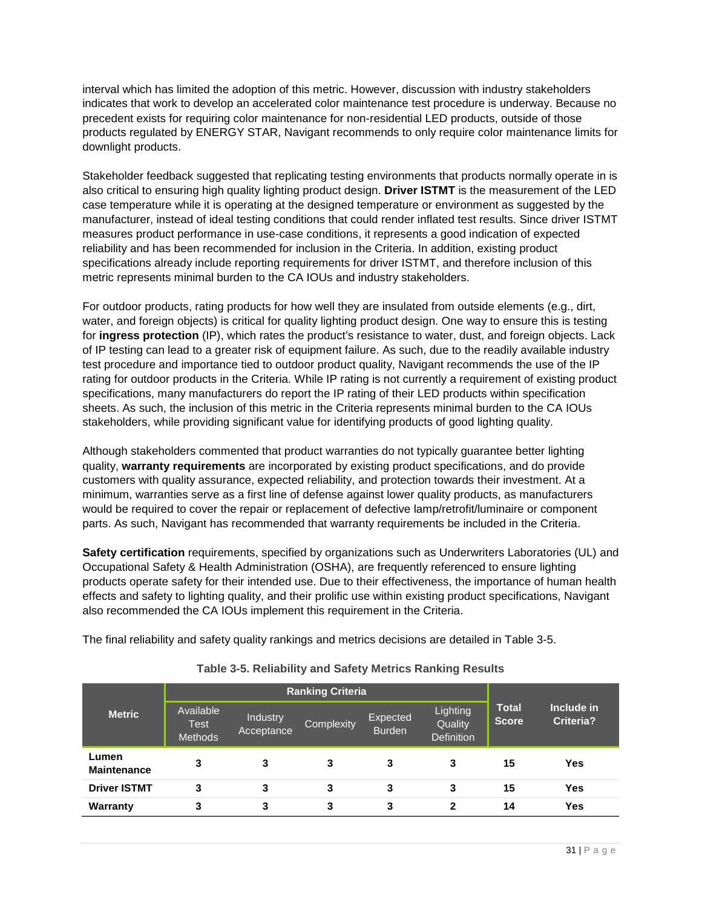interval which has limited the adoption of this metric. However, discussion with industry stakeholders indicates that work to develop an accelerated color maintenance test procedure is underway. Because no precedent exists for requiring color maintenance for non-residential LED products, outside of those products regulated by ENERGY STAR, Navigant recommends to only require color maintenance limits for downlight products.

Stakeholder feedback suggested that replicating testing environments that products normally operate in is also critical to ensuring high quality lighting product design. **Driver ISTMT** is the measurement of the LED case temperature while it is operating at the designed temperature or environment as suggested by the manufacturer, instead of ideal testing conditions that could render inflated test results. Since driver ISTMT measures product performance in use-case conditions, it represents a good indication of expected reliability and has been recommended for inclusion in the Criteria. In addition, existing product specifications already include reporting requirements for driver ISTMT, and therefore inclusion of this metric represents minimal burden to the CA IOUs and industry stakeholders.

For outdoor products, rating products for how well they are insulated from outside elements (e.g., dirt, water, and foreign objects) is critical for quality lighting product design. One way to ensure this is testing for **ingress protection** (IP), which rates the product's resistance to water, dust, and foreign objects. Lack of IP testing can lead to a greater risk of equipment failure. As such, due to the readily available industry test procedure and importance tied to outdoor product quality, Navigant recommends the use of the IP rating for outdoor products in the Criteria. While IP rating is not currently a requirement of existing product specifications, many manufacturers do report the IP rating of their LED products within specification sheets. As such, the inclusion of this metric in the Criteria represents minimal burden to the CA IOUs stakeholders, while providing significant value for identifying products of good lighting quality.

Although stakeholders commented that product warranties do not typically guarantee better lighting quality, **warranty requirements** are incorporated by existing product specifications, and do provide customers with quality assurance, expected reliability, and protection towards their investment. At a minimum, warranties serve as a first line of defense against lower quality products, as manufacturers would be required to cover the repair or replacement of defective lamp/retrofit/luminaire or component parts. As such, Navigant has recommended that warranty requirements be included in the Criteria.

**Safety certification** requirements, specified by organizations such as Underwriters Laboratories (UL) and Occupational Safety & Health Administration (OSHA), are frequently referenced to ensure lighting products operate safety for their intended use. Due to their effectiveness, the importance of human health effects and safety to lighting quality, and their prolific use within existing product specifications, Navigant also recommended the CA IOUs implement this requirement in the Criteria.

The final reliability and safety quality rankings and metrics decisions are detailed in Table 3-5.

**Table 3-5. Reliability and Safety Metrics Ranking Results**

| Metric | Ranking Criteria | | | | | Total Score | Include in Criteria? |
|---|---|---|---|---|---|---|---|
| | Available Test Methods | Industry Acceptance | Complexity | Expected Burden | Lighting Quality Definition | | |
| **Lumen Maintenance** | 3 | 3 | 3 | 3 | 3 | 15 | Yes |
| **Driver ISTMT** | 3 | 3 | 3 | 3 | 3 | 15 | Yes |
| **Warranty** | 3 | 3 | 3 | 3 | 2 | 14 | Yes |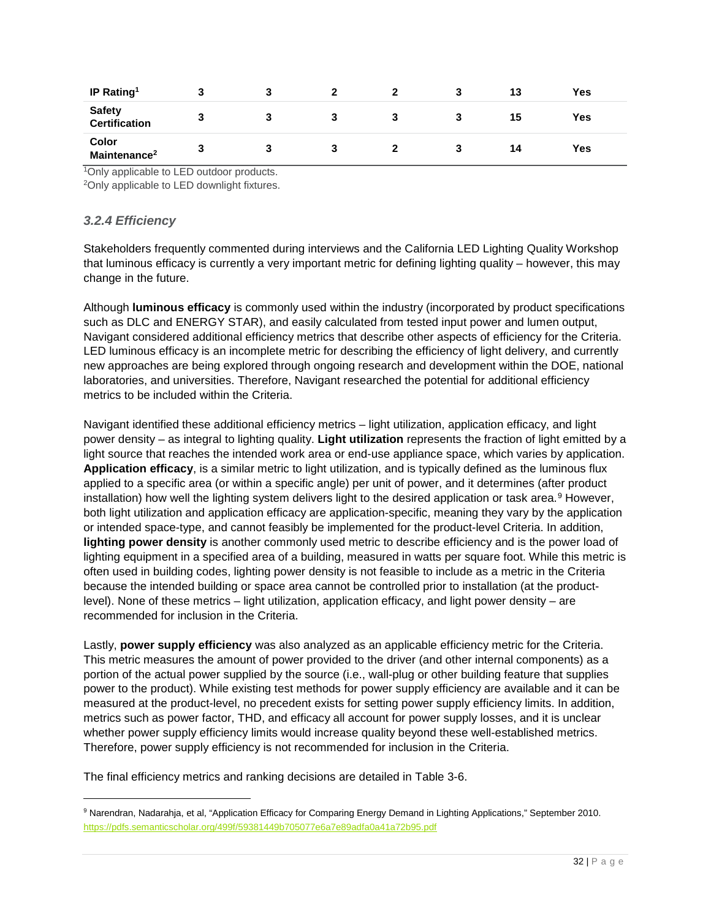| IP Rating[1] | 3 | 3 | 2 | 2 | 3 | 13 | Yes |
|---|---|---|---|---|---|---|---|
| Safety Certification | 3 | 3 | 3 | 3 | 3 | 15 | Yes |
| Color Maintenance[2] | 3 | 3 | 3 | 2 | 3 | 14 | Yes |

[1]Only applicable to LED outdoor products.
[2]Only applicable to LED downlight fixtures.

### *3.2.4 Efficiency*

Stakeholders frequently commented during interviews and the California LED Lighting Quality Workshop that luminous efficacy is currently a very important metric for defining lighting quality – however, this may change in the future.

Although **luminous efficacy** is commonly used within the industry (incorporated by product specifications such as DLC and ENERGY STAR), and easily calculated from tested input power and lumen output, Navigant considered additional efficiency metrics that describe other aspects of efficiency for the Criteria. LED luminous efficacy is an incomplete metric for describing the efficiency of light delivery, and currently new approaches are being explored through ongoing research and development within the DOE, national laboratories, and universities. Therefore, Navigant researched the potential for additional efficiency metrics to be included within the Criteria.

Navigant identified these additional efficiency metrics – light utilization, application efficacy, and light power density – as integral to lighting quality. **Light utilization** represents the fraction of light emitted by a light source that reaches the intended work area or end-use appliance space, which varies by application. **Application efficacy**, is a similar metric to light utilization, and is typically defined as the luminous flux applied to a specific area (or within a specific angle) per unit of power, and it determines (after product installation) how well the lighting system delivers light to the desired application or task area.[9] However, both light utilization and application efficacy are application-specific, meaning they vary by the application or intended space-type, and cannot feasibly be implemented for the product-level Criteria. In addition, **lighting power density** is another commonly used metric to describe efficiency and is the power load of lighting equipment in a specified area of a building, measured in watts per square foot. While this metric is often used in building codes, lighting power density is not feasible to include as a metric in the Criteria because the intended building or space area cannot be controlled prior to installation (at the product-level). None of these metrics – light utilization, application efficacy, and light power density – are recommended for inclusion in the Criteria.

Lastly, **power supply efficiency** was also analyzed as an applicable efficiency metric for the Criteria. This metric measures the amount of power provided to the driver (and other internal components) as a portion of the actual power supplied by the source (i.e., wall-plug or other building feature that supplies power to the product). While existing test methods for power supply efficiency are available and it can be measured at the product-level, no precedent exists for setting power supply efficiency limits. In addition, metrics such as power factor, THD, and efficacy all account for power supply losses, and it is unclear whether power supply efficiency limits would increase quality beyond these well-established metrics. Therefore, power supply efficiency is not recommended for inclusion in the Criteria.

The final efficiency metrics and ranking decisions are detailed in Table 3-6.

[9] Narendran, Nadarahja, et al, "Application Efficacy for Comparing Energy Demand in Lighting Applications," September 2010. https://pdfs.semanticscholar.org/499f/59381449b705077e6a7e89adfa0a41a72b95.pdf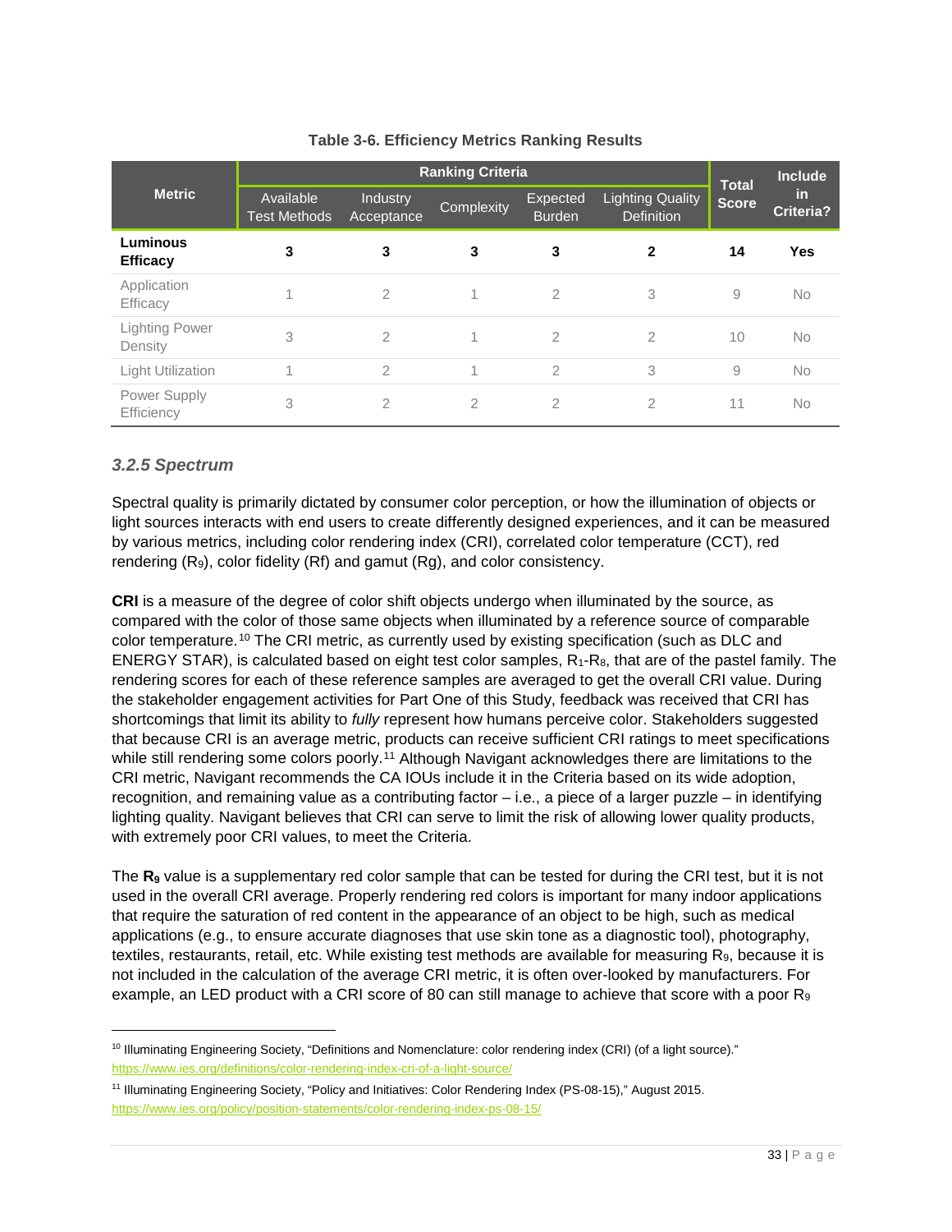**Table 3-6. Efficiency Metrics Ranking Results**

| Metric | Ranking Criteria | | | | | Total Score | Include in Criteria? |
|---|---|---|---|---|---|---|---|
| | Available Test Methods | Industry Acceptance | Complexity | Expected Burden | Lighting Quality Definition | | |
| **Luminous Efficacy** | **3** | **3** | **3** | **3** | **2** | **14** | **Yes** |
| Application Efficacy | 1 | 2 | 1 | 2 | 3 | 9 | No |
| Lighting Power Density | 3 | 2 | 1 | 2 | 2 | 10 | No |
| Light Utilization | 1 | 2 | 1 | 2 | 3 | 9 | No |
| Power Supply Efficiency | 3 | 2 | 2 | 2 | 2 | 11 | No |

### *3.2.5 Spectrum*

Spectral quality is primarily dictated by consumer color perception, or how the illumination of objects or light sources interacts with end users to create differently designed experiences, and it can be measured by various metrics, including color rendering index (CRI), correlated color temperature (CCT), red rendering ($R_9$), color fidelity (Rf) and gamut (Rg), and color consistency.

**CRI** is a measure of the degree of color shift objects undergo when illuminated by the source, as compared with the color of those same objects when illuminated by a reference source of comparable color temperature.[10] The CRI metric, as currently used by existing specification (such as DLC and ENERGY STAR), is calculated based on eight test color samples, $R_1$-$R_8$, that are of the pastel family. The rendering scores for each of these reference samples are averaged to get the overall CRI value. During the stakeholder engagement activities for Part One of this Study, feedback was received that CRI has shortcomings that limit its ability to *fully* represent how humans perceive color. Stakeholders suggested that because CRI is an average metric, products can receive sufficient CRI ratings to meet specifications while still rendering some colors poorly.[11] Although Navigant acknowledges there are limitations to the CRI metric, Navigant recommends the CA IOUs include it in the Criteria based on its wide adoption, recognition, and remaining value as a contributing factor – i.e., a piece of a larger puzzle – in identifying lighting quality. Navigant believes that CRI can serve to limit the risk of allowing lower quality products, with extremely poor CRI values, to meet the Criteria.

The **$R_9$** value is a supplementary red color sample that can be tested for during the CRI test, but it is not used in the overall CRI average. Properly rendering red colors is important for many indoor applications that require the saturation of red content in the appearance of an object to be high, such as medical applications (e.g., to ensure accurate diagnoses that use skin tone as a diagnostic tool), photography, textiles, restaurants, retail, etc. While existing test methods are available for measuring $R_9$, because it is not included in the calculation of the average CRI metric, it is often over-looked by manufacturers. For example, an LED product with a CRI score of 80 can still manage to achieve that score with a poor $R_9$

---

[10] Illuminating Engineering Society, "Definitions and Nomenclature: color rendering index (CRI) (of a light source)." https://www.ies.org/definitions/color-rendering-index-cri-of-a-light-source/

[11] Illuminating Engineering Society, "Policy and Initiatives: Color Rendering Index (PS-08-15)," August 2015. https://www.ies.org/policy/position-statements/color-rendering-index-ps-08-15/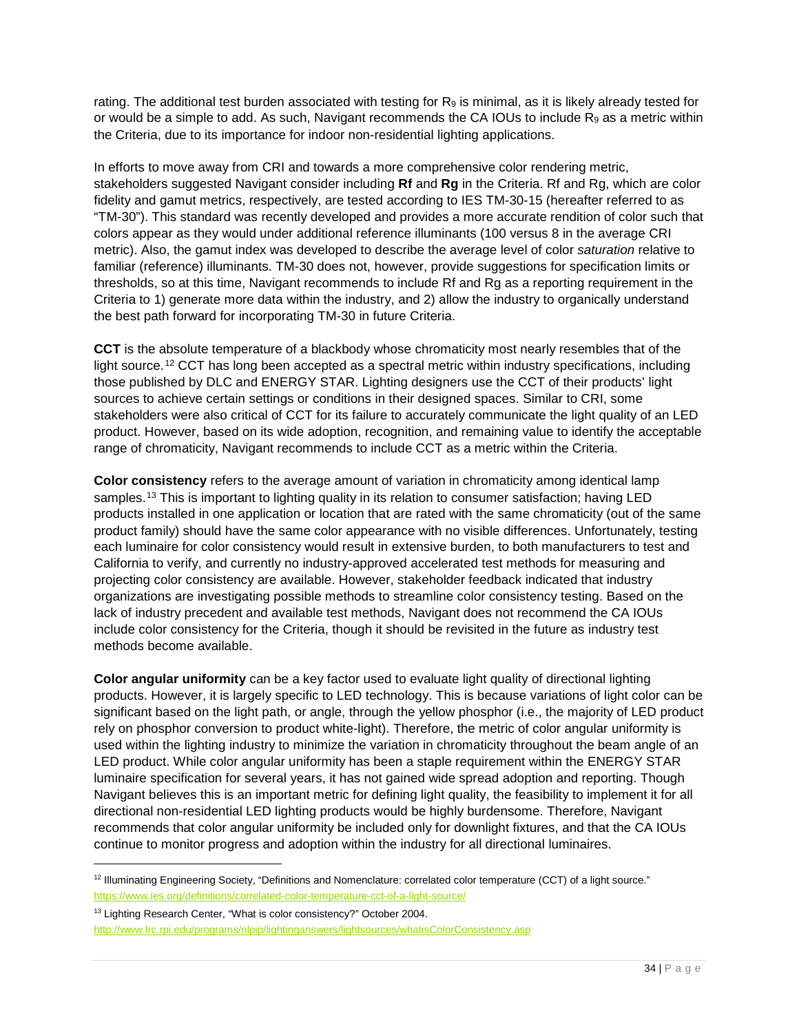rating. The additional test burden associated with testing for $R_9$ is minimal, as it is likely already tested for or would be a simple to add. As such, Navigant recommends the CA IOUs to include $R_9$ as a metric within the Criteria, due to its importance for indoor non-residential lighting applications.

In efforts to move away from CRI and towards a more comprehensive color rendering metric, stakeholders suggested Navigant consider including **Rf** and **Rg** in the Criteria. Rf and Rg, which are color fidelity and gamut metrics, respectively, are tested according to IES TM-30-15 (hereafter referred to as "TM-30"). This standard was recently developed and provides a more accurate rendition of color such that colors appear as they would under additional reference illuminants (100 versus 8 in the average CRI metric). Also, the gamut index was developed to describe the average level of color *saturation* relative to familiar (reference) illuminants. TM-30 does not, however, provide suggestions for specification limits or thresholds, so at this time, Navigant recommends to include Rf and Rg as a reporting requirement in the Criteria to 1) generate more data within the industry, and 2) allow the industry to organically understand the best path forward for incorporating TM-30 in future Criteria.

**CCT** is the absolute temperature of a blackbody whose chromaticity most nearly resembles that of the light source.[12] CCT has long been accepted as a spectral metric within industry specifications, including those published by DLC and ENERGY STAR. Lighting designers use the CCT of their products' light sources to achieve certain settings or conditions in their designed spaces. Similar to CRI, some stakeholders were also critical of CCT for its failure to accurately communicate the light quality of an LED product. However, based on its wide adoption, recognition, and remaining value to identify the acceptable range of chromaticity, Navigant recommends to include CCT as a metric within the Criteria.

**Color consistency** refers to the average amount of variation in chromaticity among identical lamp samples.[13] This is important to lighting quality in its relation to consumer satisfaction; having LED products installed in one application or location that are rated with the same chromaticity (out of the same product family) should have the same color appearance with no visible differences. Unfortunately, testing each luminaire for color consistency would result in extensive burden, to both manufacturers to test and California to verify, and currently no industry-approved accelerated test methods for measuring and projecting color consistency are available. However, stakeholder feedback indicated that industry organizations are investigating possible methods to streamline color consistency testing. Based on the lack of industry precedent and available test methods, Navigant does not recommend the CA IOUs include color consistency for the Criteria, though it should be revisited in the future as industry test methods become available.

**Color angular uniformity** can be a key factor used to evaluate light quality of directional lighting products. However, it is largely specific to LED technology. This is because variations of light color can be significant based on the light path, or angle, through the yellow phosphor (i.e., the majority of LED product rely on phosphor conversion to product white-light). Therefore, the metric of color angular uniformity is used within the lighting industry to minimize the variation in chromaticity throughout the beam angle of an LED product. While color angular uniformity has been a staple requirement within the ENERGY STAR luminaire specification for several years, it has not gained wide spread adoption and reporting. Though Navigant believes this is an important metric for defining light quality, the feasibility to implement it for all directional non-residential LED lighting products would be highly burdensome. Therefore, Navigant recommends that color angular uniformity be included only for downlight fixtures, and that the CA IOUs continue to monitor progress and adoption within the industry for all directional luminaires.

---

[12] Illuminating Engineering Society, "Definitions and Nomenclature: correlated color temperature (CCT) of a light source." https://www.ies.org/definitions/correlated-color-temperature-cct-of-a-light-source/

[13] Lighting Research Center, "What is color consistency?" October 2004. http://www.lrc.rpi.edu/programs/nlpip/lightinganswers/lightsources/whatisColorConsistency.asp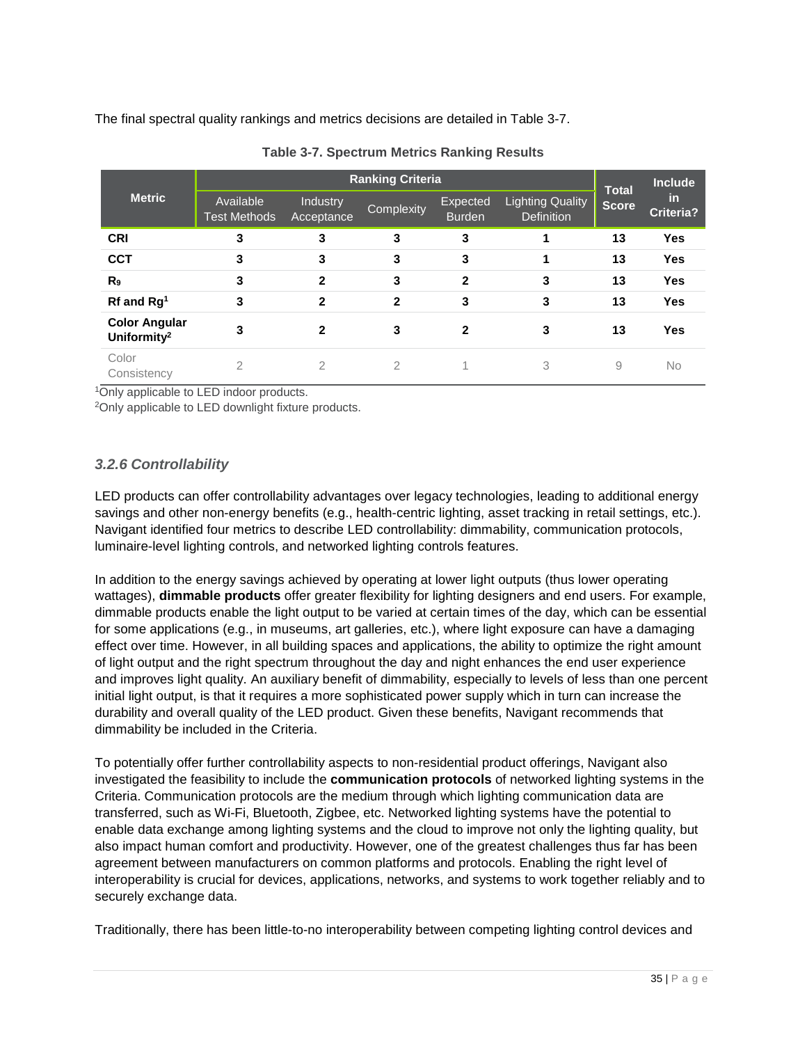The final spectral quality rankings and metrics decisions are detailed in Table 3-7.

**Table 3-7. Spectrum Metrics Ranking Results**

| Metric | Ranking Criteria | | | | | Total Score | Include in Criteria? |
|---|---|---|---|---|---|---|---|
| | Available Test Methods | Industry Acceptance | Complexity | Expected Burden | Lighting Quality Definition | | |
| **CRI** | **3** | **3** | **3** | **3** | **1** | **13** | **Yes** |
| **CCT** | **3** | **3** | **3** | **3** | **1** | **13** | **Yes** |
| **$R_9$** | **3** | **2** | **3** | **2** | **3** | **13** | **Yes** |
| **Rf and Rg[1]** | **3** | **2** | **2** | **3** | **3** | **13** | **Yes** |
| **Color Angular Uniformity[2]** | **3** | **2** | **3** | **2** | **3** | **13** | **Yes** |
| Color Consistency | 2 | 2 | 2 | 1 | 3 | 9 | No |

[1]Only applicable to LED indoor products.

[2]Only applicable to LED downlight fixture products.

### *3.2.6 Controllability*

LED products can offer controllability advantages over legacy technologies, leading to additional energy savings and other non-energy benefits (e.g., health-centric lighting, asset tracking in retail settings, etc.). Navigant identified four metrics to describe LED controllability: dimmability, communication protocols, luminaire-level lighting controls, and networked lighting controls features.

In addition to the energy savings achieved by operating at lower light outputs (thus lower operating wattages), **dimmable products** offer greater flexibility for lighting designers and end users. For example, dimmable products enable the light output to be varied at certain times of the day, which can be essential for some applications (e.g., in museums, art galleries, etc.), where light exposure can have a damaging effect over time. However, in all building spaces and applications, the ability to optimize the right amount of light output and the right spectrum throughout the day and night enhances the end user experience and improves light quality. An auxiliary benefit of dimmability, especially to levels of less than one percent initial light output, is that it requires a more sophisticated power supply which in turn can increase the durability and overall quality of the LED product. Given these benefits, Navigant recommends that dimmability be included in the Criteria.

To potentially offer further controllability aspects to non-residential product offerings, Navigant also investigated the feasibility to include the **communication protocols** of networked lighting systems in the Criteria. Communication protocols are the medium through which lighting communication data are transferred, such as Wi-Fi, Bluetooth, Zigbee, etc. Networked lighting systems have the potential to enable data exchange among lighting systems and the cloud to improve not only the lighting quality, but also impact human comfort and productivity. However, one of the greatest challenges thus far has been agreement between manufacturers on common platforms and protocols. Enabling the right level of interoperability is crucial for devices, applications, networks, and systems to work together reliably and to securely exchange data.

Traditionally, there has been little-to-no interoperability between competing lighting control devices and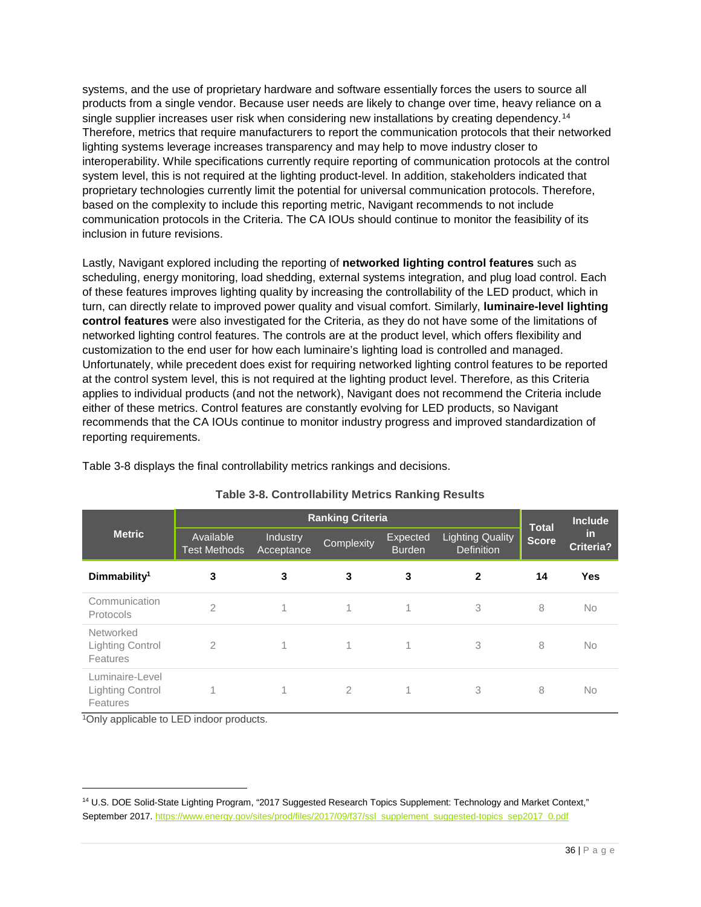systems, and the use of proprietary hardware and software essentially forces the users to source all products from a single vendor. Because user needs are likely to change over time, heavy reliance on a single supplier increases user risk when considering new installations by creating dependency.[14] Therefore, metrics that require manufacturers to report the communication protocols that their networked lighting systems leverage increases transparency and may help to move industry closer to interoperability. While specifications currently require reporting of communication protocols at the control system level, this is not required at the lighting product-level. In addition, stakeholders indicated that proprietary technologies currently limit the potential for universal communication protocols. Therefore, based on the complexity to include this reporting metric, Navigant recommends to not include communication protocols in the Criteria. The CA IOUs should continue to monitor the feasibility of its inclusion in future revisions.

Lastly, Navigant explored including the reporting of **networked lighting control features** such as scheduling, energy monitoring, load shedding, external systems integration, and plug load control. Each of these features improves lighting quality by increasing the controllability of the LED product, which in turn, can directly relate to improved power quality and visual comfort. Similarly, **luminaire-level lighting control features** were also investigated for the Criteria, as they do not have some of the limitations of networked lighting control features. The controls are at the product level, which offers flexibility and customization to the end user for how each luminaire's lighting load is controlled and managed. Unfortunately, while precedent does exist for requiring networked lighting control features to be reported at the control system level, this is not required at the lighting product level. Therefore, as this Criteria applies to individual products (and not the network), Navigant does not recommend the Criteria include either of these metrics. Control features are constantly evolving for LED products, so Navigant recommends that the CA IOUs continue to monitor industry progress and improved standardization of reporting requirements.

Table 3-8 displays the final controllability metrics rankings and decisions.

**Table 3-8. Controllability Metrics Ranking Results**

| Metric | Ranking Criteria | | | | | Total Score | Include in Criteria? |
|---|---|---|---|---|---|---|---|
| | Available Test Methods | Industry Acceptance | Complexity | Expected Burden | Lighting Quality Definition | | |
| **Dimmability[1]** | **3** | **3** | **3** | **3** | **2** | **14** | **Yes** |
| Communication Protocols | 2 | 1 | 1 | 1 | 3 | 8 | No |
| Networked Lighting Control Features | 2 | 1 | 1 | 1 | 3 | 8 | No |
| Luminaire-Level Lighting Control Features | 1 | 1 | 2 | 1 | 3 | 8 | No |

[1]Only applicable to LED indoor products.

[14] U.S. DOE Solid-State Lighting Program, "2017 Suggested Research Topics Supplement: Technology and Market Context," September 2017. https://www.energy.gov/sites/prod/files/2017/09/f37/ssl_supplement_suggested-topics_sep2017_0.pdf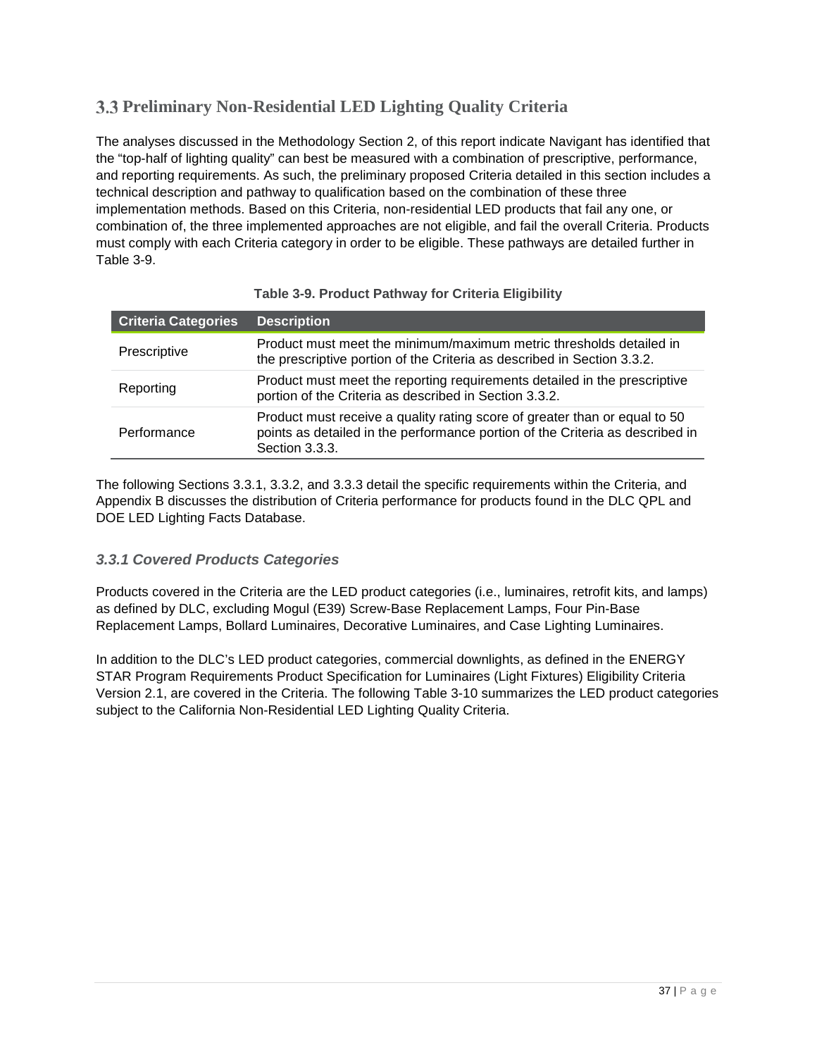## 3.3 Preliminary Non-Residential LED Lighting Quality Criteria

The analyses discussed in the Methodology Section 2, of this report indicate Navigant has identified that the "top-half of lighting quality" can best be measured with a combination of prescriptive, performance, and reporting requirements. As such, the preliminary proposed Criteria detailed in this section includes a technical description and pathway to qualification based on the combination of these three implementation methods. Based on this Criteria, non-residential LED products that fail any one, or combination of, the three implemented approaches are not eligible, and fail the overall Criteria. Products must comply with each Criteria category in order to be eligible. These pathways are detailed further in Table 3-9.

**Table 3-9. Product Pathway for Criteria Eligibility**

| Criteria Categories | Description |
| --- | --- |
| Prescriptive | Product must meet the minimum/maximum metric thresholds detailed in the prescriptive portion of the Criteria as described in Section 3.3.2. |
| Reporting | Product must meet the reporting requirements detailed in the prescriptive portion of the Criteria as described in Section 3.3.2. |
| Performance | Product must receive a quality rating score of greater than or equal to 50 points as detailed in the performance portion of the Criteria as described in Section 3.3.3. |

The following Sections 3.3.1, 3.3.2, and 3.3.3 detail the specific requirements within the Criteria, and Appendix B discusses the distribution of Criteria performance for products found in the DLC QPL and DOE LED Lighting Facts Database.

### *3.3.1 Covered Products Categories*

Products covered in the Criteria are the LED product categories (i.e., luminaires, retrofit kits, and lamps) as defined by DLC, excluding Mogul (E39) Screw-Base Replacement Lamps, Four Pin-Base Replacement Lamps, Bollard Luminaires, Decorative Luminaires, and Case Lighting Luminaires.

In addition to the DLC's LED product categories, commercial downlights, as defined in the ENERGY STAR Program Requirements Product Specification for Luminaires (Light Fixtures) Eligibility Criteria Version 2.1, are covered in the Criteria. The following Table 3-10 summarizes the LED product categories subject to the California Non-Residential LED Lighting Quality Criteria.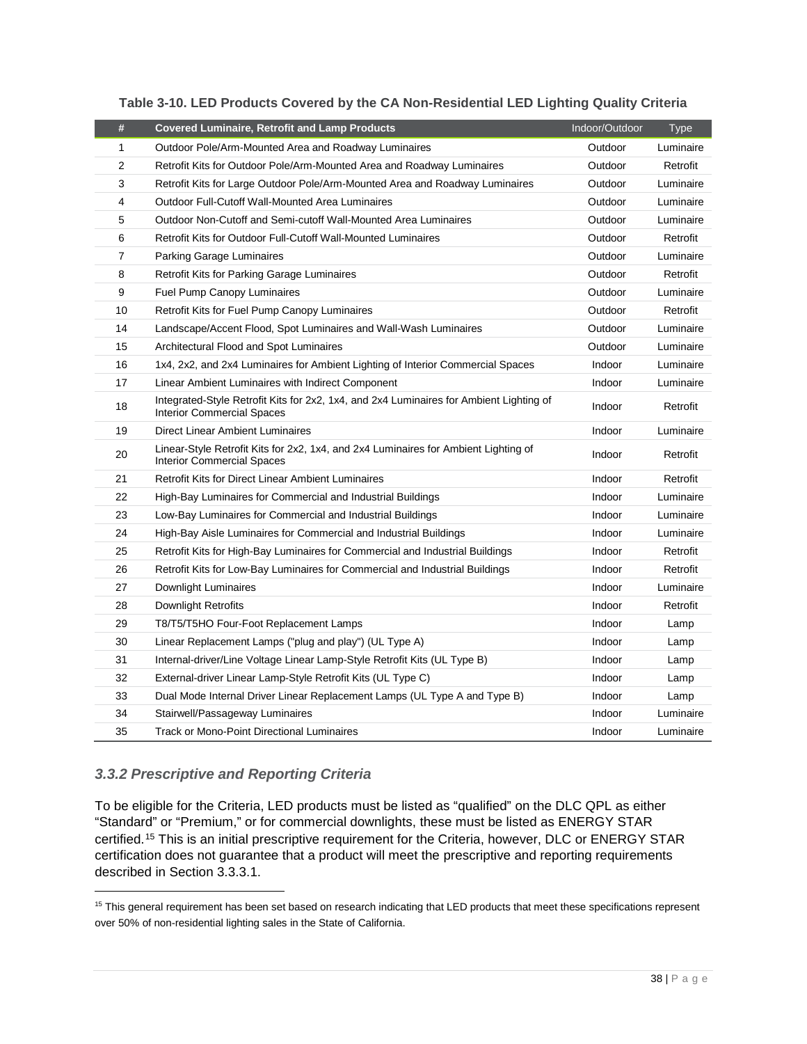**Table 3-10. LED Products Covered by the CA Non-Residential LED Lighting Quality Criteria**

| # | Covered Luminaire, Retrofit and Lamp Products | Indoor/Outdoor | Type |
|---|---|---|---|
| 1 | Outdoor Pole/Arm-Mounted Area and Roadway Luminaires | Outdoor | Luminaire |
| 2 | Retrofit Kits for Outdoor Pole/Arm-Mounted Area and Roadway Luminaires | Outdoor | Retrofit |
| 3 | Retrofit Kits for Large Outdoor Pole/Arm-Mounted Area and Roadway Luminaires | Outdoor | Luminaire |
| 4 | Outdoor Full-Cutoff Wall-Mounted Area Luminaires | Outdoor | Luminaire |
| 5 | Outdoor Non-Cutoff and Semi-cutoff Wall-Mounted Area Luminaires | Outdoor | Luminaire |
| 6 | Retrofit Kits for Outdoor Full-Cutoff Wall-Mounted Luminaires | Outdoor | Retrofit |
| 7 | Parking Garage Luminaires | Outdoor | Luminaire |
| 8 | Retrofit Kits for Parking Garage Luminaires | Outdoor | Retrofit |
| 9 | Fuel Pump Canopy Luminaires | Outdoor | Luminaire |
| 10 | Retrofit Kits for Fuel Pump Canopy Luminaires | Outdoor | Retrofit |
| 14 | Landscape/Accent Flood, Spot Luminaires and Wall-Wash Luminaires | Outdoor | Luminaire |
| 15 | Architectural Flood and Spot Luminaires | Outdoor | Luminaire |
| 16 | 1x4, 2x2, and 2x4 Luminaires for Ambient Lighting of Interior Commercial Spaces | Indoor | Luminaire |
| 17 | Linear Ambient Luminaires with Indirect Component | Indoor | Luminaire |
| 18 | Integrated-Style Retrofit Kits for 2x2, 1x4, and 2x4 Luminaires for Ambient Lighting of Interior Commercial Spaces | Indoor | Retrofit |
| 19 | Direct Linear Ambient Luminaires | Indoor | Luminaire |
| 20 | Linear-Style Retrofit Kits for 2x2, 1x4, and 2x4 Luminaires for Ambient Lighting of Interior Commercial Spaces | Indoor | Retrofit |
| 21 | Retrofit Kits for Direct Linear Ambient Luminaires | Indoor | Retrofit |
| 22 | High-Bay Luminaires for Commercial and Industrial Buildings | Indoor | Luminaire |
| 23 | Low-Bay Luminaires for Commercial and Industrial Buildings | Indoor | Luminaire |
| 24 | High-Bay Aisle Luminaires for Commercial and Industrial Buildings | Indoor | Luminaire |
| 25 | Retrofit Kits for High-Bay Luminaires for Commercial and Industrial Buildings | Indoor | Retrofit |
| 26 | Retrofit Kits for Low-Bay Luminaires for Commercial and Industrial Buildings | Indoor | Retrofit |
| 27 | Downlight Luminaires | Indoor | Luminaire |
| 28 | Downlight Retrofits | Indoor | Retrofit |
| 29 | T8/T5/T5HO Four-Foot Replacement Lamps | Indoor | Lamp |
| 30 | Linear Replacement Lamps ("plug and play") (UL Type A) | Indoor | Lamp |
| 31 | Internal-driver/Line Voltage Linear Lamp-Style Retrofit Kits (UL Type B) | Indoor | Lamp |
| 32 | External-driver Linear Lamp-Style Retrofit Kits (UL Type C) | Indoor | Lamp |
| 33 | Dual Mode Internal Driver Linear Replacement Lamps (UL Type A and Type B) | Indoor | Lamp |
| 34 | Stairwell/Passageway Luminaires | Indoor | Luminaire |
| 35 | Track or Mono-Point Directional Luminaires | Indoor | Luminaire |

### *3.3.2 Prescriptive and Reporting Criteria*

To be eligible for the Criteria, LED products must be listed as "qualified" on the DLC QPL as either "Standard" or "Premium," or for commercial downlights, these must be listed as ENERGY STAR certified.[15] This is an initial prescriptive requirement for the Criteria, however, DLC or ENERGY STAR certification does not guarantee that a product will meet the prescriptive and reporting requirements described in Section 3.3.3.1.

[15] This general requirement has been set based on research indicating that LED products that meet these specifications represent over 50% of non-residential lighting sales in the State of California.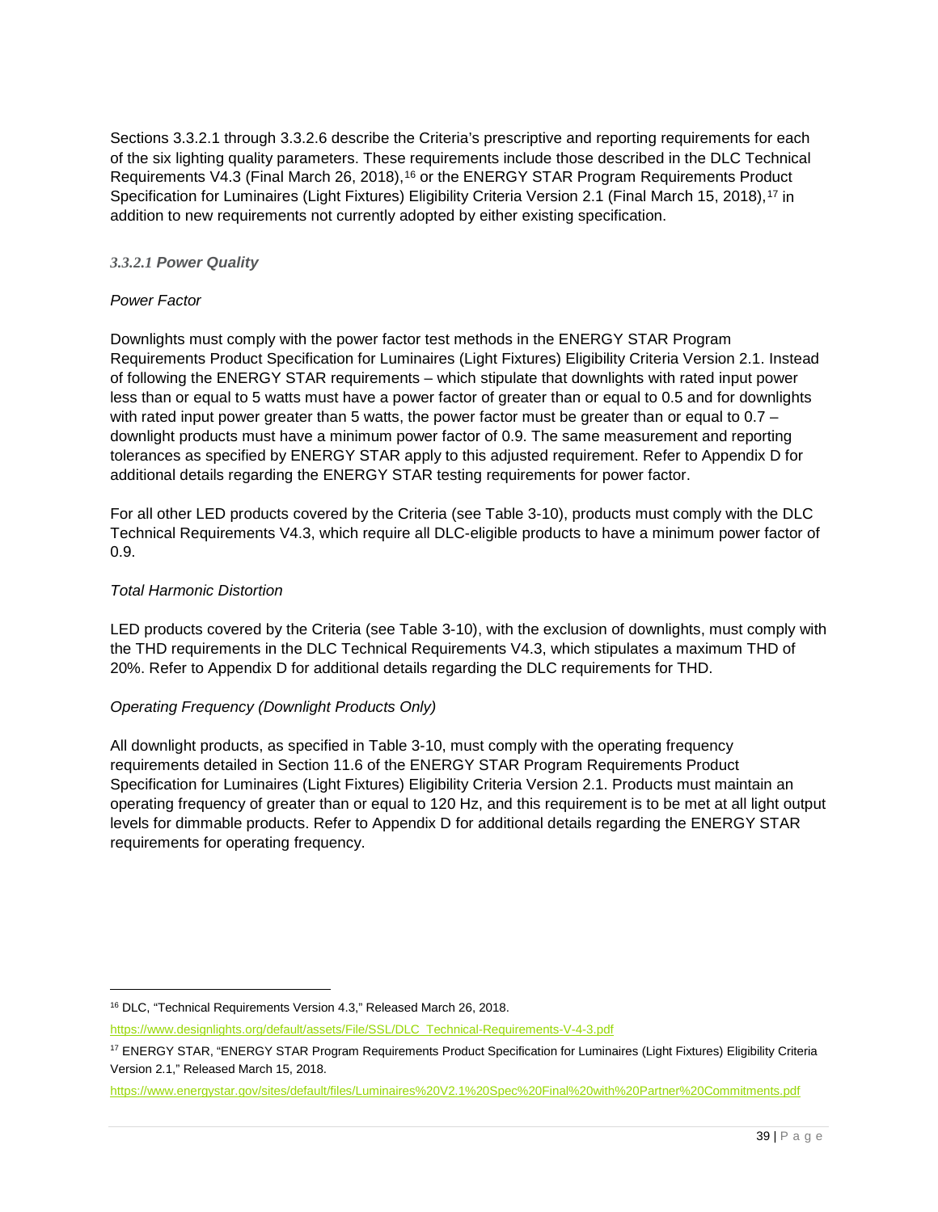Sections 3.3.2.1 through 3.3.2.6 describe the Criteria's prescriptive and reporting requirements for each of the six lighting quality parameters. These requirements include those described in the DLC Technical Requirements V4.3 (Final March 26, 2018),[16] or the ENERGY STAR Program Requirements Product Specification for Luminaires (Light Fixtures) Eligibility Criteria Version 2.1 (Final March 15, 2018),[17] in addition to new requirements not currently adopted by either existing specification.

#### *3.3.2.1 Power Quality*

*Power Factor*

Downlights must comply with the power factor test methods in the ENERGY STAR Program Requirements Product Specification for Luminaires (Light Fixtures) Eligibility Criteria Version 2.1. Instead of following the ENERGY STAR requirements – which stipulate that downlights with rated input power less than or equal to 5 watts must have a power factor of greater than or equal to 0.5 and for downlights with rated input power greater than 5 watts, the power factor must be greater than or equal to 0.7 – downlight products must have a minimum power factor of 0.9. The same measurement and reporting tolerances as specified by ENERGY STAR apply to this adjusted requirement. Refer to Appendix D for additional details regarding the ENERGY STAR testing requirements for power factor.

For all other LED products covered by the Criteria (see Table 3-10), products must comply with the DLC Technical Requirements V4.3, which require all DLC-eligible products to have a minimum power factor of 0.9.

*Total Harmonic Distortion*

LED products covered by the Criteria (see Table 3-10), with the exclusion of downlights, must comply with the THD requirements in the DLC Technical Requirements V4.3, which stipulates a maximum THD of 20%. Refer to Appendix D for additional details regarding the DLC requirements for THD.

*Operating Frequency (Downlight Products Only)*

All downlight products, as specified in Table 3-10, must comply with the operating frequency requirements detailed in Section 11.6 of the ENERGY STAR Program Requirements Product Specification for Luminaires (Light Fixtures) Eligibility Criteria Version 2.1. Products must maintain an operating frequency of greater than or equal to 120 Hz, and this requirement is to be met at all light output levels for dimmable products. Refer to Appendix D for additional details regarding the ENERGY STAR requirements for operating frequency.

---

[16] DLC, "Technical Requirements Version 4.3," Released March 26, 2018.

https://www.designlights.org/default/assets/File/SSL/DLC_Technical-Requirements-V-4-3.pdf

[17] ENERGY STAR, "ENERGY STAR Program Requirements Product Specification for Luminaires (Light Fixtures) Eligibility Criteria Version 2.1," Released March 15, 2018.

https://www.energystar.gov/sites/default/files/Luminaires%20V2.1%20Spec%20Final%20with%20Partner%20Commitments.pdf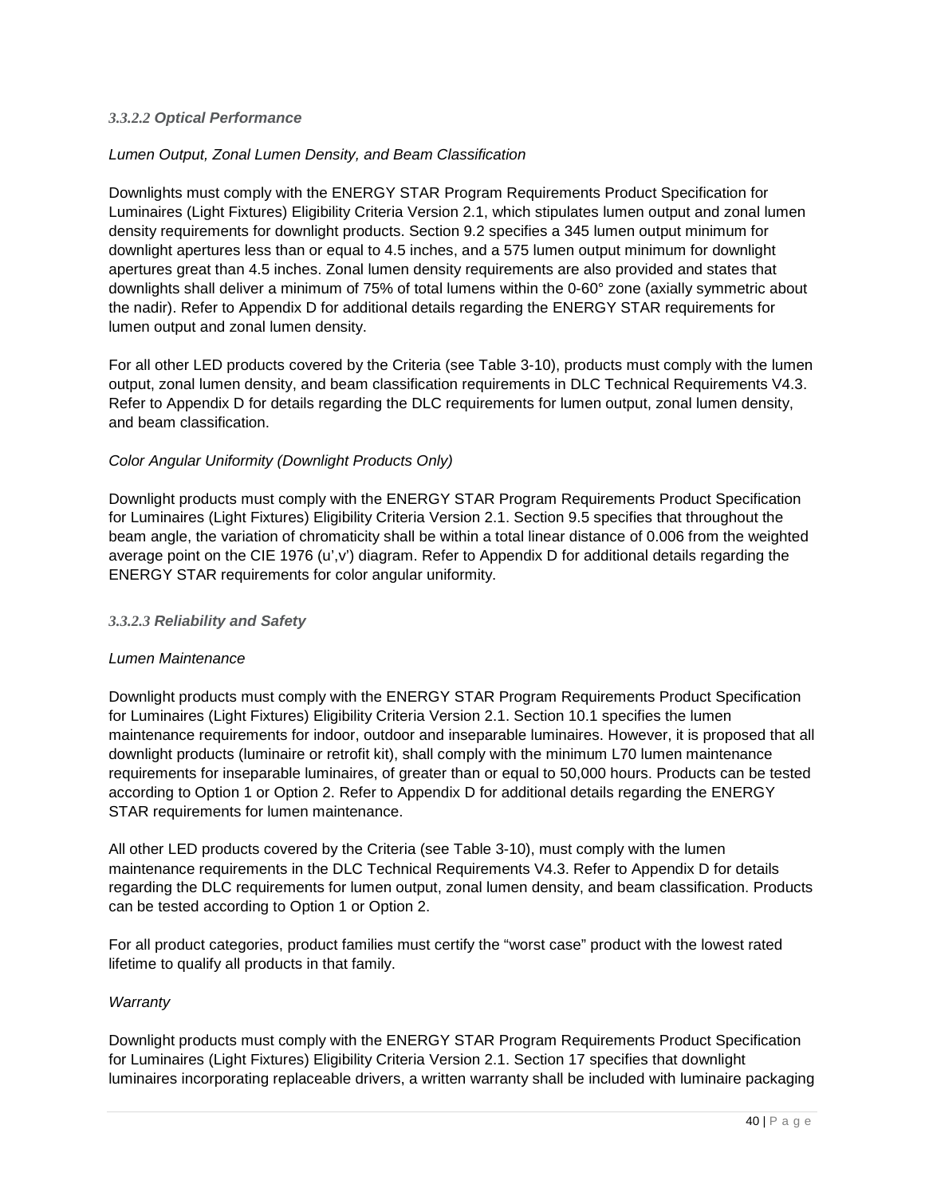#### *3.3.2.2 Optical Performance*

*Lumen Output, Zonal Lumen Density, and Beam Classification*

Downlights must comply with the ENERGY STAR Program Requirements Product Specification for Luminaires (Light Fixtures) Eligibility Criteria Version 2.1, which stipulates lumen output and zonal lumen density requirements for downlight products. Section 9.2 specifies a 345 lumen output minimum for downlight apertures less than or equal to 4.5 inches, and a 575 lumen output minimum for downlight apertures great than 4.5 inches. Zonal lumen density requirements are also provided and states that downlights shall deliver a minimum of 75% of total lumens within the 0-60° zone (axially symmetric about the nadir). Refer to Appendix D for additional details regarding the ENERGY STAR requirements for lumen output and zonal lumen density.

For all other LED products covered by the Criteria (see Table 3-10), products must comply with the lumen output, zonal lumen density, and beam classification requirements in DLC Technical Requirements V4.3. Refer to Appendix D for details regarding the DLC requirements for lumen output, zonal lumen density, and beam classification.

*Color Angular Uniformity (Downlight Products Only)*

Downlight products must comply with the ENERGY STAR Program Requirements Product Specification for Luminaires (Light Fixtures) Eligibility Criteria Version 2.1. Section 9.5 specifies that throughout the beam angle, the variation of chromaticity shall be within a total linear distance of 0.006 from the weighted average point on the CIE 1976 (u',v') diagram. Refer to Appendix D for additional details regarding the ENERGY STAR requirements for color angular uniformity.

#### *3.3.2.3 Reliability and Safety*

*Lumen Maintenance*

Downlight products must comply with the ENERGY STAR Program Requirements Product Specification for Luminaires (Light Fixtures) Eligibility Criteria Version 2.1. Section 10.1 specifies the lumen maintenance requirements for indoor, outdoor and inseparable luminaires. However, it is proposed that all downlight products (luminaire or retrofit kit), shall comply with the minimum L70 lumen maintenance requirements for inseparable luminaires, of greater than or equal to 50,000 hours. Products can be tested according to Option 1 or Option 2. Refer to Appendix D for additional details regarding the ENERGY STAR requirements for lumen maintenance.

All other LED products covered by the Criteria (see Table 3-10), must comply with the lumen maintenance requirements in the DLC Technical Requirements V4.3. Refer to Appendix D for details regarding the DLC requirements for lumen output, zonal lumen density, and beam classification. Products can be tested according to Option 1 or Option 2.

For all product categories, product families must certify the "worst case" product with the lowest rated lifetime to qualify all products in that family.

*Warranty*

Downlight products must comply with the ENERGY STAR Program Requirements Product Specification for Luminaires (Light Fixtures) Eligibility Criteria Version 2.1. Section 17 specifies that downlight luminaires incorporating replaceable drivers, a written warranty shall be included with luminaire packaging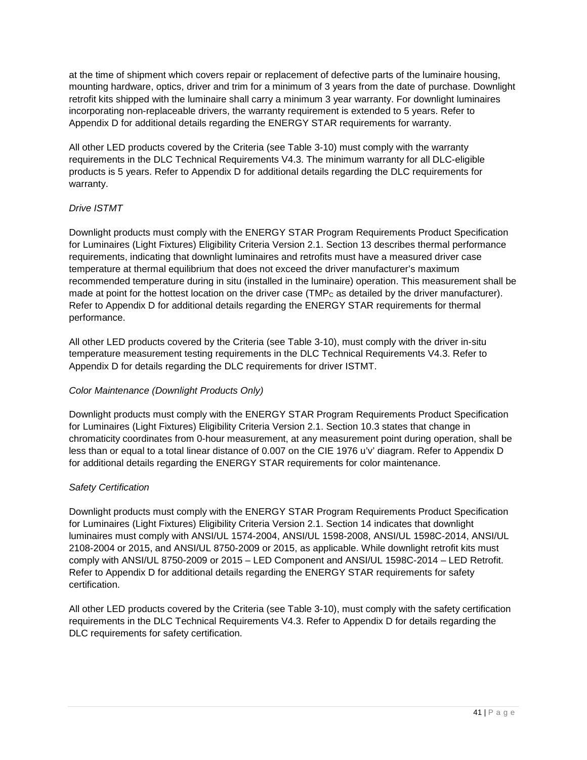at the time of shipment which covers repair or replacement of defective parts of the luminaire housing, mounting hardware, optics, driver and trim for a minimum of 3 years from the date of purchase. Downlight retrofit kits shipped with the luminaire shall carry a minimum 3 year warranty. For downlight luminaires incorporating non-replaceable drivers, the warranty requirement is extended to 5 years. Refer to Appendix D for additional details regarding the ENERGY STAR requirements for warranty.

All other LED products covered by the Criteria (see Table 3-10) must comply with the warranty requirements in the DLC Technical Requirements V4.3. The minimum warranty for all DLC-eligible products is 5 years. Refer to Appendix D for additional details regarding the DLC requirements for warranty.

*Drive ISTMT*

Downlight products must comply with the ENERGY STAR Program Requirements Product Specification for Luminaires (Light Fixtures) Eligibility Criteria Version 2.1. Section 13 describes thermal performance requirements, indicating that downlight luminaires and retrofits must have a measured driver case temperature at thermal equilibrium that does not exceed the driver manufacturer's maximum recommended temperature during in situ (installed in the luminaire) operation. This measurement shall be made at point for the hottest location on the driver case ($TMP_C$ as detailed by the driver manufacturer). Refer to Appendix D for additional details regarding the ENERGY STAR requirements for thermal performance.

All other LED products covered by the Criteria (see Table 3-10), must comply with the driver in-situ temperature measurement testing requirements in the DLC Technical Requirements V4.3. Refer to Appendix D for details regarding the DLC requirements for driver ISTMT.

*Color Maintenance (Downlight Products Only)*

Downlight products must comply with the ENERGY STAR Program Requirements Product Specification for Luminaires (Light Fixtures) Eligibility Criteria Version 2.1. Section 10.3 states that change in chromaticity coordinates from 0-hour measurement, at any measurement point during operation, shall be less than or equal to a total linear distance of 0.007 on the CIE 1976 u'v' diagram. Refer to Appendix D for additional details regarding the ENERGY STAR requirements for color maintenance.

*Safety Certification*

Downlight products must comply with the ENERGY STAR Program Requirements Product Specification for Luminaires (Light Fixtures) Eligibility Criteria Version 2.1. Section 14 indicates that downlight luminaires must comply with ANSI/UL 1574-2004, ANSI/UL 1598-2008, ANSI/UL 1598C-2014, ANSI/UL 2108-2004 or 2015, and ANSI/UL 8750-2009 or 2015, as applicable. While downlight retrofit kits must comply with ANSI/UL 8750-2009 or 2015 – LED Component and ANSI/UL 1598C-2014 – LED Retrofit. Refer to Appendix D for additional details regarding the ENERGY STAR requirements for safety certification.

All other LED products covered by the Criteria (see Table 3-10), must comply with the safety certification requirements in the DLC Technical Requirements V4.3. Refer to Appendix D for details regarding the DLC requirements for safety certification.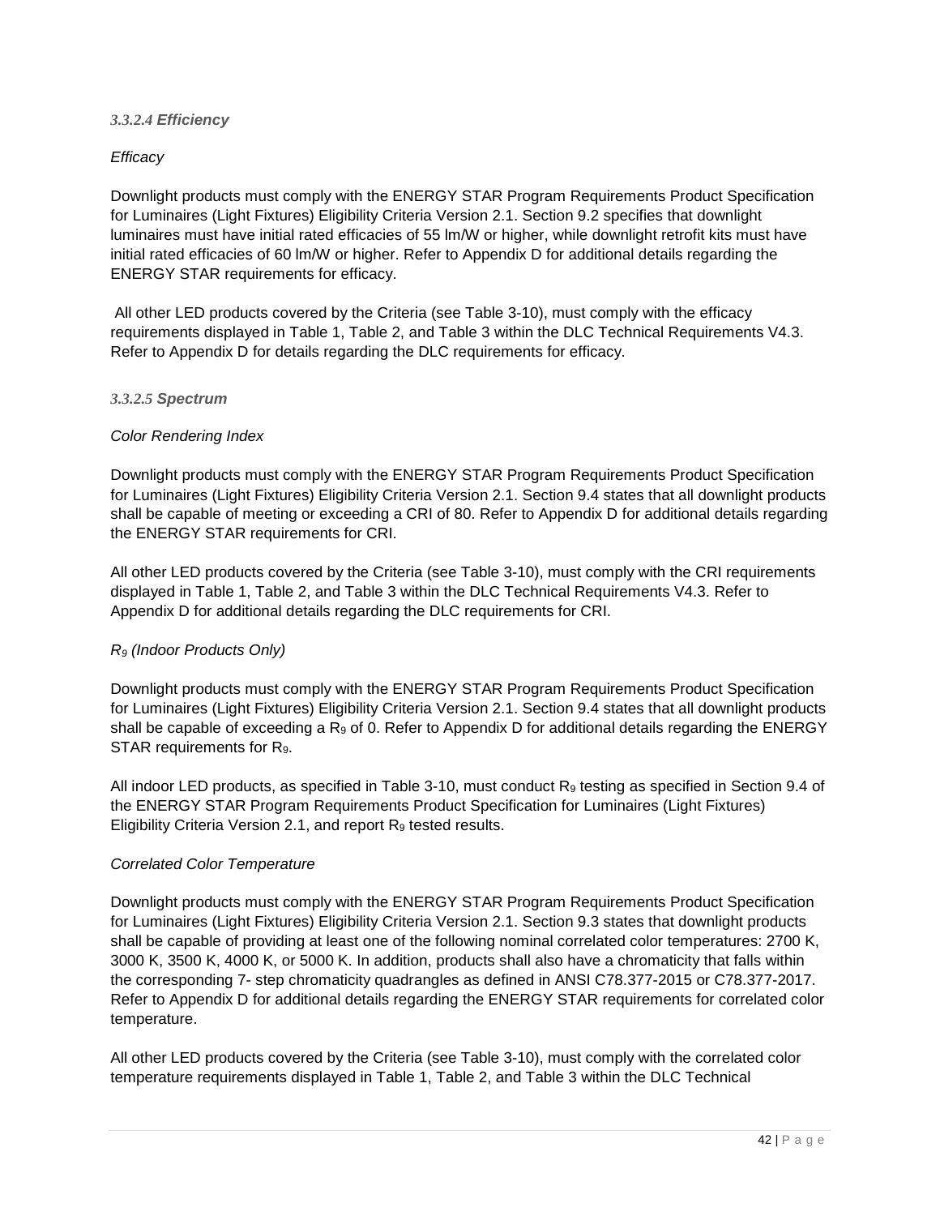#### *3.3.2.4 Efficiency*

*Efficacy*

Downlight products must comply with the ENERGY STAR Program Requirements Product Specification for Luminaires (Light Fixtures) Eligibility Criteria Version 2.1. Section 9.2 specifies that downlight luminaires must have initial rated efficacies of 55 lm/W or higher, while downlight retrofit kits must have initial rated efficacies of 60 lm/W or higher. Refer to Appendix D for additional details regarding the ENERGY STAR requirements for efficacy.

All other LED products covered by the Criteria (see Table 3-10), must comply with the efficacy requirements displayed in Table 1, Table 2, and Table 3 within the DLC Technical Requirements V4.3. Refer to Appendix D for details regarding the DLC requirements for efficacy.

#### *3.3.2.5 Spectrum*

*Color Rendering Index*

Downlight products must comply with the ENERGY STAR Program Requirements Product Specification for Luminaires (Light Fixtures) Eligibility Criteria Version 2.1. Section 9.4 states that all downlight products shall be capable of meeting or exceeding a CRI of 80. Refer to Appendix D for additional details regarding the ENERGY STAR requirements for CRI.

All other LED products covered by the Criteria (see Table 3-10), must comply with the CRI requirements displayed in Table 1, Table 2, and Table 3 within the DLC Technical Requirements V4.3. Refer to Appendix D for additional details regarding the DLC requirements for CRI.

*$R_9$ (Indoor Products Only)*

Downlight products must comply with the ENERGY STAR Program Requirements Product Specification for Luminaires (Light Fixtures) Eligibility Criteria Version 2.1. Section 9.4 states that all downlight products shall be capable of exceeding a $R_9$ of 0. Refer to Appendix D for additional details regarding the ENERGY STAR requirements for $R_9$.

All indoor LED products, as specified in Table 3-10, must conduct $R_9$ testing as specified in Section 9.4 of the ENERGY STAR Program Requirements Product Specification for Luminaires (Light Fixtures) Eligibility Criteria Version 2.1, and report $R_9$ tested results.

*Correlated Color Temperature*

Downlight products must comply with the ENERGY STAR Program Requirements Product Specification for Luminaires (Light Fixtures) Eligibility Criteria Version 2.1. Section 9.3 states that downlight products shall be capable of providing at least one of the following nominal correlated color temperatures: 2700 K, 3000 K, 3500 K, 4000 K, or 5000 K. In addition, products shall also have a chromaticity that falls within the corresponding 7- step chromaticity quadrangles as defined in ANSI C78.377-2015 or C78.377-2017. Refer to Appendix D for additional details regarding the ENERGY STAR requirements for correlated color temperature.

All other LED products covered by the Criteria (see Table 3-10), must comply with the correlated color temperature requirements displayed in Table 1, Table 2, and Table 3 within the DLC Technical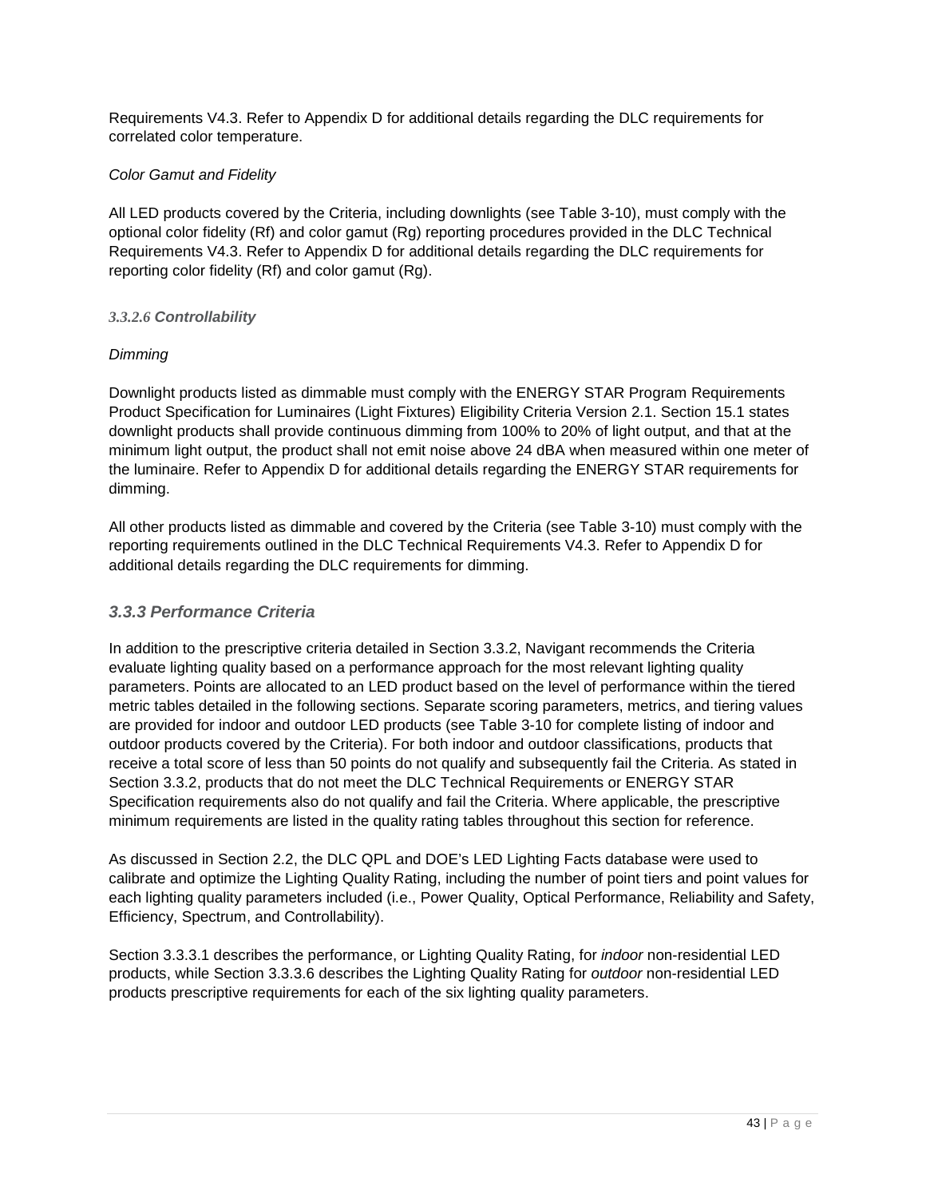Requirements V4.3. Refer to Appendix D for additional details regarding the DLC requirements for correlated color temperature.

*Color Gamut and Fidelity*

All LED products covered by the Criteria, including downlights (see Table 3-10), must comply with the optional color fidelity (Rf) and color gamut (Rg) reporting procedures provided in the DLC Technical Requirements V4.3. Refer to Appendix D for additional details regarding the DLC requirements for reporting color fidelity (Rf) and color gamut (Rg).

#### 3.3.2.6 Controllability

*Dimming*

Downlight products listed as dimmable must comply with the ENERGY STAR Program Requirements Product Specification for Luminaires (Light Fixtures) Eligibility Criteria Version 2.1. Section 15.1 states downlight products shall provide continuous dimming from 100% to 20% of light output, and that at the minimum light output, the product shall not emit noise above 24 dBA when measured within one meter of the luminaire. Refer to Appendix D for additional details regarding the ENERGY STAR requirements for dimming.

All other products listed as dimmable and covered by the Criteria (see Table 3-10) must comply with the reporting requirements outlined in the DLC Technical Requirements V4.3. Refer to Appendix D for additional details regarding the DLC requirements for dimming.

### 3.3.3 Performance Criteria

In addition to the prescriptive criteria detailed in Section 3.3.2, Navigant recommends the Criteria evaluate lighting quality based on a performance approach for the most relevant lighting quality parameters. Points are allocated to an LED product based on the level of performance within the tiered metric tables detailed in the following sections. Separate scoring parameters, metrics, and tiering values are provided for indoor and outdoor LED products (see Table 3-10 for complete listing of indoor and outdoor products covered by the Criteria). For both indoor and outdoor classifications, products that receive a total score of less than 50 points do not qualify and subsequently fail the Criteria. As stated in Section 3.3.2, products that do not meet the DLC Technical Requirements or ENERGY STAR Specification requirements also do not qualify and fail the Criteria. Where applicable, the prescriptive minimum requirements are listed in the quality rating tables throughout this section for reference.

As discussed in Section 2.2, the DLC QPL and DOE's LED Lighting Facts database were used to calibrate and optimize the Lighting Quality Rating, including the number of point tiers and point values for each lighting quality parameters included (i.e., Power Quality, Optical Performance, Reliability and Safety, Efficiency, Spectrum, and Controllability).

Section 3.3.3.1 describes the performance, or Lighting Quality Rating, for *indoor* non-residential LED products, while Section 3.3.3.6 describes the Lighting Quality Rating for *outdoor* non-residential LED products prescriptive requirements for each of the six lighting quality parameters.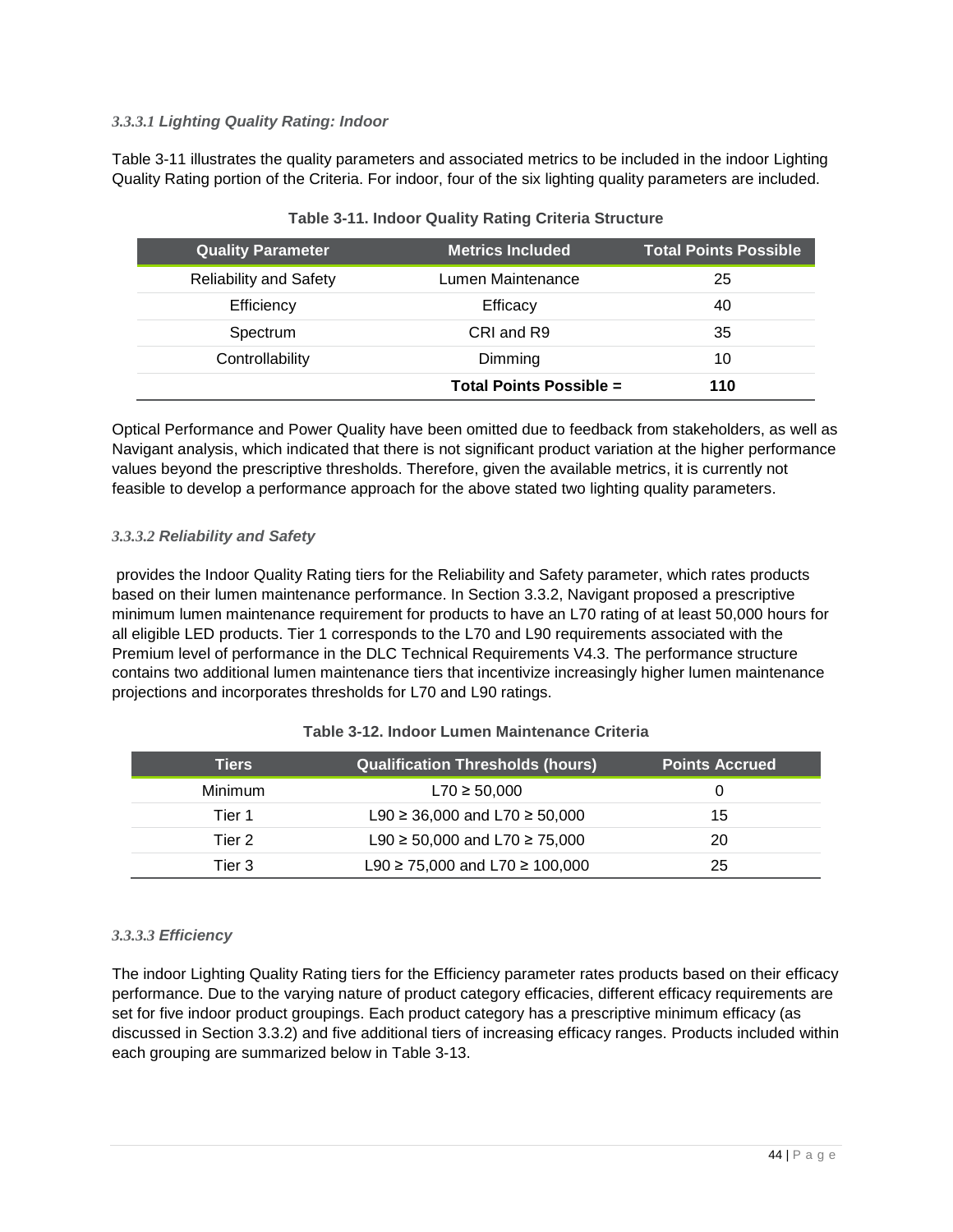#### *3.3.3.1 Lighting Quality Rating: Indoor*

Table 3-11 illustrates the quality parameters and associated metrics to be included in the indoor Lighting Quality Rating portion of the Criteria. For indoor, four of the six lighting quality parameters are included.

**Table 3-11. Indoor Quality Rating Criteria Structure**

| Quality Parameter | Metrics Included | Total Points Possible |
|---|---|---|
| Reliability and Safety | Lumen Maintenance | 25 |
| Efficiency | Efficacy | 40 |
| Spectrum | CRI and R9 | 35 |
| Controllability | Dimming | 10 |
| | **Total Points Possible =** | **110** |

Optical Performance and Power Quality have been omitted due to feedback from stakeholders, as well as Navigant analysis, which indicated that there is not significant product variation at the higher performance values beyond the prescriptive thresholds. Therefore, given the available metrics, it is currently not feasible to develop a performance approach for the above stated two lighting quality parameters.

#### *3.3.3.2 Reliability and Safety*

provides the Indoor Quality Rating tiers for the Reliability and Safety parameter, which rates products based on their lumen maintenance performance. In Section 3.3.2, Navigant proposed a prescriptive minimum lumen maintenance requirement for products to have an L70 rating of at least 50,000 hours for all eligible LED products. Tier 1 corresponds to the L70 and L90 requirements associated with the Premium level of performance in the DLC Technical Requirements V4.3. The performance structure contains two additional lumen maintenance tiers that incentivize increasingly higher lumen maintenance projections and incorporates thresholds for L70 and L90 ratings.

**Table 3-12. Indoor Lumen Maintenance Criteria**

| Tiers | Qualification Thresholds (hours) | Points Accrued |
|---|---|---|
| Minimum | L70 ≥ 50,000 | 0 |
| Tier 1 | L90 ≥ 36,000 and L70 ≥ 50,000 | 15 |
| Tier 2 | L90 ≥ 50,000 and L70 ≥ 75,000 | 20 |
| Tier 3 | L90 ≥ 75,000 and L70 ≥ 100,000 | 25 |

#### *3.3.3.3 Efficiency*

The indoor Lighting Quality Rating tiers for the Efficiency parameter rates products based on their efficacy performance. Due to the varying nature of product category efficacies, different efficacy requirements are set for five indoor product groupings. Each product category has a prescriptive minimum efficacy (as discussed in Section 3.3.2) and five additional tiers of increasing efficacy ranges. Products included within each grouping are summarized below in Table 3-13.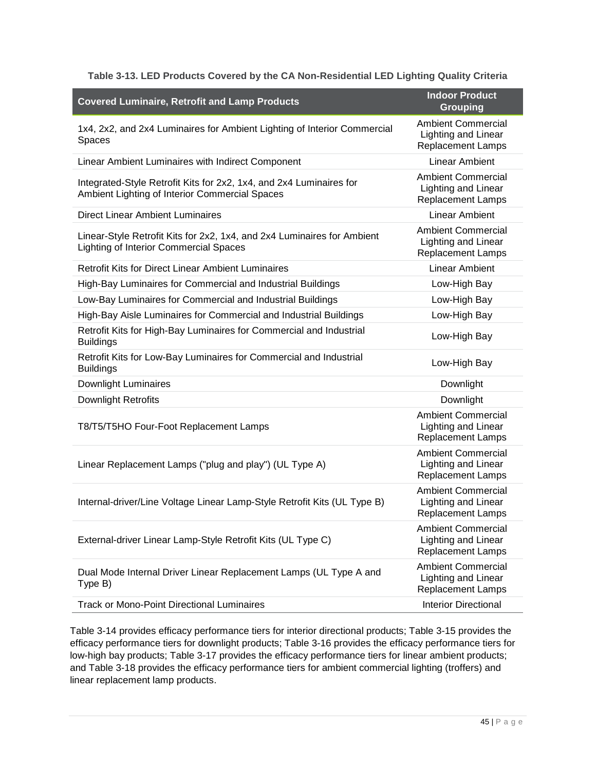**Table 3-13. LED Products Covered by the CA Non-Residential LED Lighting Quality Criteria**

| Covered Luminaire, Retrofit and Lamp Products | Indoor Product Grouping |
|---|---|
| 1x4, 2x2, and 2x4 Luminaires for Ambient Lighting of Interior Commercial Spaces | Ambient Commercial Lighting and Linear Replacement Lamps |
| Linear Ambient Luminaires with Indirect Component | Linear Ambient |
| Integrated-Style Retrofit Kits for 2x2, 1x4, and 2x4 Luminaires for Ambient Lighting of Interior Commercial Spaces | Ambient Commercial Lighting and Linear Replacement Lamps |
| Direct Linear Ambient Luminaires | Linear Ambient |
| Linear-Style Retrofit Kits for 2x2, 1x4, and 2x4 Luminaires for Ambient Lighting of Interior Commercial Spaces | Ambient Commercial Lighting and Linear Replacement Lamps |
| Retrofit Kits for Direct Linear Ambient Luminaires | Linear Ambient |
| High-Bay Luminaires for Commercial and Industrial Buildings | Low-High Bay |
| Low-Bay Luminaires for Commercial and Industrial Buildings | Low-High Bay |
| High-Bay Aisle Luminaires for Commercial and Industrial Buildings | Low-High Bay |
| Retrofit Kits for High-Bay Luminaires for Commercial and Industrial Buildings | Low-High Bay |
| Retrofit Kits for Low-Bay Luminaires for Commercial and Industrial Buildings | Low-High Bay |
| Downlight Luminaires | Downlight |
| Downlight Retrofits | Downlight |
| T8/T5/T5HO Four-Foot Replacement Lamps | Ambient Commercial Lighting and Linear Replacement Lamps |
| Linear Replacement Lamps ("plug and play") (UL Type A) | Ambient Commercial Lighting and Linear Replacement Lamps |
| Internal-driver/Line Voltage Linear Lamp-Style Retrofit Kits (UL Type B) | Ambient Commercial Lighting and Linear Replacement Lamps |
| External-driver Linear Lamp-Style Retrofit Kits (UL Type C) | Ambient Commercial Lighting and Linear Replacement Lamps |
| Dual Mode Internal Driver Linear Replacement Lamps (UL Type A and Type B) | Ambient Commercial Lighting and Linear Replacement Lamps |
| Track or Mono-Point Directional Luminaires | Interior Directional |

Table 3-14 provides efficacy performance tiers for interior directional products; Table 3-15 provides the efficacy performance tiers for downlight products; Table 3-16 provides the efficacy performance tiers for low-high bay products; Table 3-17 provides the efficacy performance tiers for linear ambient products; and Table 3-18 provides the efficacy performance tiers for ambient commercial lighting (troffers) and linear replacement lamp products.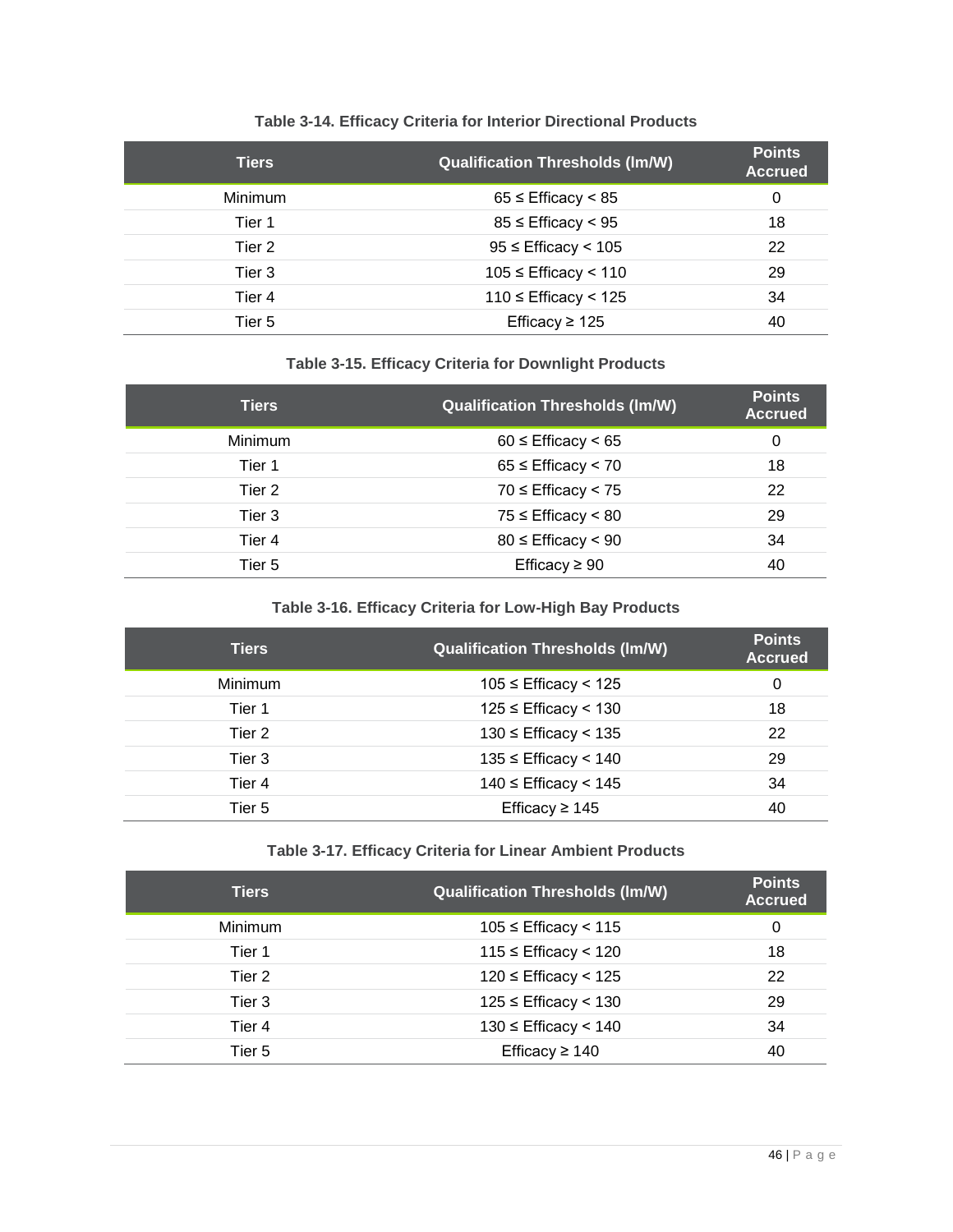**Table 3-14. Efficacy Criteria for Interior Directional Products**

| Tiers | Qualification Thresholds (lm/W) | Points Accrued |
| --- | --- | --- |
| Minimum | 65 ≤ Efficacy < 85 | 0 |
| Tier 1 | 85 ≤ Efficacy < 95 | 18 |
| Tier 2 | 95 ≤ Efficacy < 105 | 22 |
| Tier 3 | 105 ≤ Efficacy < 110 | 29 |
| Tier 4 | 110 ≤ Efficacy < 125 | 34 |
| Tier 5 | Efficacy ≥ 125 | 40 |

**Table 3-15. Efficacy Criteria for Downlight Products**

| Tiers | Qualification Thresholds (lm/W) | Points Accrued |
| --- | --- | --- |
| Minimum | 60 ≤ Efficacy < 65 | 0 |
| Tier 1 | 65 ≤ Efficacy < 70 | 18 |
| Tier 2 | 70 ≤ Efficacy < 75 | 22 |
| Tier 3 | 75 ≤ Efficacy < 80 | 29 |
| Tier 4 | 80 ≤ Efficacy < 90 | 34 |
| Tier 5 | Efficacy ≥ 90 | 40 |

**Table 3-16. Efficacy Criteria for Low-High Bay Products**

| Tiers | Qualification Thresholds (lm/W) | Points Accrued |
| --- | --- | --- |
| Minimum | 105 ≤ Efficacy < 125 | 0 |
| Tier 1 | 125 ≤ Efficacy < 130 | 18 |
| Tier 2 | 130 ≤ Efficacy < 135 | 22 |
| Tier 3 | 135 ≤ Efficacy < 140 | 29 |
| Tier 4 | 140 ≤ Efficacy < 145 | 34 |
| Tier 5 | Efficacy ≥ 145 | 40 |

**Table 3-17. Efficacy Criteria for Linear Ambient Products**

| Tiers | Qualification Thresholds (lm/W) | Points Accrued |
| --- | --- | --- |
| Minimum | 105 ≤ Efficacy < 115 | 0 |
| Tier 1 | 115 ≤ Efficacy < 120 | 18 |
| Tier 2 | 120 ≤ Efficacy < 125 | 22 |
| Tier 3 | 125 ≤ Efficacy < 130 | 29 |
| Tier 4 | 130 ≤ Efficacy < 140 | 34 |
| Tier 5 | Efficacy ≥ 140 | 40 |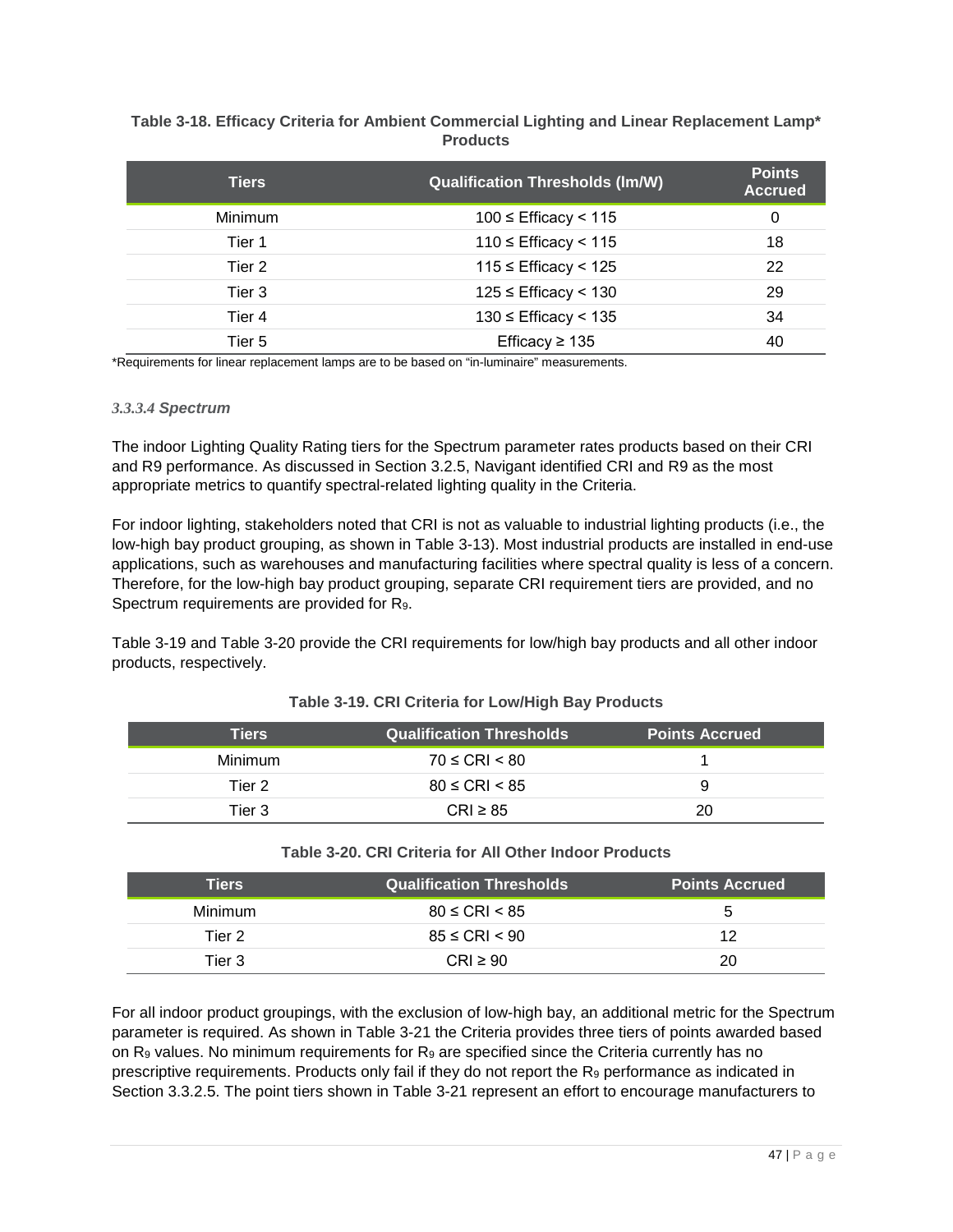**Table 3-18. Efficacy Criteria for Ambient Commercial Lighting and Linear Replacement Lamp* Products**

| Tiers | Qualification Thresholds (lm/W) | Points Accrued |
|---|---|---|
| Minimum | 100 ≤ Efficacy < 115 | 0 |
| Tier 1 | 110 ≤ Efficacy < 115 | 18 |
| Tier 2 | 115 ≤ Efficacy < 125 | 22 |
| Tier 3 | 125 ≤ Efficacy < 130 | 29 |
| Tier 4 | 130 ≤ Efficacy < 135 | 34 |
| Tier 5 | Efficacy ≥ 135 | 40 |

*Requirements for linear replacement lamps are to be based on "in-luminaire" measurements.

#### *3.3.3.4 Spectrum*

The indoor Lighting Quality Rating tiers for the Spectrum parameter rates products based on their CRI and R9 performance. As discussed in Section 3.2.5, Navigant identified CRI and R9 as the most appropriate metrics to quantify spectral-related lighting quality in the Criteria.

For indoor lighting, stakeholders noted that CRI is not as valuable to industrial lighting products (i.e., the low-high bay product grouping, as shown in Table 3-13). Most industrial products are installed in end-use applications, such as warehouses and manufacturing facilities where spectral quality is less of a concern. Therefore, for the low-high bay product grouping, separate CRI requirement tiers are provided, and no Spectrum requirements are provided for $R_9$.

Table 3-19 and Table 3-20 provide the CRI requirements for low/high bay products and all other indoor products, respectively.

**Table 3-19. CRI Criteria for Low/High Bay Products**

| Tiers | Qualification Thresholds | Points Accrued |
|---|---|---|
| Minimum | 70 ≤ CRI < 80 | 1 |
| Tier 2 | 80 ≤ CRI < 85 | 9 |
| Tier 3 | CRI ≥ 85 | 20 |

**Table 3-20. CRI Criteria for All Other Indoor Products**

| Tiers | Qualification Thresholds | Points Accrued |
|---|---|---|
| Minimum | 80 ≤ CRI < 85 | 5 |
| Tier 2 | 85 ≤ CRI < 90 | 12 |
| Tier 3 | CRI ≥ 90 | 20 |

For all indoor product groupings, with the exclusion of low-high bay, an additional metric for the Spectrum parameter is required. As shown in Table 3-21 the Criteria provides three tiers of points awarded based on $R_9$ values. No minimum requirements for $R_9$ are specified since the Criteria currently has no prescriptive requirements. Products only fail if they do not report the $R_9$ performance as indicated in Section 3.3.2.5. The point tiers shown in Table 3-21 represent an effort to encourage manufacturers to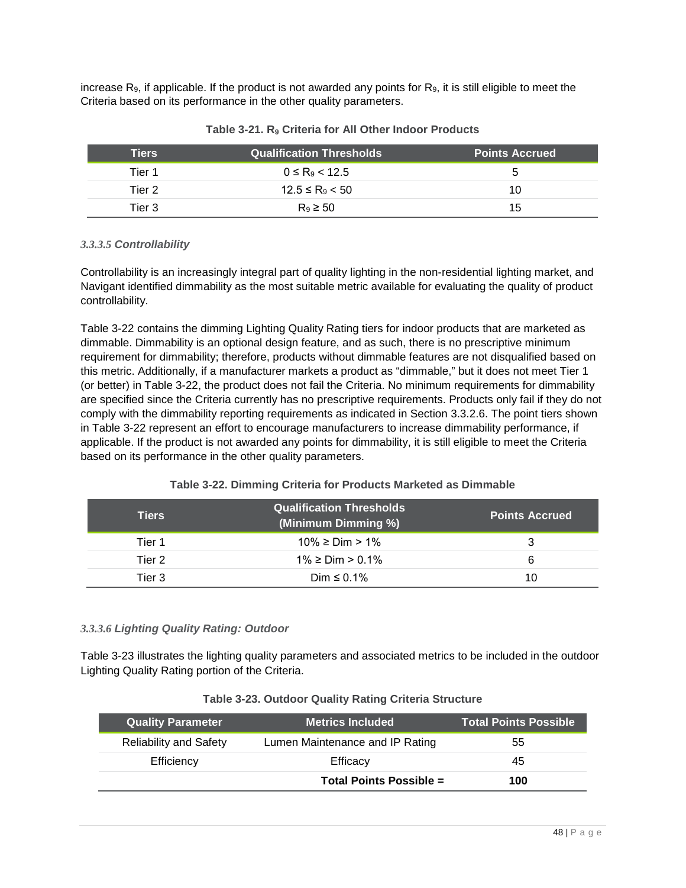increase $R_9$, if applicable. If the product is not awarded any points for $R_9$, it is still eligible to meet the Criteria based on its performance in the other quality parameters.

**Table 3-21. $R_9$ Criteria for All Other Indoor Products**

| Tiers | Qualification Thresholds | Points Accrued |
| --- | --- | --- |
| Tier 1 | $0 \leq R_9 < 12.5$ | 5 |
| Tier 2 | $12.5 \leq R_9 < 50$ | 10 |
| Tier 3 | $R_9 \geq 50$ | 15 |

#### *3.3.3.5 Controllability*

Controllability is an increasingly integral part of quality lighting in the non-residential lighting market, and Navigant identified dimmability as the most suitable metric available for evaluating the quality of product controllability.

Table 3-22 contains the dimming Lighting Quality Rating tiers for indoor products that are marketed as dimmable. Dimmability is an optional design feature, and as such, there is no prescriptive minimum requirement for dimmability; therefore, products without dimmable features are not disqualified based on this metric. Additionally, if a manufacturer markets a product as "dimmable," but it does not meet Tier 1 (or better) in Table 3-22, the product does not fail the Criteria. No minimum requirements for dimmability are specified since the Criteria currently has no prescriptive requirements. Products only fail if they do not comply with the dimmability reporting requirements as indicated in Section 3.3.2.6. The point tiers shown in Table 3-22 represent an effort to encourage manufacturers to increase dimmability performance, if applicable. If the product is not awarded any points for dimmability, it is still eligible to meet the Criteria based on its performance in the other quality parameters.

**Table 3-22. Dimming Criteria for Products Marketed as Dimmable**

| Tiers | Qualification Thresholds (Minimum Dimming %) | Points Accrued |
| --- | --- | --- |
| Tier 1 | $10\% \geq \text{Dim} > 1\%$ | 3 |
| Tier 2 | $1\% \geq \text{Dim} > 0.1\%$ | 6 |
| Tier 3 | $\text{Dim} \leq 0.1\%$ | 10 |

#### *3.3.3.6 Lighting Quality Rating: Outdoor*

Table 3-23 illustrates the lighting quality parameters and associated metrics to be included in the outdoor Lighting Quality Rating portion of the Criteria.

**Table 3-23. Outdoor Quality Rating Criteria Structure**

| Quality Parameter | Metrics Included | Total Points Possible |
| --- | --- | --- |
| Reliability and Safety | Lumen Maintenance and IP Rating | 55 |
| Efficiency | Efficacy | 45 |
| | **Total Points Possible =** | **100** |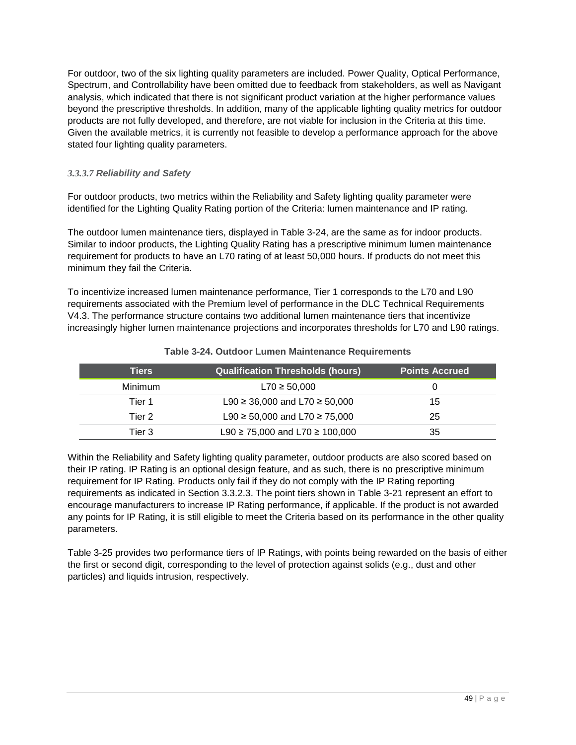For outdoor, two of the six lighting quality parameters are included. Power Quality, Optical Performance, Spectrum, and Controllability have been omitted due to feedback from stakeholders, as well as Navigant analysis, which indicated that there is not significant product variation at the higher performance values beyond the prescriptive thresholds. In addition, many of the applicable lighting quality metrics for outdoor products are not fully developed, and therefore, are not viable for inclusion in the Criteria at this time. Given the available metrics, it is currently not feasible to develop a performance approach for the above stated four lighting quality parameters.

#### *3.3.3.7 Reliability and Safety*

For outdoor products, two metrics within the Reliability and Safety lighting quality parameter were identified for the Lighting Quality Rating portion of the Criteria: lumen maintenance and IP rating.

The outdoor lumen maintenance tiers, displayed in Table 3-24, are the same as for indoor products. Similar to indoor products, the Lighting Quality Rating has a prescriptive minimum lumen maintenance requirement for products to have an L70 rating of at least 50,000 hours. If products do not meet this minimum they fail the Criteria.

To incentivize increased lumen maintenance performance, Tier 1 corresponds to the L70 and L90 requirements associated with the Premium level of performance in the DLC Technical Requirements V4.3. The performance structure contains two additional lumen maintenance tiers that incentivize increasingly higher lumen maintenance projections and incorporates thresholds for L70 and L90 ratings.

**Table 3-24. Outdoor Lumen Maintenance Requirements**

| Tiers | Qualification Thresholds (hours) | Points Accrued |
|---|---|---|
| Minimum | L70 ≥ 50,000 | 0 |
| Tier 1 | L90 ≥ 36,000 and L70 ≥ 50,000 | 15 |
| Tier 2 | L90 ≥ 50,000 and L70 ≥ 75,000 | 25 |
| Tier 3 | L90 ≥ 75,000 and L70 ≥ 100,000 | 35 |

Within the Reliability and Safety lighting quality parameter, outdoor products are also scored based on their IP rating. IP Rating is an optional design feature, and as such, there is no prescriptive minimum requirement for IP Rating. Products only fail if they do not comply with the IP Rating reporting requirements as indicated in Section 3.3.2.3. The point tiers shown in Table 3-21 represent an effort to encourage manufacturers to increase IP Rating performance, if applicable. If the product is not awarded any points for IP Rating, it is still eligible to meet the Criteria based on its performance in the other quality parameters.

Table 3-25 provides two performance tiers of IP Ratings, with points being rewarded on the basis of either the first or second digit, corresponding to the level of protection against solids (e.g., dust and other particles) and liquids intrusion, respectively.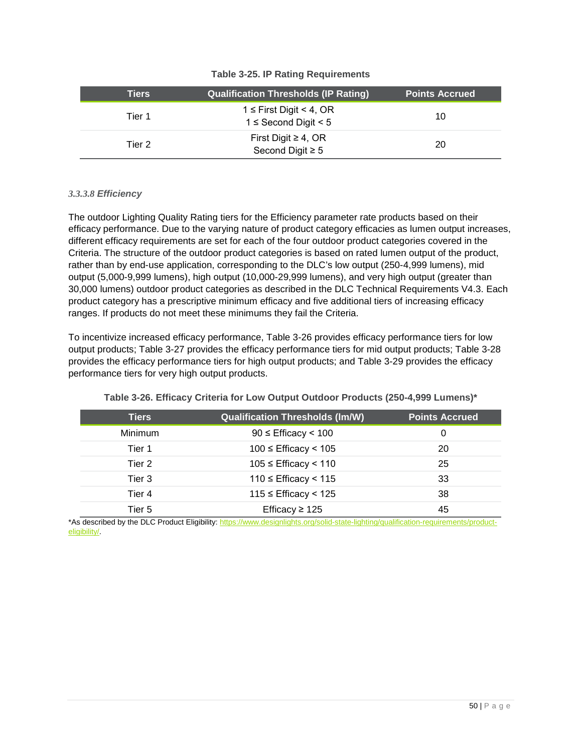**Table 3-25. IP Rating Requirements**

| Tiers | Qualification Thresholds (IP Rating) | Points Accrued |
|---|---|---|
| Tier 1 | 1 ≤ First Digit < 4, OR<br>1 ≤ Second Digit < 5 | 10 |
| Tier 2 | First Digit ≥ 4, OR<br>Second Digit ≥ 5 | 20 |

#### *3.3.3.8 Efficiency*

The outdoor Lighting Quality Rating tiers for the Efficiency parameter rate products based on their efficacy performance. Due to the varying nature of product category efficacies as lumen output increases, different efficacy requirements are set for each of the four outdoor product categories covered in the Criteria. The structure of the outdoor product categories is based on rated lumen output of the product, rather than by end-use application, corresponding to the DLC's low output (250-4,999 lumens), mid output (5,000-9,999 lumens), high output (10,000-29,999 lumens), and very high output (greater than 30,000 lumens) outdoor product categories as described in the DLC Technical Requirements V4.3. Each product category has a prescriptive minimum efficacy and five additional tiers of increasing efficacy ranges. If products do not meet these minimums they fail the Criteria.

To incentivize increased efficacy performance, Table 3-26 provides efficacy performance tiers for low output products; Table 3-27 provides the efficacy performance tiers for mid output products; Table 3-28 provides the efficacy performance tiers for high output products; and Table 3-29 provides the efficacy performance tiers for very high output products.

**Table 3-26. Efficacy Criteria for Low Output Outdoor Products (250-4,999 Lumens)***

| Tiers | Qualification Thresholds (lm/W) | Points Accrued |
|---|---|---|
| Minimum | 90 ≤ Efficacy < 100 | 0 |
| Tier 1 | 100 ≤ Efficacy < 105 | 20 |
| Tier 2 | 105 ≤ Efficacy < 110 | 25 |
| Tier 3 | 110 ≤ Efficacy < 115 | 33 |
| Tier 4 | 115 ≤ Efficacy < 125 | 38 |
| Tier 5 | Efficacy ≥ 125 | 45 |

*As described by the DLC Product Eligibility: https://www.designlights.org/solid-state-lighting/qualification-requirements/product-eligibility/.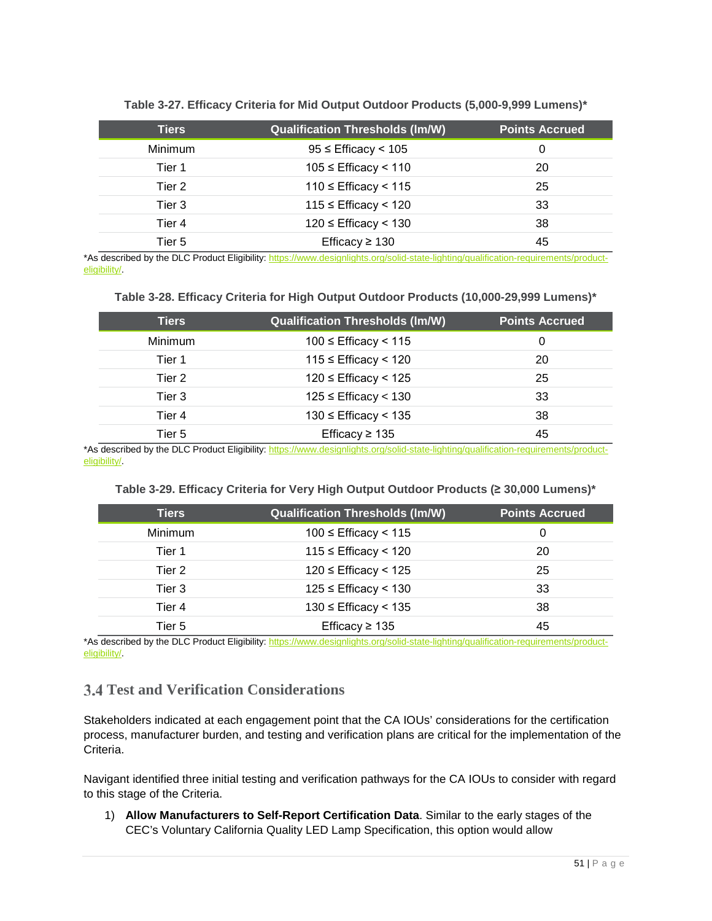**Table 3-27. Efficacy Criteria for Mid Output Outdoor Products (5,000-9,999 Lumens)***

| Tiers | Qualification Thresholds (lm/W) | Points Accrued |
|---|---|---|
| Minimum | 95 ≤ Efficacy < 105 | 0 |
| Tier 1 | 105 ≤ Efficacy < 110 | 20 |
| Tier 2 | 110 ≤ Efficacy < 115 | 25 |
| Tier 3 | 115 ≤ Efficacy < 120 | 33 |
| Tier 4 | 120 ≤ Efficacy < 130 | 38 |
| Tier 5 | Efficacy ≥ 130 | 45 |

*As described by the DLC Product Eligibility: https://www.designlights.org/solid-state-lighting/qualification-requirements/product-eligibility/.

**Table 3-28. Efficacy Criteria for High Output Outdoor Products (10,000-29,999 Lumens)***

| Tiers | Qualification Thresholds (lm/W) | Points Accrued |
|---|---|---|
| Minimum | 100 ≤ Efficacy < 115 | 0 |
| Tier 1 | 115 ≤ Efficacy < 120 | 20 |
| Tier 2 | 120 ≤ Efficacy < 125 | 25 |
| Tier 3 | 125 ≤ Efficacy < 130 | 33 |
| Tier 4 | 130 ≤ Efficacy < 135 | 38 |
| Tier 5 | Efficacy ≥ 135 | 45 |

*As described by the DLC Product Eligibility: https://www.designlights.org/solid-state-lighting/qualification-requirements/product-eligibility/.

**Table 3-29. Efficacy Criteria for Very High Output Outdoor Products (≥ 30,000 Lumens)***

| Tiers | Qualification Thresholds (lm/W) | Points Accrued |
|---|---|---|
| Minimum | 100 ≤ Efficacy < 115 | 0 |
| Tier 1 | 115 ≤ Efficacy < 120 | 20 |
| Tier 2 | 120 ≤ Efficacy < 125 | 25 |
| Tier 3 | 125 ≤ Efficacy < 130 | 33 |
| Tier 4 | 130 ≤ Efficacy < 135 | 38 |
| Tier 5 | Efficacy ≥ 135 | 45 |

*As described by the DLC Product Eligibility: https://www.designlights.org/solid-state-lighting/qualification-requirements/product-eligibility/.

## 3.4 Test and Verification Considerations

Stakeholders indicated at each engagement point that the CA IOUs' considerations for the certification process, manufacturer burden, and testing and verification plans are critical for the implementation of the Criteria.

Navigant identified three initial testing and verification pathways for the CA IOUs to consider with regard to this stage of the Criteria.

1) **Allow Manufacturers to Self-Report Certification Data**. Similar to the early stages of the CEC's Voluntary California Quality LED Lamp Specification, this option would allow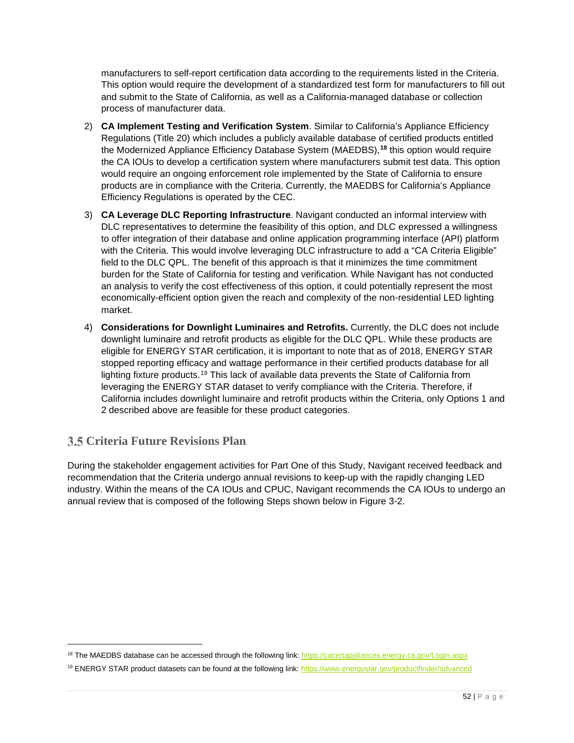manufacturers to self-report certification data according to the requirements listed in the Criteria. This option would require the development of a standardized test form for manufacturers to fill out and submit to the State of California, as well as a California-managed database or collection process of manufacturer data.

2) **CA Implement Testing and Verification System**. Similar to California's Appliance Efficiency Regulations (Title 20) which includes a publicly available database of certified products entitled the Modernized Appliance Efficiency Database System (MAEDBS),[18] this option would require the CA IOUs to develop a certification system where manufacturers submit test data. This option would require an ongoing enforcement role implemented by the State of California to ensure products are in compliance with the Criteria. Currently, the MAEDBS for California's Appliance Efficiency Regulations is operated by the CEC.

3) **CA Leverage DLC Reporting Infrastructure**. Navigant conducted an informal interview with DLC representatives to determine the feasibility of this option, and DLC expressed a willingness to offer integration of their database and online application programming interface (API) platform with the Criteria. This would involve leveraging DLC infrastructure to add a "CA Criteria Eligible" field to the DLC QPL. The benefit of this approach is that it minimizes the time commitment burden for the State of California for testing and verification. While Navigant has not conducted an analysis to verify the cost effectiveness of this option, it could potentially represent the most economically-efficient option given the reach and complexity of the non-residential LED lighting market.

4) **Considerations for Downlight Luminaires and Retrofits.** Currently, the DLC does not include downlight luminaire and retrofit products as eligible for the DLC QPL. While these products are eligible for ENERGY STAR certification, it is important to note that as of 2018, ENERGY STAR stopped reporting efficacy and wattage performance in their certified products database for all lighting fixture products.[19] This lack of available data prevents the State of California from leveraging the ENERGY STAR dataset to verify compliance with the Criteria. Therefore, if California includes downlight luminaire and retrofit products within the Criteria, only Options 1 and 2 described above are feasible for these product categories.

## 3.5 Criteria Future Revisions Plan

During the stakeholder engagement activities for Part One of this Study, Navigant received feedback and recommendation that the Criteria undergo annual revisions to keep-up with the rapidly changing LED industry. Within the means of the CA IOUs and CPUC, Navigant recommends the CA IOUs to undergo an annual review that is composed of the following Steps shown below in Figure 3-2.

---

[18] The MAEDBS database can be accessed through the following link: https://cacertappliances.energy.ca.gov/Login.aspx

[19] ENERGY STAR product datasets can be found at the following link: https://www.energystar.gov/productfinder/advanced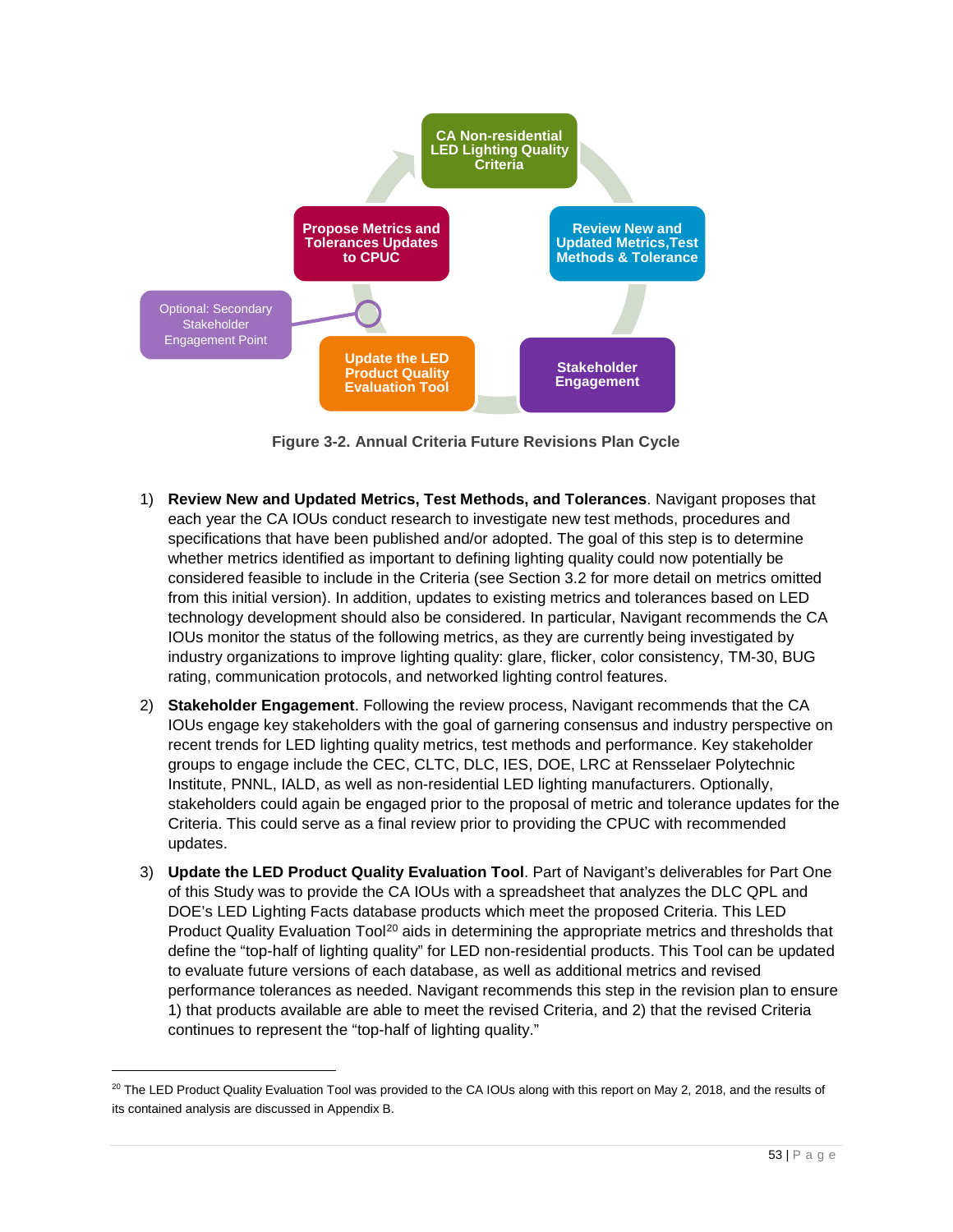CA Non-residential LED Lighting Quality Criteria

Review New and Updated Metrics,Test Methods & Tolerance

Stakeholder Engagement

Update the LED Product Quality Evaluation Tool

Optional: Secondary Stakeholder Engagement Point

Propose Metrics and Tolerances Updates to CPUC

**Figure 3-2. Annual Criteria Future Revisions Plan Cycle**

1) **Review New and Updated Metrics, Test Methods, and Tolerances**. Navigant proposes that each year the CA IOUs conduct research to investigate new test methods, procedures and specifications that have been published and/or adopted. The goal of this step is to determine whether metrics identified as important to defining lighting quality could now potentially be considered feasible to include in the Criteria (see Section 3.2 for more detail on metrics omitted from this initial version). In addition, updates to existing metrics and tolerances based on LED technology development should also be considered. In particular, Navigant recommends the CA IOUs monitor the status of the following metrics, as they are currently being investigated by industry organizations to improve lighting quality: glare, flicker, color consistency, TM-30, BUG rating, communication protocols, and networked lighting control features.

2) **Stakeholder Engagement**. Following the review process, Navigant recommends that the CA IOUs engage key stakeholders with the goal of garnering consensus and industry perspective on recent trends for LED lighting quality metrics, test methods and performance. Key stakeholder groups to engage include the CEC, CLTC, DLC, IES, DOE, LRC at Rensselaer Polytechnic Institute, PNNL, IALD, as well as non-residential LED lighting manufacturers. Optionally, stakeholders could again be engaged prior to the proposal of metric and tolerance updates for the Criteria. This could serve as a final review prior to providing the CPUC with recommended updates.

3) **Update the LED Product Quality Evaluation Tool**. Part of Navigant's deliverables for Part One of this Study was to provide the CA IOUs with a spreadsheet that analyzes the DLC QPL and DOE's LED Lighting Facts database products which meet the proposed Criteria. This LED Product Quality Evaluation Tool[20] aids in determining the appropriate metrics and thresholds that define the "top-half of lighting quality" for LED non-residential products. This Tool can be updated to evaluate future versions of each database, as well as additional metrics and revised performance tolerances as needed. Navigant recommends this step in the revision plan to ensure 1) that products available are able to meet the revised Criteria, and 2) that the revised Criteria continues to represent the "top-half of lighting quality."

[20] The LED Product Quality Evaluation Tool was provided to the CA IOUs along with this report on May 2, 2018, and the results of its contained analysis are discussed in Appendix B.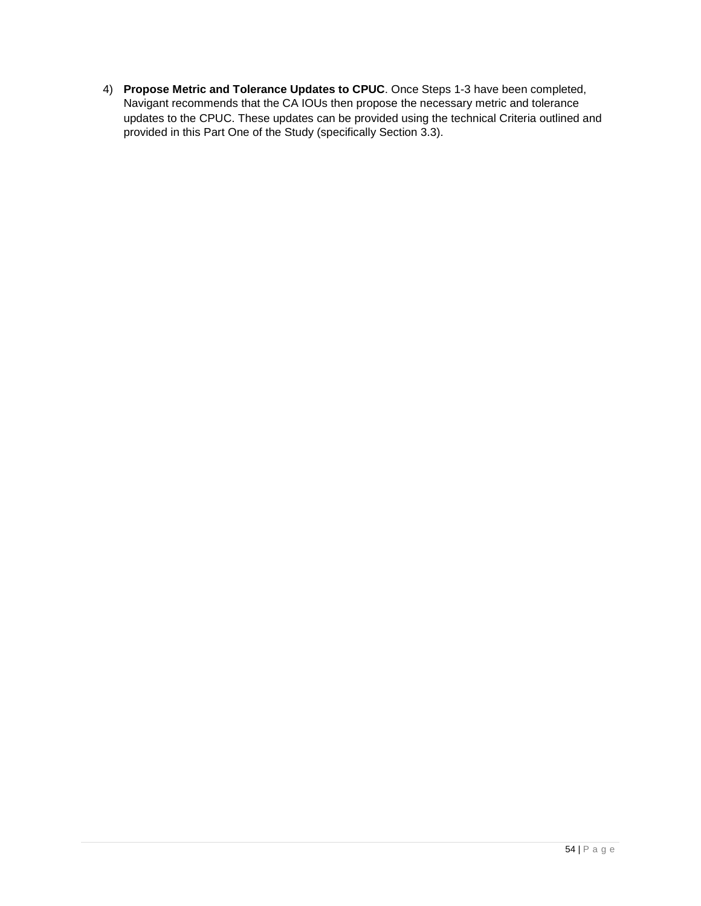4) **Propose Metric and Tolerance Updates to CPUC**. Once Steps 1-3 have been completed, Navigant recommends that the CA IOUs then propose the necessary metric and tolerance updates to the CPUC. These updates can be provided using the technical Criteria outlined and provided in this Part One of the Study (specifically Section 3.3).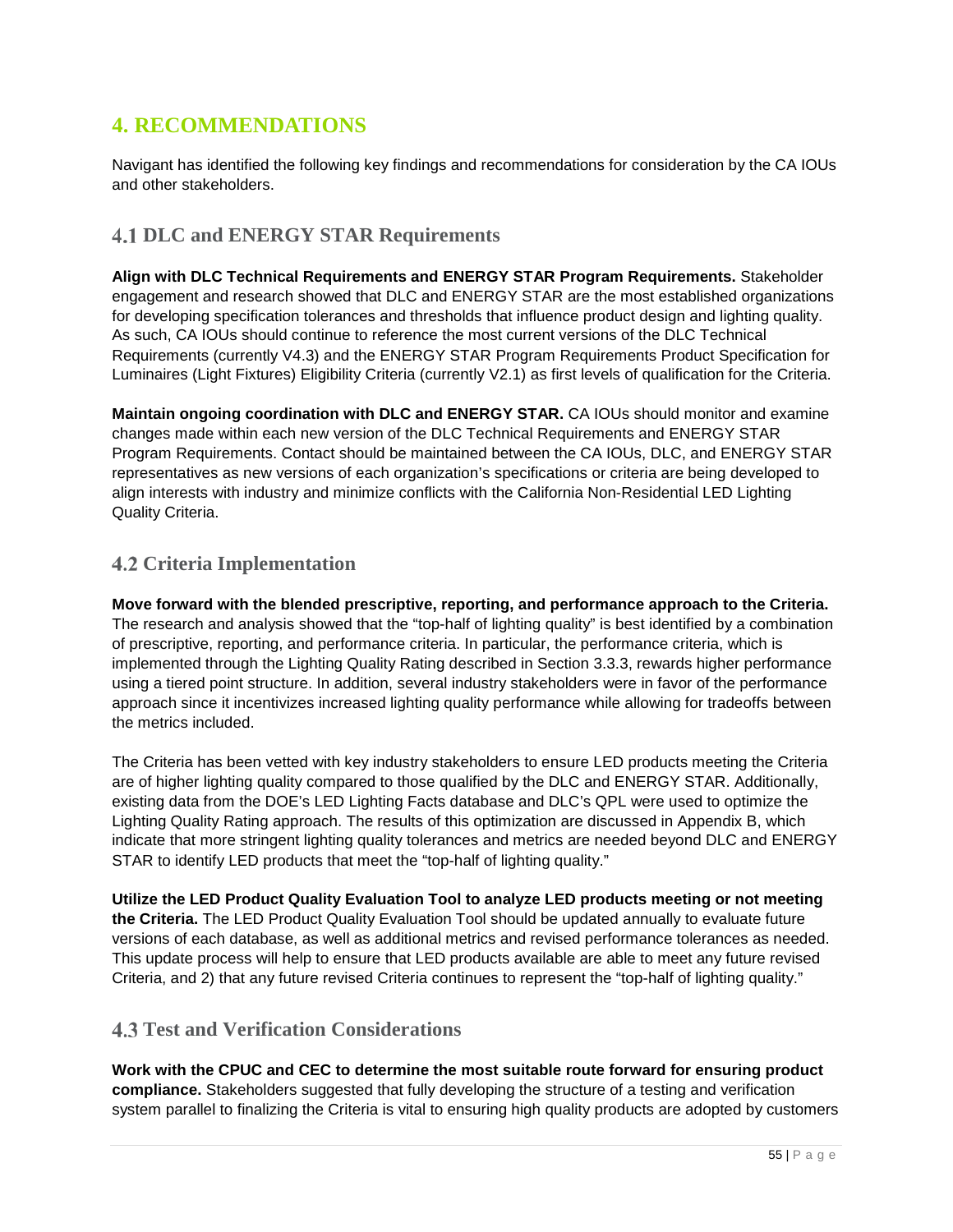# 4. RECOMMENDATIONS

Navigant has identified the following key findings and recommendations for consideration by the CA IOUs and other stakeholders.

## 4.1 DLC and ENERGY STAR Requirements

**Align with DLC Technical Requirements and ENERGY STAR Program Requirements.** Stakeholder engagement and research showed that DLC and ENERGY STAR are the most established organizations for developing specification tolerances and thresholds that influence product design and lighting quality. As such, CA IOUs should continue to reference the most current versions of the DLC Technical Requirements (currently V4.3) and the ENERGY STAR Program Requirements Product Specification for Luminaires (Light Fixtures) Eligibility Criteria (currently V2.1) as first levels of qualification for the Criteria.

**Maintain ongoing coordination with DLC and ENERGY STAR.** CA IOUs should monitor and examine changes made within each new version of the DLC Technical Requirements and ENERGY STAR Program Requirements. Contact should be maintained between the CA IOUs, DLC, and ENERGY STAR representatives as new versions of each organization's specifications or criteria are being developed to align interests with industry and minimize conflicts with the California Non-Residential LED Lighting Quality Criteria.

## 4.2 Criteria Implementation

**Move forward with the blended prescriptive, reporting, and performance approach to the Criteria.** The research and analysis showed that the "top-half of lighting quality" is best identified by a combination of prescriptive, reporting, and performance criteria. In particular, the performance criteria, which is implemented through the Lighting Quality Rating described in Section 3.3.3, rewards higher performance using a tiered point structure. In addition, several industry stakeholders were in favor of the performance approach since it incentivizes increased lighting quality performance while allowing for tradeoffs between the metrics included.

The Criteria has been vetted with key industry stakeholders to ensure LED products meeting the Criteria are of higher lighting quality compared to those qualified by the DLC and ENERGY STAR. Additionally, existing data from the DOE's LED Lighting Facts database and DLC's QPL were used to optimize the Lighting Quality Rating approach. The results of this optimization are discussed in Appendix B, which indicate that more stringent lighting quality tolerances and metrics are needed beyond DLC and ENERGY STAR to identify LED products that meet the "top-half of lighting quality."

**Utilize the LED Product Quality Evaluation Tool to analyze LED products meeting or not meeting the Criteria.** The LED Product Quality Evaluation Tool should be updated annually to evaluate future versions of each database, as well as additional metrics and revised performance tolerances as needed. This update process will help to ensure that LED products available are able to meet any future revised Criteria, and 2) that any future revised Criteria continues to represent the "top-half of lighting quality."

## 4.3 Test and Verification Considerations

**Work with the CPUC and CEC to determine the most suitable route forward for ensuring product compliance.** Stakeholders suggested that fully developing the structure of a testing and verification system parallel to finalizing the Criteria is vital to ensuring high quality products are adopted by customers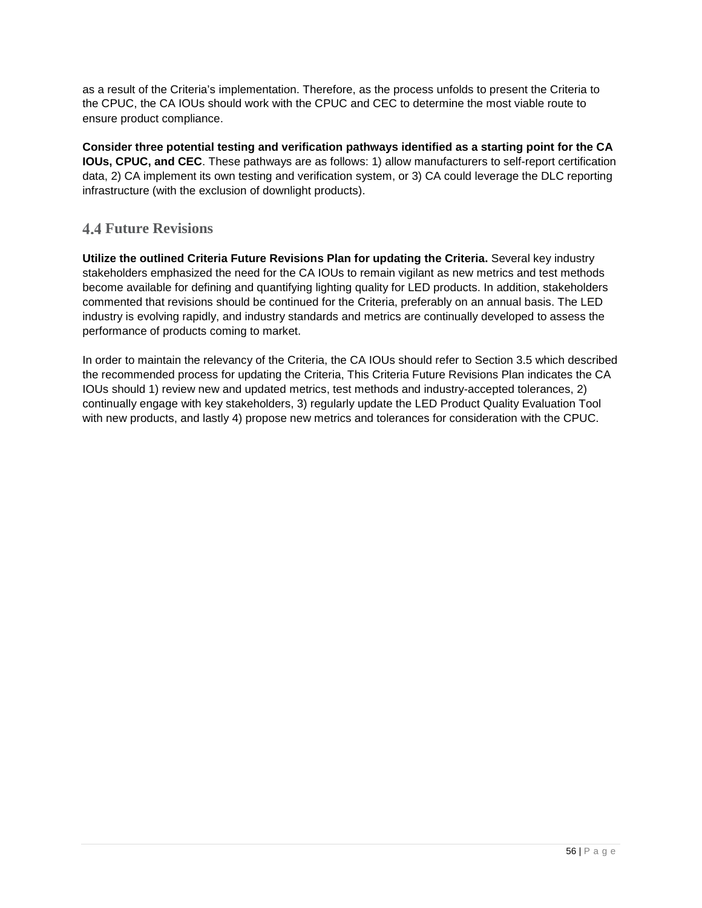as a result of the Criteria's implementation. Therefore, as the process unfolds to present the Criteria to the CPUC, the CA IOUs should work with the CPUC and CEC to determine the most viable route to ensure product compliance.

**Consider three potential testing and verification pathways identified as a starting point for the CA IOUs, CPUC, and CEC**. These pathways are as follows: 1) allow manufacturers to self-report certification data, 2) CA implement its own testing and verification system, or 3) CA could leverage the DLC reporting infrastructure (with the exclusion of downlight products).

## 4.4 Future Revisions

**Utilize the outlined Criteria Future Revisions Plan for updating the Criteria.** Several key industry stakeholders emphasized the need for the CA IOUs to remain vigilant as new metrics and test methods become available for defining and quantifying lighting quality for LED products. In addition, stakeholders commented that revisions should be continued for the Criteria, preferably on an annual basis. The LED industry is evolving rapidly, and industry standards and metrics are continually developed to assess the performance of products coming to market.

In order to maintain the relevancy of the Criteria, the CA IOUs should refer to Section 3.5 which described the recommended process for updating the Criteria, This Criteria Future Revisions Plan indicates the CA IOUs should 1) review new and updated metrics, test methods and industry-accepted tolerances, 2) continually engage with key stakeholders, 3) regularly update the LED Product Quality Evaluation Tool with new products, and lastly 4) propose new metrics and tolerances for consideration with the CPUC.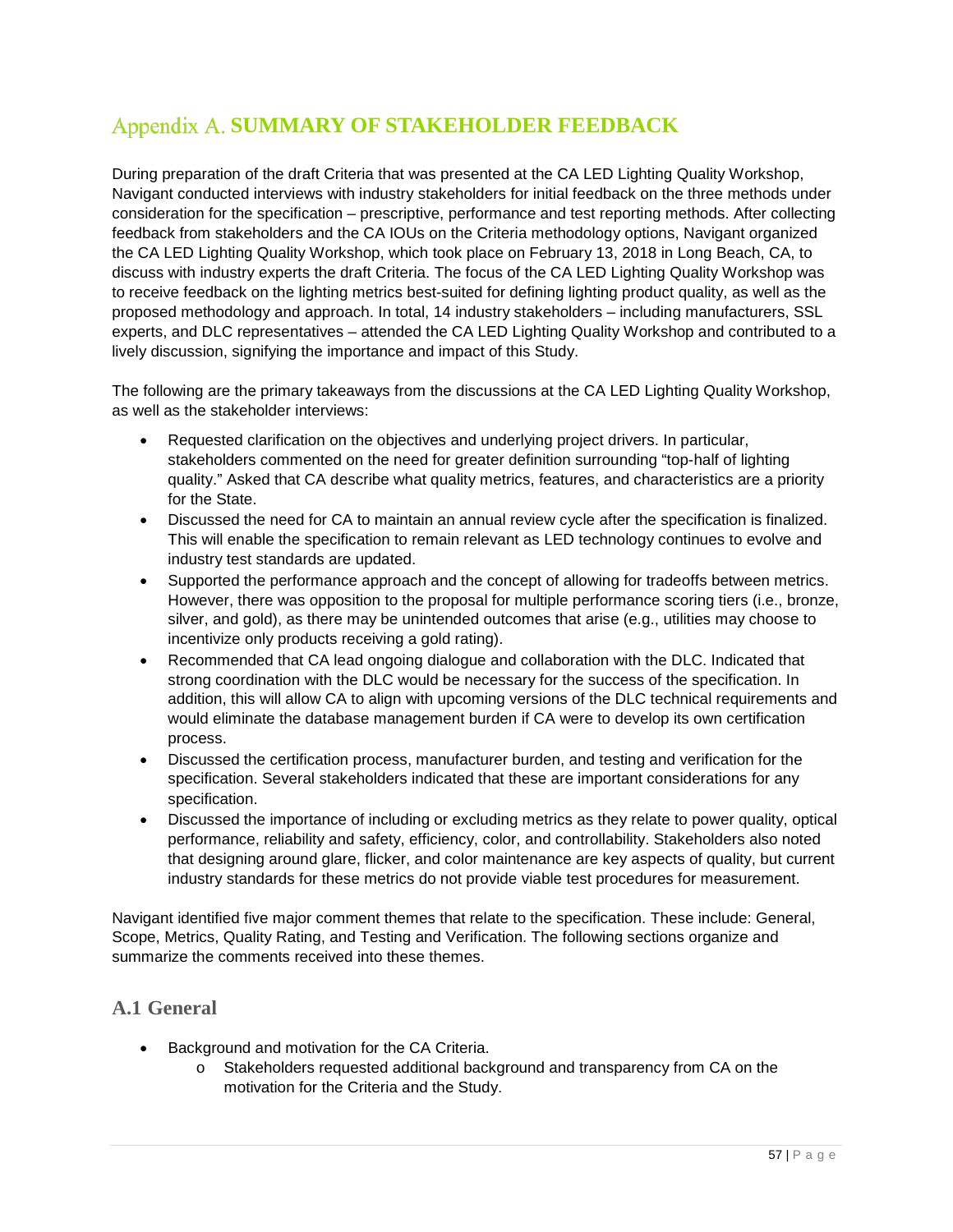# Appendix A. SUMMARY OF STAKEHOLDER FEEDBACK

During preparation of the draft Criteria that was presented at the CA LED Lighting Quality Workshop, Navigant conducted interviews with industry stakeholders for initial feedback on the three methods under consideration for the specification – prescriptive, performance and test reporting methods. After collecting feedback from stakeholders and the CA IOUs on the Criteria methodology options, Navigant organized the CA LED Lighting Quality Workshop, which took place on February 13, 2018 in Long Beach, CA, to discuss with industry experts the draft Criteria. The focus of the CA LED Lighting Quality Workshop was to receive feedback on the lighting metrics best-suited for defining lighting product quality, as well as the proposed methodology and approach. In total, 14 industry stakeholders – including manufacturers, SSL experts, and DLC representatives – attended the CA LED Lighting Quality Workshop and contributed to a lively discussion, signifying the importance and impact of this Study.

The following are the primary takeaways from the discussions at the CA LED Lighting Quality Workshop, as well as the stakeholder interviews:

- Requested clarification on the objectives and underlying project drivers. In particular, stakeholders commented on the need for greater definition surrounding "top-half of lighting quality." Asked that CA describe what quality metrics, features, and characteristics are a priority for the State.
- Discussed the need for CA to maintain an annual review cycle after the specification is finalized. This will enable the specification to remain relevant as LED technology continues to evolve and industry test standards are updated.
- Supported the performance approach and the concept of allowing for tradeoffs between metrics. However, there was opposition to the proposal for multiple performance scoring tiers (i.e., bronze, silver, and gold), as there may be unintended outcomes that arise (e.g., utilities may choose to incentivize only products receiving a gold rating).
- Recommended that CA lead ongoing dialogue and collaboration with the DLC. Indicated that strong coordination with the DLC would be necessary for the success of the specification. In addition, this will allow CA to align with upcoming versions of the DLC technical requirements and would eliminate the database management burden if CA were to develop its own certification process.
- Discussed the certification process, manufacturer burden, and testing and verification for the specification. Several stakeholders indicated that these are important considerations for any specification.
- Discussed the importance of including or excluding metrics as they relate to power quality, optical performance, reliability and safety, efficiency, color, and controllability. Stakeholders also noted that designing around glare, flicker, and color maintenance are key aspects of quality, but current industry standards for these metrics do not provide viable test procedures for measurement.

Navigant identified five major comment themes that relate to the specification. These include: General, Scope, Metrics, Quality Rating, and Testing and Verification. The following sections organize and summarize the comments received into these themes.

## A.1 General

- Background and motivation for the CA Criteria.
    - Stakeholders requested additional background and transparency from CA on the motivation for the Criteria and the Study.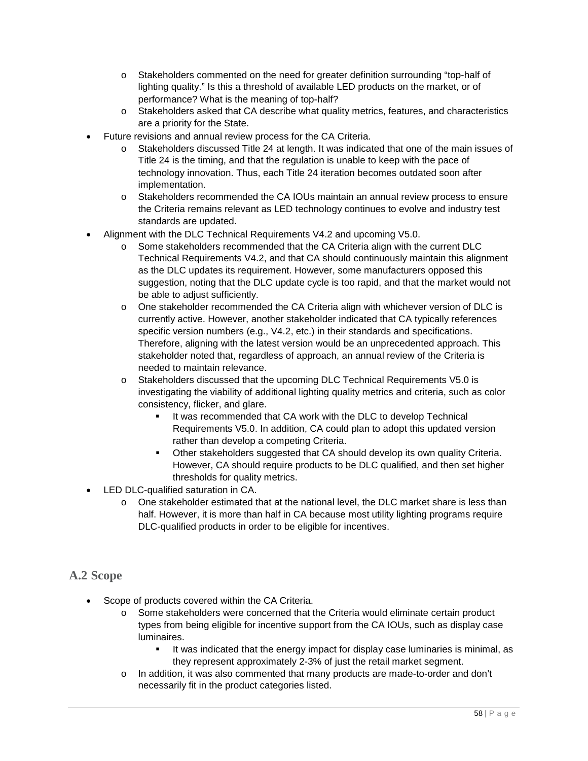- Stakeholders commented on the need for greater definition surrounding "top-half of lighting quality." Is this a threshold of available LED products on the market, or of performance? What is the meaning of top-half?
  - Stakeholders asked that CA describe what quality metrics, features, and characteristics are a priority for the State.
- Future revisions and annual review process for the CA Criteria.
  - Stakeholders discussed Title 24 at length. It was indicated that one of the main issues of Title 24 is the timing, and that the regulation is unable to keep with the pace of technology innovation. Thus, each Title 24 iteration becomes outdated soon after implementation.
  - Stakeholders recommended the CA IOUs maintain an annual review process to ensure the Criteria remains relevant as LED technology continues to evolve and industry test standards are updated.
- Alignment with the DLC Technical Requirements V4.2 and upcoming V5.0.
  - Some stakeholders recommended that the CA Criteria align with the current DLC Technical Requirements V4.2, and that CA should continuously maintain this alignment as the DLC updates its requirement. However, some manufacturers opposed this suggestion, noting that the DLC update cycle is too rapid, and that the market would not be able to adjust sufficiently.
  - One stakeholder recommended the CA Criteria align with whichever version of DLC is currently active. However, another stakeholder indicated that CA typically references specific version numbers (e.g., V4.2, etc.) in their standards and specifications. Therefore, aligning with the latest version would be an unprecedented approach. This stakeholder noted that, regardless of approach, an annual review of the Criteria is needed to maintain relevance.
  - Stakeholders discussed that the upcoming DLC Technical Requirements V5.0 is investigating the viability of additional lighting quality metrics and criteria, such as color consistency, flicker, and glare.
    - It was recommended that CA work with the DLC to develop Technical Requirements V5.0. In addition, CA could plan to adopt this updated version rather than develop a competing Criteria.
    - Other stakeholders suggested that CA should develop its own quality Criteria. However, CA should require products to be DLC qualified, and then set higher thresholds for quality metrics.
- LED DLC-qualified saturation in CA.
  - One stakeholder estimated that at the national level, the DLC market share is less than half. However, it is more than half in CA because most utility lighting programs require DLC-qualified products in order to be eligible for incentives.

## A.2 Scope

- Scope of products covered within the CA Criteria.
  - Some stakeholders were concerned that the Criteria would eliminate certain product types from being eligible for incentive support from the CA IOUs, such as display case luminaires.
    - It was indicated that the energy impact for display case luminaries is minimal, as they represent approximately 2-3% of just the retail market segment.
  - In addition, it was also commented that many products are made-to-order and don't necessarily fit in the product categories listed.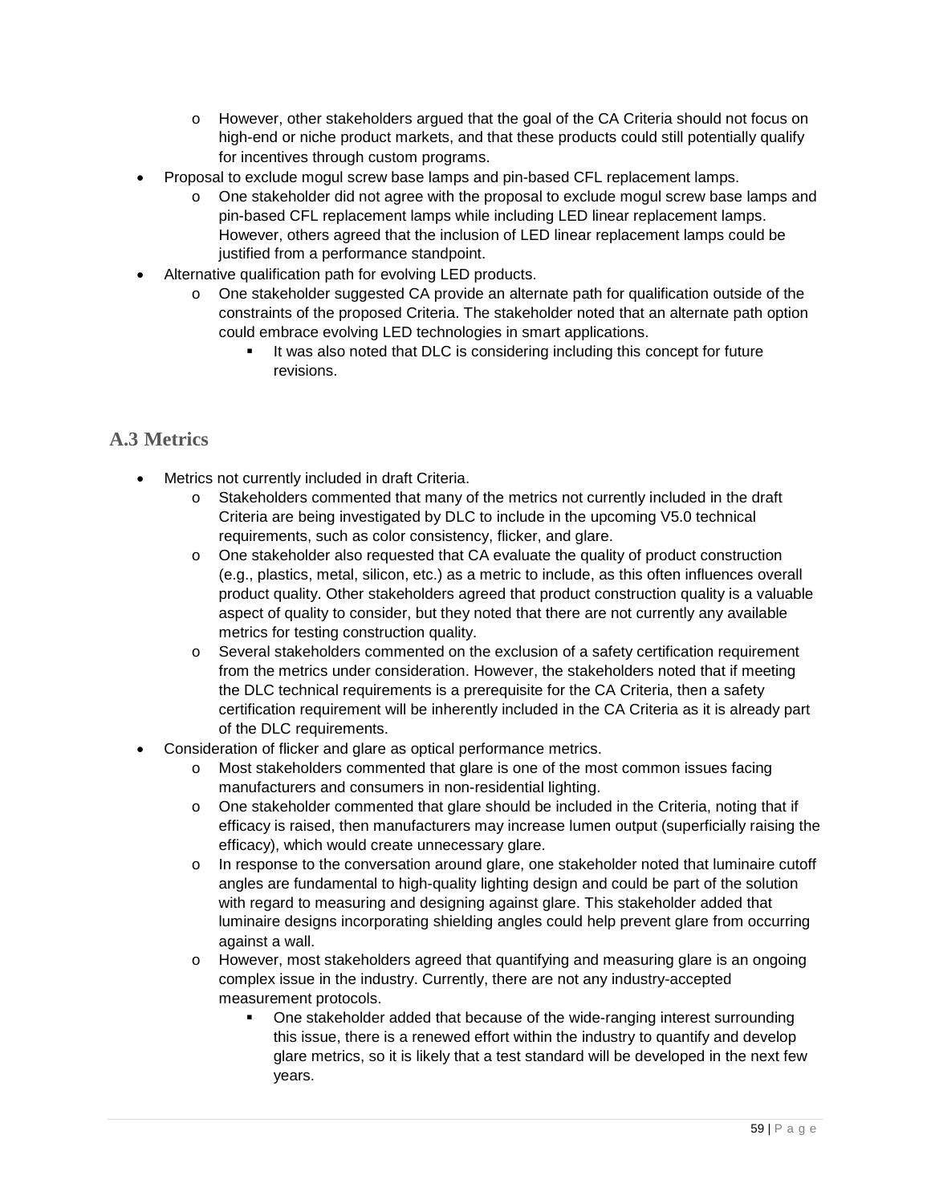- However, other stakeholders argued that the goal of the CA Criteria should not focus on high-end or niche product markets, and that these products could still potentially qualify for incentives through custom programs.

- Proposal to exclude mogul screw base lamps and pin-based CFL replacement lamps.
  - One stakeholder did not agree with the proposal to exclude mogul screw base lamps and pin-based CFL replacement lamps while including LED linear replacement lamps. However, others agreed that the inclusion of LED linear replacement lamps could be justified from a performance standpoint.
- Alternative qualification path for evolving LED products.
  - One stakeholder suggested CA provide an alternate path for qualification outside of the constraints of the proposed Criteria. The stakeholder noted that an alternate path option could embrace evolving LED technologies in smart applications.
    - It was also noted that DLC is considering including this concept for future revisions.

## A.3 Metrics

- Metrics not currently included in draft Criteria.
  - Stakeholders commented that many of the metrics not currently included in the draft Criteria are being investigated by DLC to include in the upcoming V5.0 technical requirements, such as color consistency, flicker, and glare.
  - One stakeholder also requested that CA evaluate the quality of product construction (e.g., plastics, metal, silicon, etc.) as a metric to include, as this often influences overall product quality. Other stakeholders agreed that product construction quality is a valuable aspect of quality to consider, but they noted that there are not currently any available metrics for testing construction quality.
  - Several stakeholders commented on the exclusion of a safety certification requirement from the metrics under consideration. However, the stakeholders noted that if meeting the DLC technical requirements is a prerequisite for the CA Criteria, then a safety certification requirement will be inherently included in the CA Criteria as it is already part of the DLC requirements.
- Consideration of flicker and glare as optical performance metrics.
  - Most stakeholders commented that glare is one of the most common issues facing manufacturers and consumers in non-residential lighting.
  - One stakeholder commented that glare should be included in the Criteria, noting that if efficacy is raised, then manufacturers may increase lumen output (superficially raising the efficacy), which would create unnecessary glare.
  - In response to the conversation around glare, one stakeholder noted that luminaire cutoff angles are fundamental to high-quality lighting design and could be part of the solution with regard to measuring and designing against glare. This stakeholder added that luminaire designs incorporating shielding angles could help prevent glare from occurring against a wall.
  - However, most stakeholders agreed that quantifying and measuring glare is an ongoing complex issue in the industry. Currently, there are not any industry-accepted measurement protocols.
    - One stakeholder added that because of the wide-ranging interest surrounding this issue, there is a renewed effort within the industry to quantify and develop glare metrics, so it is likely that a test standard will be developed in the next few years.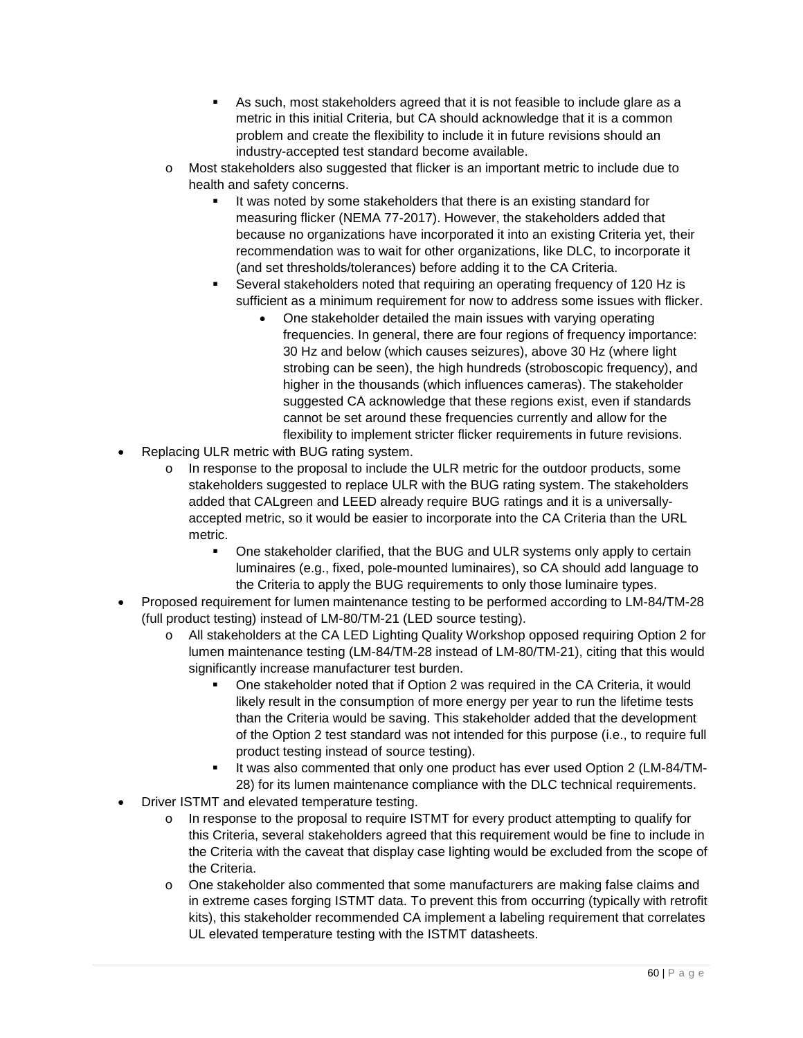- As such, most stakeholders agreed that it is not feasible to include glare as a metric in this initial Criteria, but CA should acknowledge that it is a common problem and create the flexibility to include it in future revisions should an industry-accepted test standard become available.
  - Most stakeholders also suggested that flicker is an important metric to include due to health and safety concerns.
    - It was noted by some stakeholders that there is an existing standard for measuring flicker (NEMA 77-2017). However, the stakeholders added that because no organizations have incorporated it into an existing Criteria yet, their recommendation was to wait for other organizations, like DLC, to incorporate it (and set thresholds/tolerances) before adding it to the CA Criteria.
    - Several stakeholders noted that requiring an operating frequency of 120 Hz is sufficient as a minimum requirement for now to address some issues with flicker.
      - One stakeholder detailed the main issues with varying operating frequencies. In general, there are four regions of frequency importance: 30 Hz and below (which causes seizures), above 30 Hz (where light strobing can be seen), the high hundreds (stroboscopic frequency), and higher in the thousands (which influences cameras). The stakeholder suggested CA acknowledge that these regions exist, even if standards cannot be set around these frequencies currently and allow for the flexibility to implement stricter flicker requirements in future revisions.
- Replacing ULR metric with BUG rating system.
  - In response to the proposal to include the ULR metric for the outdoor products, some stakeholders suggested to replace ULR with the BUG rating system. The stakeholders added that CALgreen and LEED already require BUG ratings and it is a universally-accepted metric, so it would be easier to incorporate into the CA Criteria than the URL metric.
    - One stakeholder clarified, that the BUG and ULR systems only apply to certain luminaires (e.g., fixed, pole-mounted luminaires), so CA should add language to the Criteria to apply the BUG requirements to only those luminaire types.
- Proposed requirement for lumen maintenance testing to be performed according to LM-84/TM-28 (full product testing) instead of LM-80/TM-21 (LED source testing).
  - All stakeholders at the CA LED Lighting Quality Workshop opposed requiring Option 2 for lumen maintenance testing (LM-84/TM-28 instead of LM-80/TM-21), citing that this would significantly increase manufacturer test burden.
    - One stakeholder noted that if Option 2 was required in the CA Criteria, it would likely result in the consumption of more energy per year to run the lifetime tests than the Criteria would be saving. This stakeholder added that the development of the Option 2 test standard was not intended for this purpose (i.e., to require full product testing instead of source testing).
    - It was also commented that only one product has ever used Option 2 (LM-84/TM-28) for its lumen maintenance compliance with the DLC technical requirements.
- Driver ISTMT and elevated temperature testing.
  - In response to the proposal to require ISTMT for every product attempting to qualify for this Criteria, several stakeholders agreed that this requirement would be fine to include in the Criteria with the caveat that display case lighting would be excluded from the scope of the Criteria.
  - One stakeholder also commented that some manufacturers are making false claims and in extreme cases forging ISTMT data. To prevent this from occurring (typically with retrofit kits), this stakeholder recommended CA implement a labeling requirement that correlates UL elevated temperature testing with the ISTMT datasheets.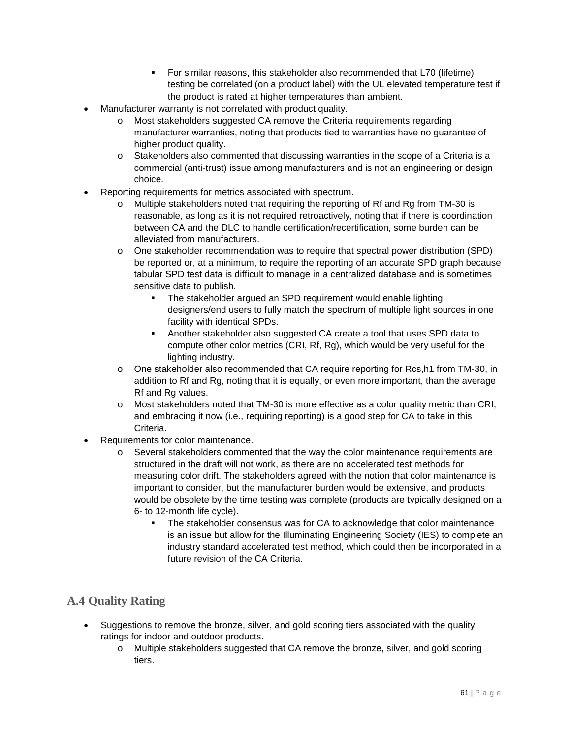- For similar reasons, this stakeholder also recommended that L70 (lifetime) testing be correlated (on a product label) with the UL elevated temperature test if the product is rated at higher temperatures than ambient.

- Manufacturer warranty is not correlated with product quality.
    - Most stakeholders suggested CA remove the Criteria requirements regarding manufacturer warranties, noting that products tied to warranties have no guarantee of higher product quality.
    - Stakeholders also commented that discussing warranties in the scope of a Criteria is a commercial (anti-trust) issue among manufacturers and is not an engineering or design choice.
- Reporting requirements for metrics associated with spectrum.
    - Multiple stakeholders noted that requiring the reporting of Rf and Rg from TM-30 is reasonable, as long as it is not required retroactively, noting that if there is coordination between CA and the DLC to handle certification/recertification, some burden can be alleviated from manufacturers.
    - One stakeholder recommendation was to require that spectral power distribution (SPD) be reported or, at a minimum, to require the reporting of an accurate SPD graph because tabular SPD test data is difficult to manage in a centralized database and is sometimes sensitive data to publish.
        - The stakeholder argued an SPD requirement would enable lighting designers/end users to fully match the spectrum of multiple light sources in one facility with identical SPDs.
        - Another stakeholder also suggested CA create a tool that uses SPD data to compute other color metrics (CRI, Rf, Rg), which would be very useful for the lighting industry.
    - One stakeholder also recommended that CA require reporting for Rcs,h1 from TM-30, in addition to Rf and Rg, noting that it is equally, or even more important, than the average Rf and Rg values.
    - Most stakeholders noted that TM-30 is more effective as a color quality metric than CRI, and embracing it now (i.e., requiring reporting) is a good step for CA to take in this Criteria.
- Requirements for color maintenance.
    - Several stakeholders commented that the way the color maintenance requirements are structured in the draft will not work, as there are no accelerated test methods for measuring color drift. The stakeholders agreed with the notion that color maintenance is important to consider, but the manufacturer burden would be extensive, and products would be obsolete by the time testing was complete (products are typically designed on a 6- to 12-month life cycle).
        - The stakeholder consensus was for CA to acknowledge that color maintenance is an issue but allow for the Illuminating Engineering Society (IES) to complete an industry standard accelerated test method, which could then be incorporated in a future revision of the CA Criteria.

## A.4 Quality Rating

- Suggestions to remove the bronze, silver, and gold scoring tiers associated with the quality ratings for indoor and outdoor products.
    - Multiple stakeholders suggested that CA remove the bronze, silver, and gold scoring tiers.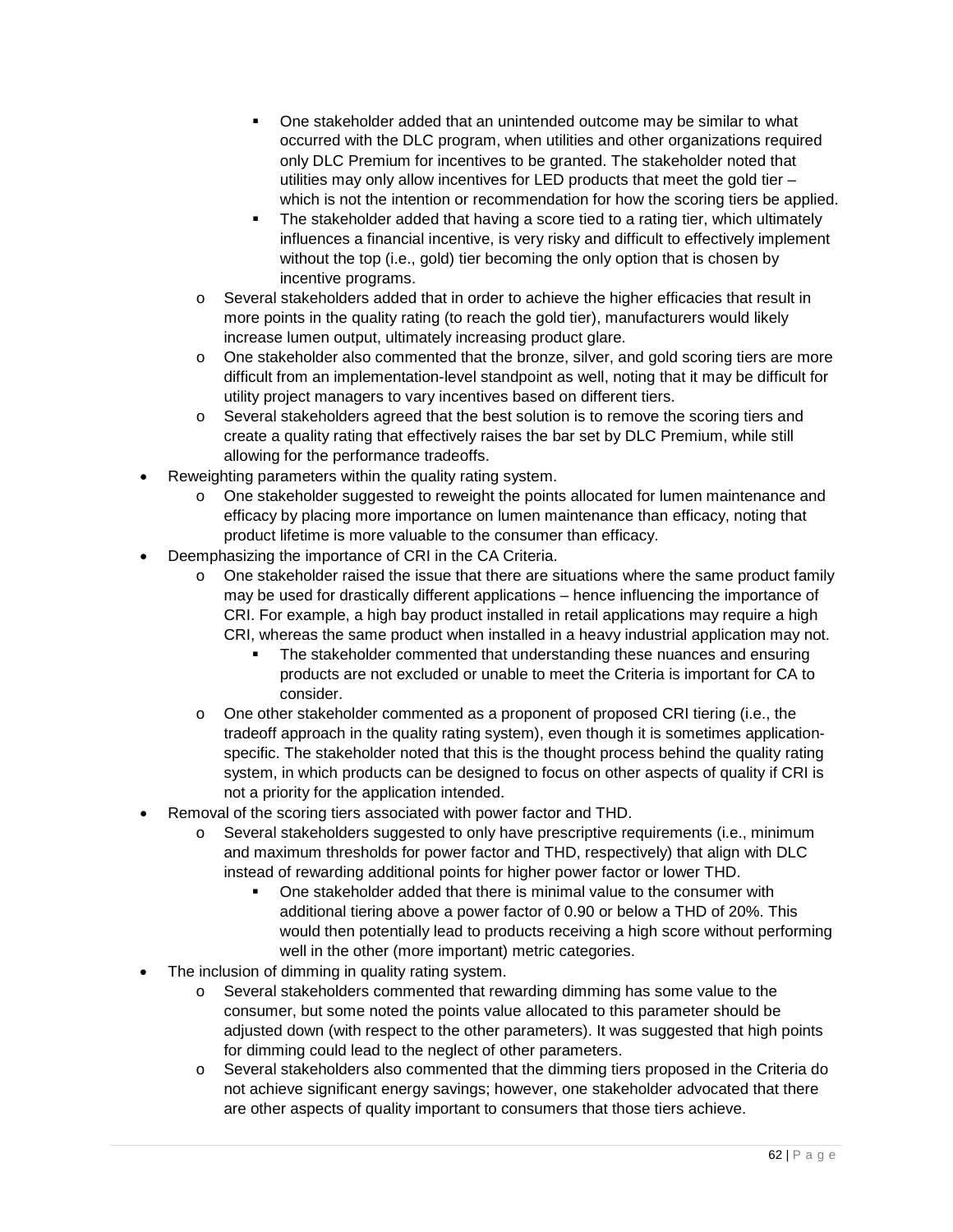- One stakeholder added that an unintended outcome may be similar to what occurred with the DLC program, when utilities and other organizations required only DLC Premium for incentives to be granted. The stakeholder noted that utilities may only allow incentives for LED products that meet the gold tier – which is not the intention or recommendation for how the scoring tiers be applied.
        - The stakeholder added that having a score tied to a rating tier, which ultimately influences a financial incentive, is very risky and difficult to effectively implement without the top (i.e., gold) tier becoming the only option that is chosen by incentive programs.
    - Several stakeholders added that in order to achieve the higher efficacies that result in more points in the quality rating (to reach the gold tier), manufacturers would likely increase lumen output, ultimately increasing product glare.
    - One stakeholder also commented that the bronze, silver, and gold scoring tiers are more difficult from an implementation-level standpoint as well, noting that it may be difficult for utility project managers to vary incentives based on different tiers.
    - Several stakeholders agreed that the best solution is to remove the scoring tiers and create a quality rating that effectively raises the bar set by DLC Premium, while still allowing for the performance tradeoffs.
- Reweighting parameters within the quality rating system.
    - One stakeholder suggested to reweight the points allocated for lumen maintenance and efficacy by placing more importance on lumen maintenance than efficacy, noting that product lifetime is more valuable to the consumer than efficacy.
- Deemphasizing the importance of CRI in the CA Criteria.
    - One stakeholder raised the issue that there are situations where the same product family may be used for drastically different applications – hence influencing the importance of CRI. For example, a high bay product installed in retail applications may require a high CRI, whereas the same product when installed in a heavy industrial application may not.
        - The stakeholder commented that understanding these nuances and ensuring products are not excluded or unable to meet the Criteria is important for CA to consider.
    - One other stakeholder commented as a proponent of proposed CRI tiering (i.e., the tradeoff approach in the quality rating system), even though it is sometimes application-specific. The stakeholder noted that this is the thought process behind the quality rating system, in which products can be designed to focus on other aspects of quality if CRI is not a priority for the application intended.
- Removal of the scoring tiers associated with power factor and THD.
    - Several stakeholders suggested to only have prescriptive requirements (i.e., minimum and maximum thresholds for power factor and THD, respectively) that align with DLC instead of rewarding additional points for higher power factor or lower THD.
        - One stakeholder added that there is minimal value to the consumer with additional tiering above a power factor of 0.90 or below a THD of 20%. This would then potentially lead to products receiving a high score without performing well in the other (more important) metric categories.
- The inclusion of dimming in quality rating system.
    - Several stakeholders commented that rewarding dimming has some value to the consumer, but some noted the points value allocated to this parameter should be adjusted down (with respect to the other parameters). It was suggested that high points for dimming could lead to the neglect of other parameters.
    - Several stakeholders also commented that the dimming tiers proposed in the Criteria do not achieve significant energy savings; however, one stakeholder advocated that there are other aspects of quality important to consumers that those tiers achieve.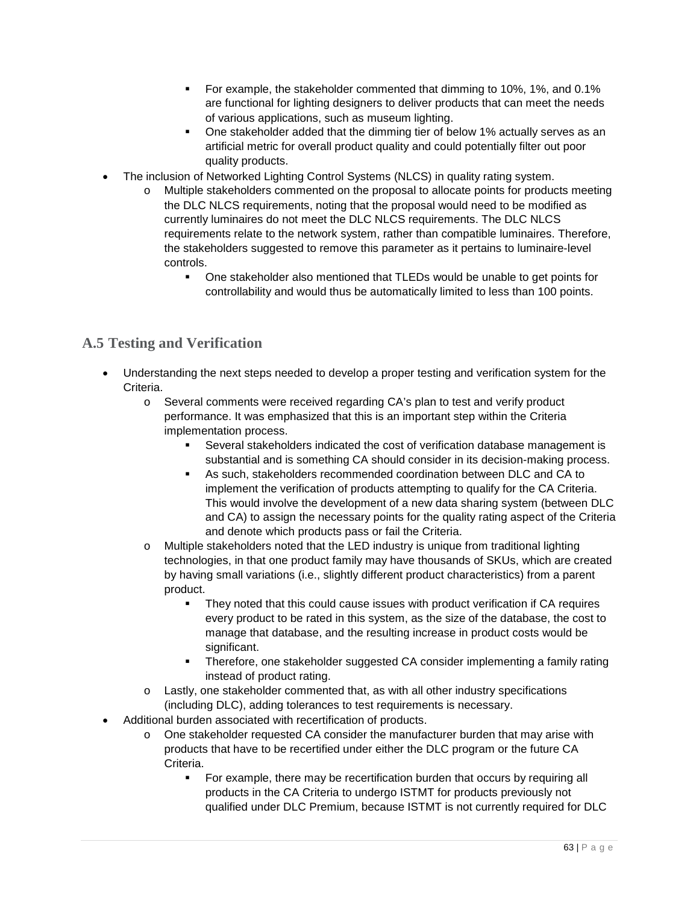- For example, the stakeholder commented that dimming to 10%, 1%, and 0.1% are functional for lighting designers to deliver products that can meet the needs of various applications, such as museum lighting.
    - One stakeholder added that the dimming tier of below 1% actually serves as an artificial metric for overall product quality and could potentially filter out poor quality products.

- The inclusion of Networked Lighting Control Systems (NLCS) in quality rating system.
  - Multiple stakeholders commented on the proposal to allocate points for products meeting the DLC NLCS requirements, noting that the proposal would need to be modified as currently luminaires do not meet the DLC NLCS requirements. The DLC NLCS requirements relate to the network system, rather than compatible luminaires. Therefore, the stakeholders suggested to remove this parameter as it pertains to luminaire-level controls.
    - One stakeholder also mentioned that TLEDs would be unable to get points for controllability and would thus be automatically limited to less than 100 points.

## A.5 Testing and Verification

- Understanding the next steps needed to develop a proper testing and verification system for the Criteria.
  - Several comments were received regarding CA's plan to test and verify product performance. It was emphasized that this is an important step within the Criteria implementation process.
    - Several stakeholders indicated the cost of verification database management is substantial and is something CA should consider in its decision-making process.
    - As such, stakeholders recommended coordination between DLC and CA to implement the verification of products attempting to qualify for the CA Criteria. This would involve the development of a new data sharing system (between DLC and CA) to assign the necessary points for the quality rating aspect of the Criteria and denote which products pass or fail the Criteria.
  - Multiple stakeholders noted that the LED industry is unique from traditional lighting technologies, in that one product family may have thousands of SKUs, which are created by having small variations (i.e., slightly different product characteristics) from a parent product.
    - They noted that this could cause issues with product verification if CA requires every product to be rated in this system, as the size of the database, the cost to manage that database, and the resulting increase in product costs would be significant.
    - Therefore, one stakeholder suggested CA consider implementing a family rating instead of product rating.
  - Lastly, one stakeholder commented that, as with all other industry specifications (including DLC), adding tolerances to test requirements is necessary.
- Additional burden associated with recertification of products.
  - One stakeholder requested CA consider the manufacturer burden that may arise with products that have to be recertified under either the DLC program or the future CA Criteria.
    - For example, there may be recertification burden that occurs by requiring all products in the CA Criteria to undergo ISTMT for products previously not qualified under DLC Premium, because ISTMT is not currently required for DLC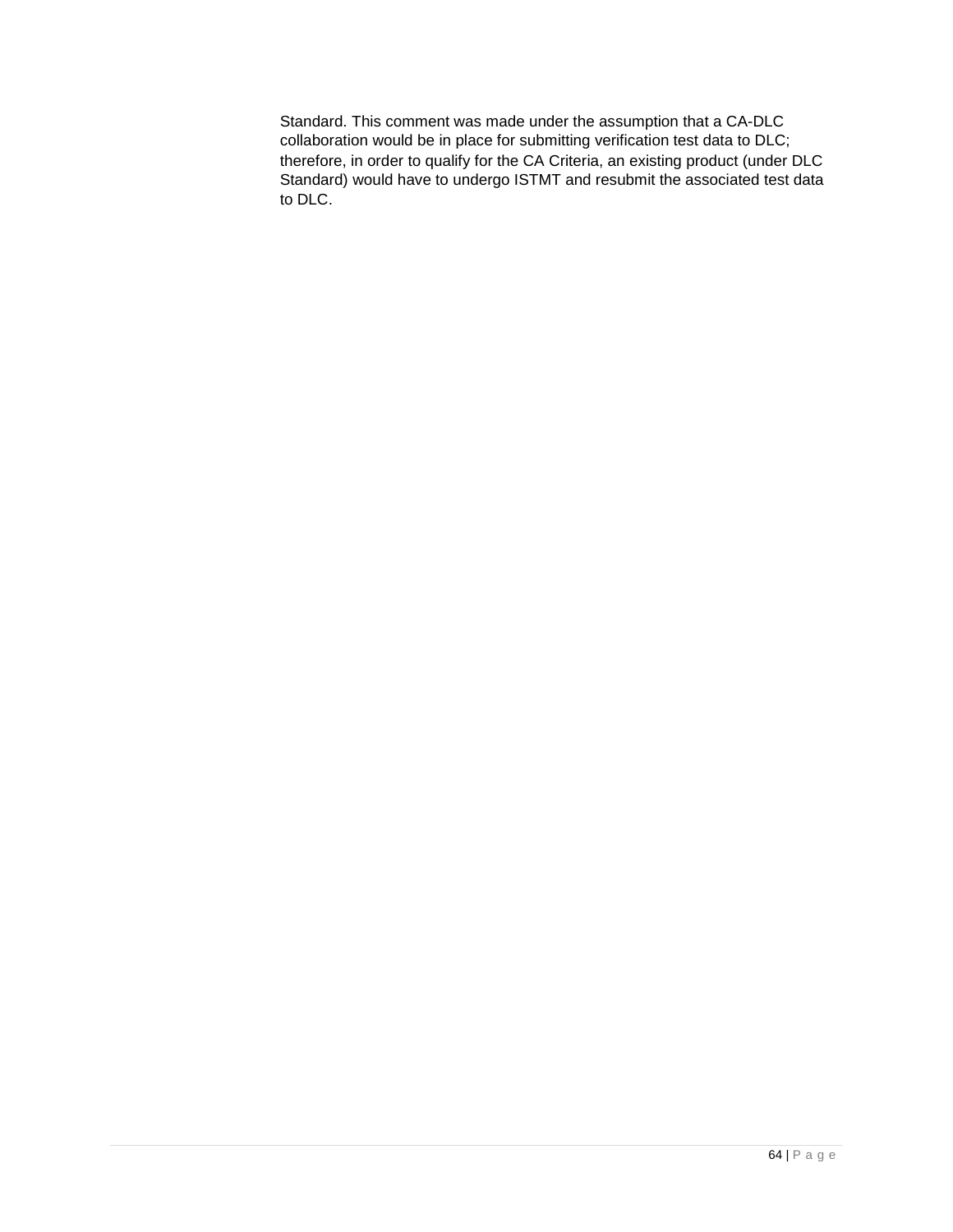Standard. This comment was made under the assumption that a CA-DLC collaboration would be in place for submitting verification test data to DLC; therefore, in order to qualify for the CA Criteria, an existing product (under DLC Standard) would have to undergo ISTMT and resubmit the associated test data to DLC.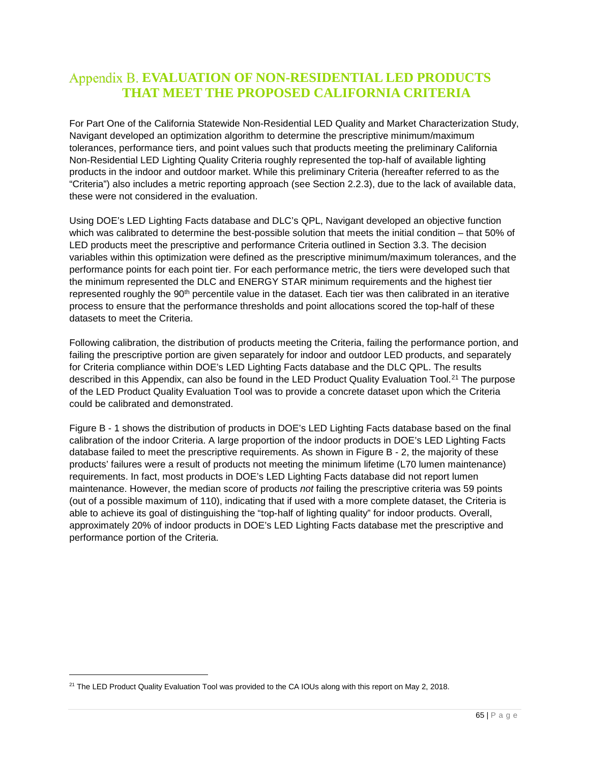# Appendix B. EVALUATION OF NON-RESIDENTIAL LED PRODUCTS THAT MEET THE PROPOSED CALIFORNIA CRITERIA

For Part One of the California Statewide Non-Residential LED Quality and Market Characterization Study, Navigant developed an optimization algorithm to determine the prescriptive minimum/maximum tolerances, performance tiers, and point values such that products meeting the preliminary California Non-Residential LED Lighting Quality Criteria roughly represented the top-half of available lighting products in the indoor and outdoor market. While this preliminary Criteria (hereafter referred to as the "Criteria") also includes a metric reporting approach (see Section 2.2.3), due to the lack of available data, these were not considered in the evaluation.

Using DOE's LED Lighting Facts database and DLC's QPL, Navigant developed an objective function which was calibrated to determine the best-possible solution that meets the initial condition – that 50% of LED products meet the prescriptive and performance Criteria outlined in Section 3.3. The decision variables within this optimization were defined as the prescriptive minimum/maximum tolerances, and the performance points for each point tier. For each performance metric, the tiers were developed such that the minimum represented the DLC and ENERGY STAR minimum requirements and the highest tier represented roughly the 90th percentile value in the dataset. Each tier was then calibrated in an iterative process to ensure that the performance thresholds and point allocations scored the top-half of these datasets to meet the Criteria.

Following calibration, the distribution of products meeting the Criteria, failing the performance portion, and failing the prescriptive portion are given separately for indoor and outdoor LED products, and separately for Criteria compliance within DOE's LED Lighting Facts database and the DLC QPL. The results described in this Appendix, can also be found in the LED Product Quality Evaluation Tool.[21] The purpose of the LED Product Quality Evaluation Tool was to provide a concrete dataset upon which the Criteria could be calibrated and demonstrated.

Figure B - 1 shows the distribution of products in DOE's LED Lighting Facts database based on the final calibration of the indoor Criteria. A large proportion of the indoor products in DOE's LED Lighting Facts database failed to meet the prescriptive requirements. As shown in Figure B - 2, the majority of these products' failures were a result of products not meeting the minimum lifetime (L70 lumen maintenance) requirements. In fact, most products in DOE's LED Lighting Facts database did not report lumen maintenance. However, the median score of products *not* failing the prescriptive criteria was 59 points (out of a possible maximum of 110), indicating that if used with a more complete dataset, the Criteria is able to achieve its goal of distinguishing the "top-half of lighting quality" for indoor products. Overall, approximately 20% of indoor products in DOE's LED Lighting Facts database met the prescriptive and performance portion of the Criteria.

[21] The LED Product Quality Evaluation Tool was provided to the CA IOUs along with this report on May 2, 2018.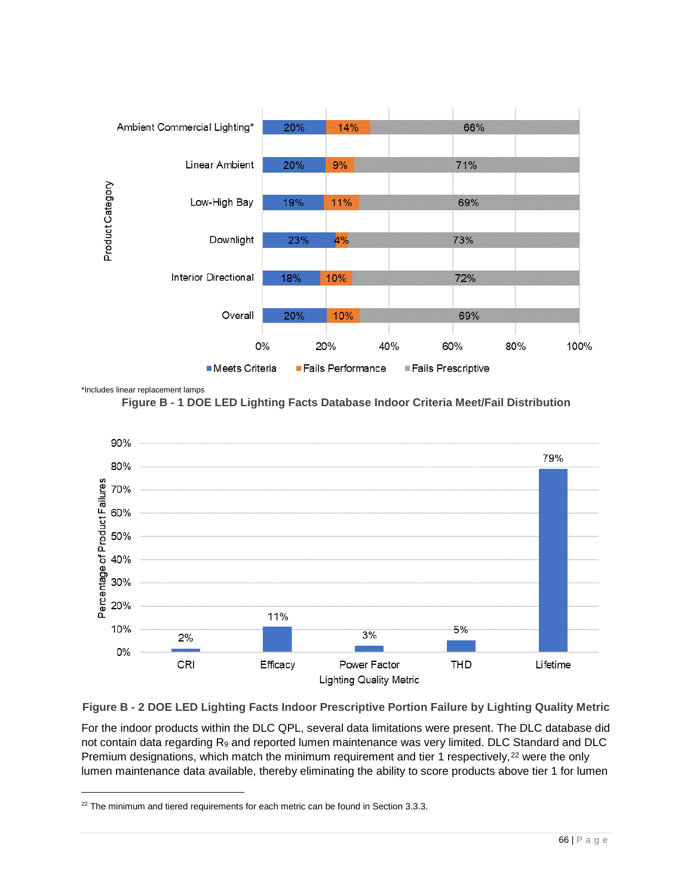| Product Category | Meets Criteria | Fails Performance | Fails Prescriptive |
|---|---|---|---|
| Ambient Commercial Lighting* | 20% | 14% | 66% |
| Linear Ambient | 20% | 9% | 71% |
| Low-High Bay | 19% | 11% | 69% |
| Downlight | 23% | 4% | 73% |
| Interior Directional | 18% | 10% | 72% |
| Overall | 20% | 10% | 69% |

*Includes linear replacement lamps

**Figure B - 1 DOE LED Lighting Facts Database Indoor Criteria Meet/Fail Distribution**

| Lighting Quality Metric | Percentage of Product Failures |
|---|---|
| CRI | 2% |
| Efficacy | 11% |
| Power Factor | 3% |
| THD | 5% |
| Lifetime | 79% |

**Figure B - 2 DOE LED Lighting Facts Indoor Prescriptive Portion Failure by Lighting Quality Metric**

For the indoor products within the DLC QPL, several data limitations were present. The DLC database did not contain data regarding $R_9$ and reported lumen maintenance was very limited. DLC Standard and DLC Premium designations, which match the minimum requirement and tier 1 respectively,[22] were the only lumen maintenance data available, thereby eliminating the ability to score products above tier 1 for lumen

[22] The minimum and tiered requirements for each metric can be found in Section 3.3.3.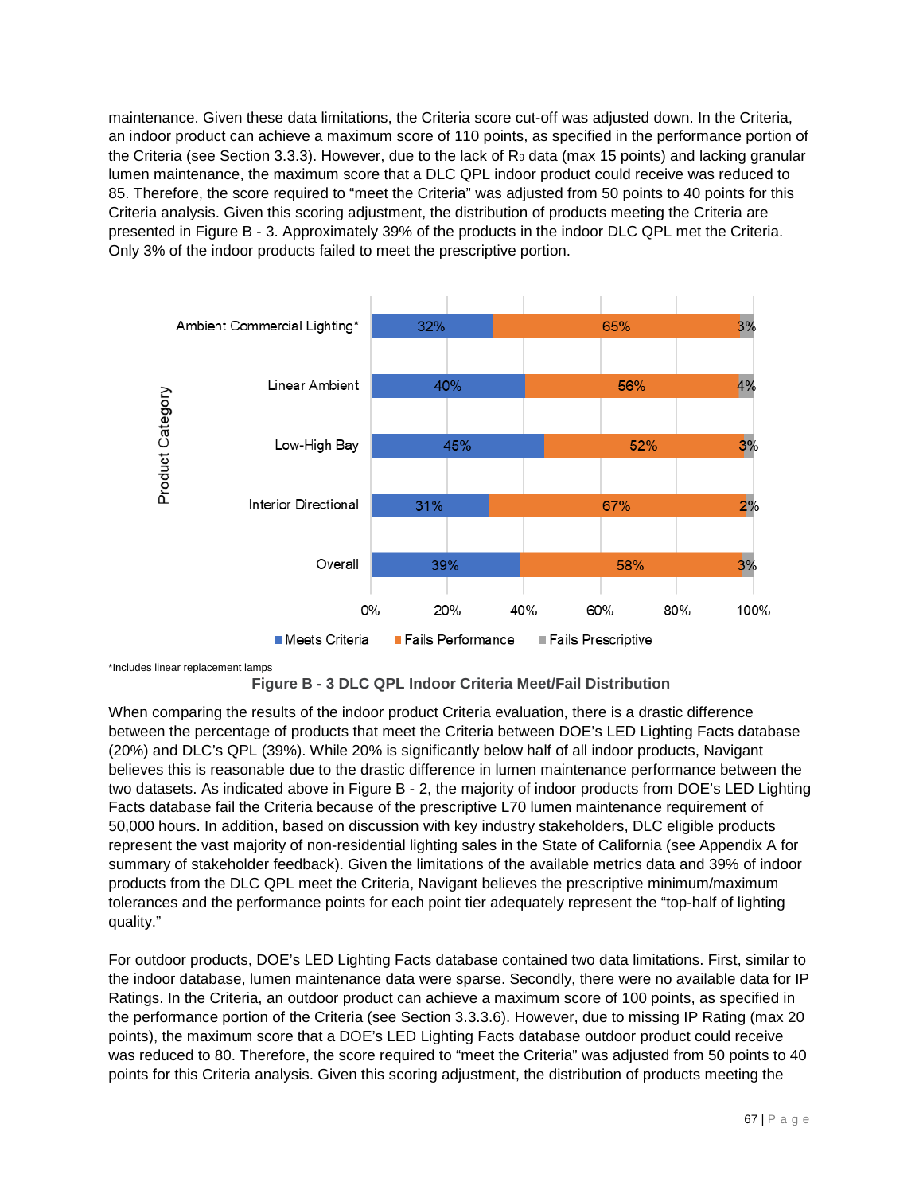maintenance. Given these data limitations, the Criteria score cut-off was adjusted down. In the Criteria, an indoor product can achieve a maximum score of 110 points, as specified in the performance portion of the Criteria (see Section 3.3.3). However, due to the lack of $R_9$ data (max 15 points) and lacking granular lumen maintenance, the maximum score that a DLC QPL indoor product could receive was reduced to 85. Therefore, the score required to "meet the Criteria" was adjusted from 50 points to 40 points for this Criteria analysis. Given this scoring adjustment, the distribution of products meeting the Criteria are presented in Figure B - 3. Approximately 39% of the products in the indoor DLC QPL met the Criteria. Only 3% of the indoor products failed to meet the prescriptive portion.

| Product Category | Meets Criteria | Fails Performance | Fails Prescriptive |
|---|---|---|---|
| Ambient Commercial Lighting* | 32% | 65% | 3% |
| Linear Ambient | 40% | 56% | 4% |
| Low-High Bay | 45% | 52% | 3% |
| Interior Directional | 31% | 67% | 2% |
| Overall | 39% | 58% | 3% |

*Includes linear replacement lamps

**Figure B - 3 DLC QPL Indoor Criteria Meet/Fail Distribution**

When comparing the results of the indoor product Criteria evaluation, there is a drastic difference between the percentage of products that meet the Criteria between DOE's LED Lighting Facts database (20%) and DLC's QPL (39%). While 20% is significantly below half of all indoor products, Navigant believes this is reasonable due to the drastic difference in lumen maintenance performance between the two datasets. As indicated above in Figure B - 2, the majority of indoor products from DOE's LED Lighting Facts database fail the Criteria because of the prescriptive L70 lumen maintenance requirement of 50,000 hours. In addition, based on discussion with key industry stakeholders, DLC eligible products represent the vast majority of non-residential lighting sales in the State of California (see Appendix A for summary of stakeholder feedback). Given the limitations of the available metrics data and 39% of indoor products from the DLC QPL meet the Criteria, Navigant believes the prescriptive minimum/maximum tolerances and the performance points for each point tier adequately represent the "top-half of lighting quality."

For outdoor products, DOE's LED Lighting Facts database contained two data limitations. First, similar to the indoor database, lumen maintenance data were sparse. Secondly, there were no available data for IP Ratings. In the Criteria, an outdoor product can achieve a maximum score of 100 points, as specified in the performance portion of the Criteria (see Section 3.3.3.6). However, due to missing IP Rating (max 20 points), the maximum score that a DOE's LED Lighting Facts database outdoor product could receive was reduced to 80. Therefore, the score required to "meet the Criteria" was adjusted from 50 points to 40 points for this Criteria analysis. Given this scoring adjustment, the distribution of products meeting the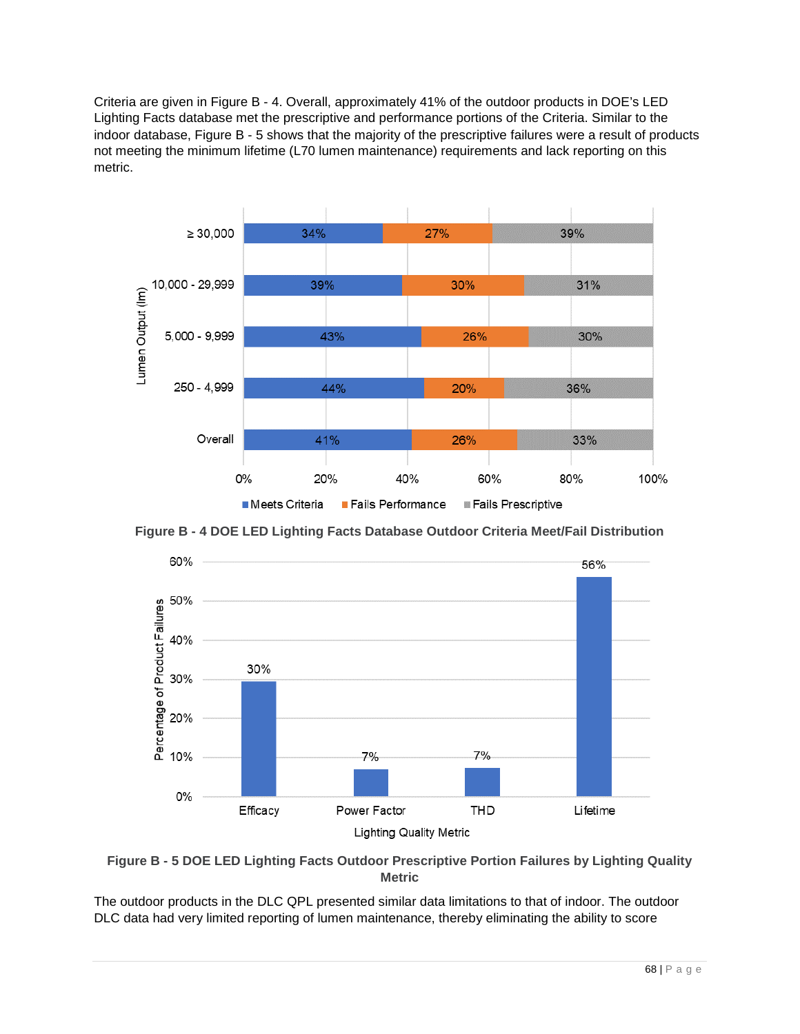Criteria are given in Figure B - 4. Overall, approximately 41% of the outdoor products in DOE's LED Lighting Facts database met the prescriptive and performance portions of the Criteria. Similar to the indoor database, Figure B - 5 shows that the majority of the prescriptive failures were a result of products not meeting the minimum lifetime (L70 lumen maintenance) requirements and lack reporting on this metric.

| Lumen Output (lm) | Meets Criteria | Fails Performance | Fails Prescriptive |
|---|---|---|---|
| ≥ 30,000 | 34% | 27% | 39% |
| 10,000 - 29,999 | 39% | 30% | 31% |
| 5,000 - 9,999 | 43% | 26% | 30% |
| 250 - 4,999 | 44% | 20% | 36% |
| Overall | 41% | 26% | 33% |

**Figure B - 4 DOE LED Lighting Facts Database Outdoor Criteria Meet/Fail Distribution**

| Lighting Quality Metric | Percentage of Product Failures |
|---|---|
| Efficacy | 30% |
| Power Factor | 7% |
| THD | 7% |
| Lifetime | 56% |

**Figure B - 5 DOE LED Lighting Facts Outdoor Prescriptive Portion Failures by Lighting Quality Metric**

The outdoor products in the DLC QPL presented similar data limitations to that of indoor. The outdoor DLC data had very limited reporting of lumen maintenance, thereby eliminating the ability to score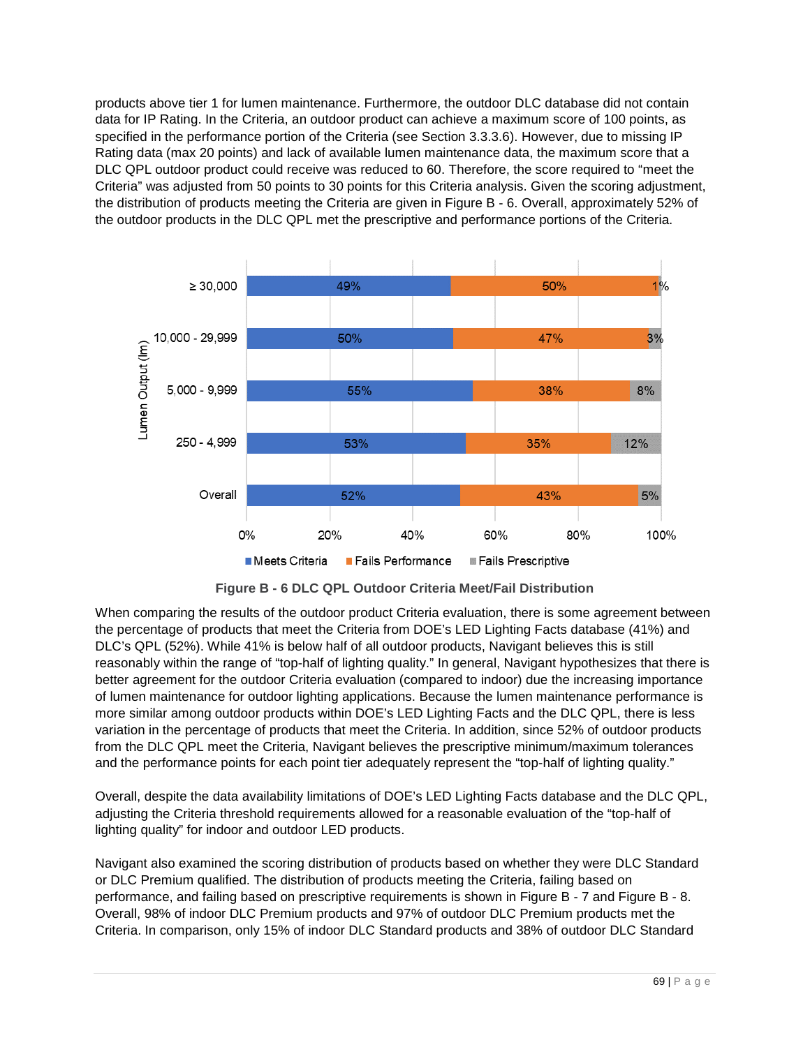products above tier 1 for lumen maintenance. Furthermore, the outdoor DLC database did not contain data for IP Rating. In the Criteria, an outdoor product can achieve a maximum score of 100 points, as specified in the performance portion of the Criteria (see Section 3.3.3.6). However, due to missing IP Rating data (max 20 points) and lack of available lumen maintenance data, the maximum score that a DLC QPL outdoor product could receive was reduced to 60. Therefore, the score required to "meet the Criteria" was adjusted from 50 points to 30 points for this Criteria analysis. Given the scoring adjustment, the distribution of products meeting the Criteria are given in Figure B - 6. Overall, approximately 52% of the outdoor products in the DLC QPL met the prescriptive and performance portions of the Criteria.

| Lumen Output (lm) | Meets Criteria | Fails Performance | Fails Prescriptive |
|---|---|---|---|
| ≥ 30,000 | 49% | 50% | 1% |
| 10,000 - 29,999 | 50% | 47% | 3% |
| 5,000 - 9,999 | 55% | 38% | 8% |
| 250 - 4,999 | 53% | 35% | 12% |
| Overall | 52% | 43% | 5% |

**Figure B - 6 DLC QPL Outdoor Criteria Meet/Fail Distribution**

When comparing the results of the outdoor product Criteria evaluation, there is some agreement between the percentage of products that meet the Criteria from DOE's LED Lighting Facts database (41%) and DLC's QPL (52%). While 41% is below half of all outdoor products, Navigant believes this is still reasonably within the range of "top-half of lighting quality." In general, Navigant hypothesizes that there is better agreement for the outdoor Criteria evaluation (compared to indoor) due the increasing importance of lumen maintenance for outdoor lighting applications. Because the lumen maintenance performance is more similar among outdoor products within DOE's LED Lighting Facts and the DLC QPL, there is less variation in the percentage of products that meet the Criteria. In addition, since 52% of outdoor products from the DLC QPL meet the Criteria, Navigant believes the prescriptive minimum/maximum tolerances and the performance points for each point tier adequately represent the "top-half of lighting quality."

Overall, despite the data availability limitations of DOE's LED Lighting Facts database and the DLC QPL, adjusting the Criteria threshold requirements allowed for a reasonable evaluation of the "top-half of lighting quality" for indoor and outdoor LED products.

Navigant also examined the scoring distribution of products based on whether they were DLC Standard or DLC Premium qualified. The distribution of products meeting the Criteria, failing based on performance, and failing based on prescriptive requirements is shown in Figure B - 7 and Figure B - 8. Overall, 98% of indoor DLC Premium products and 97% of outdoor DLC Premium products met the Criteria. In comparison, only 15% of indoor DLC Standard products and 38% of outdoor DLC Standard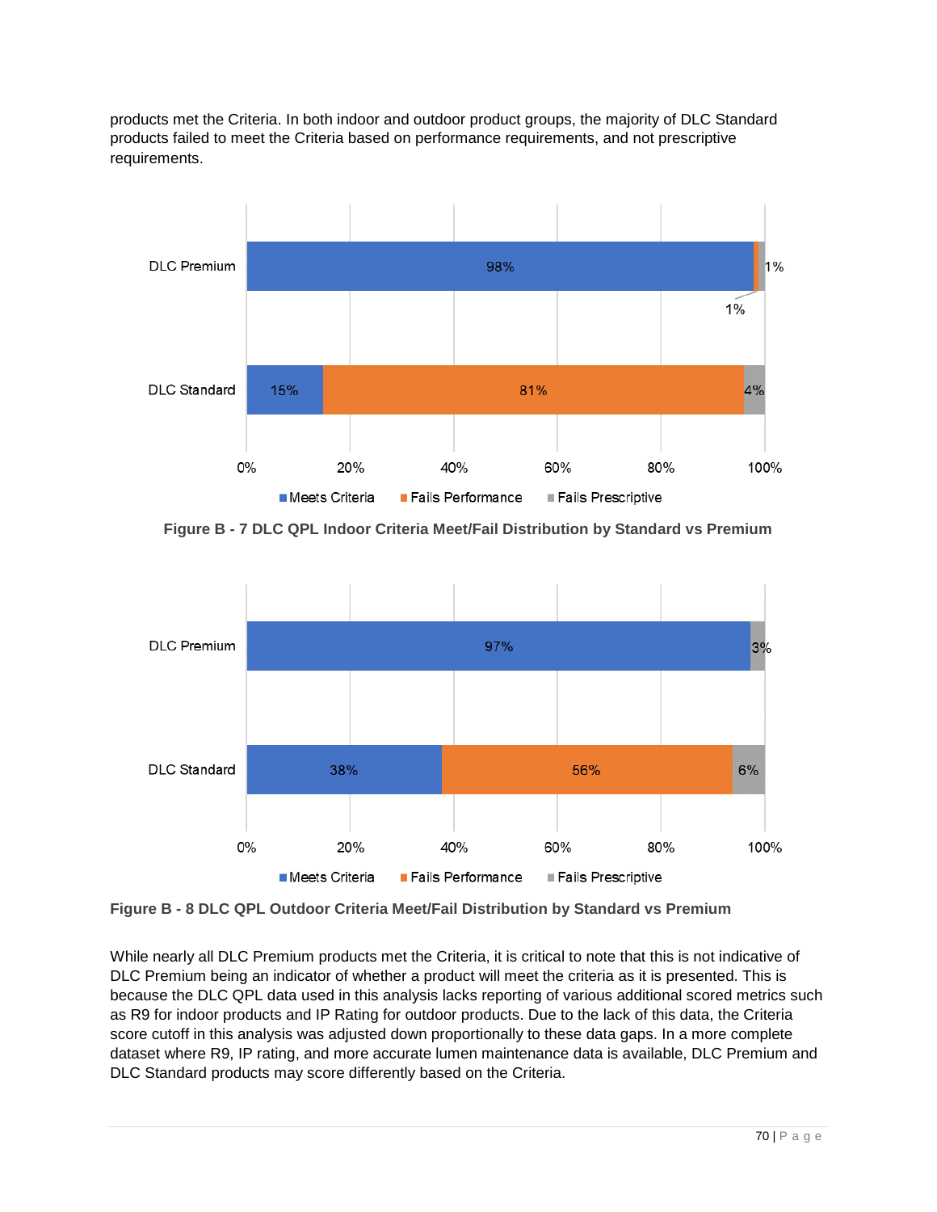products met the Criteria. In both indoor and outdoor product groups, the majority of DLC Standard products failed to meet the Criteria based on performance requirements, and not prescriptive requirements.

| | Meets Criteria | Fails Performance | Fails Prescriptive |
|---|---|---|---|
| DLC Premium | 98% | 1% | 1% |
| DLC Standard | 15% | 81% | 4% |

**Figure B - 7 DLC QPL Indoor Criteria Meet/Fail Distribution by Standard vs Premium**

| | Meets Criteria | Fails Performance | Fails Prescriptive |
|---|---|---|---|
| DLC Premium | 97% | | 3% |
| DLC Standard | 38% | 56% | 6% |

**Figure B - 8 DLC QPL Outdoor Criteria Meet/Fail Distribution by Standard vs Premium**

While nearly all DLC Premium products met the Criteria, it is critical to note that this is not indicative of DLC Premium being an indicator of whether a product will meet the criteria as it is presented. This is because the DLC QPL data used in this analysis lacks reporting of various additional scored metrics such as R9 for indoor products and IP Rating for outdoor products. Due to the lack of this data, the Criteria score cutoff in this analysis was adjusted down proportionally to these data gaps. In a more complete dataset where R9, IP rating, and more accurate lumen maintenance data is available, DLC Premium and DLC Standard products may score differently based on the Criteria.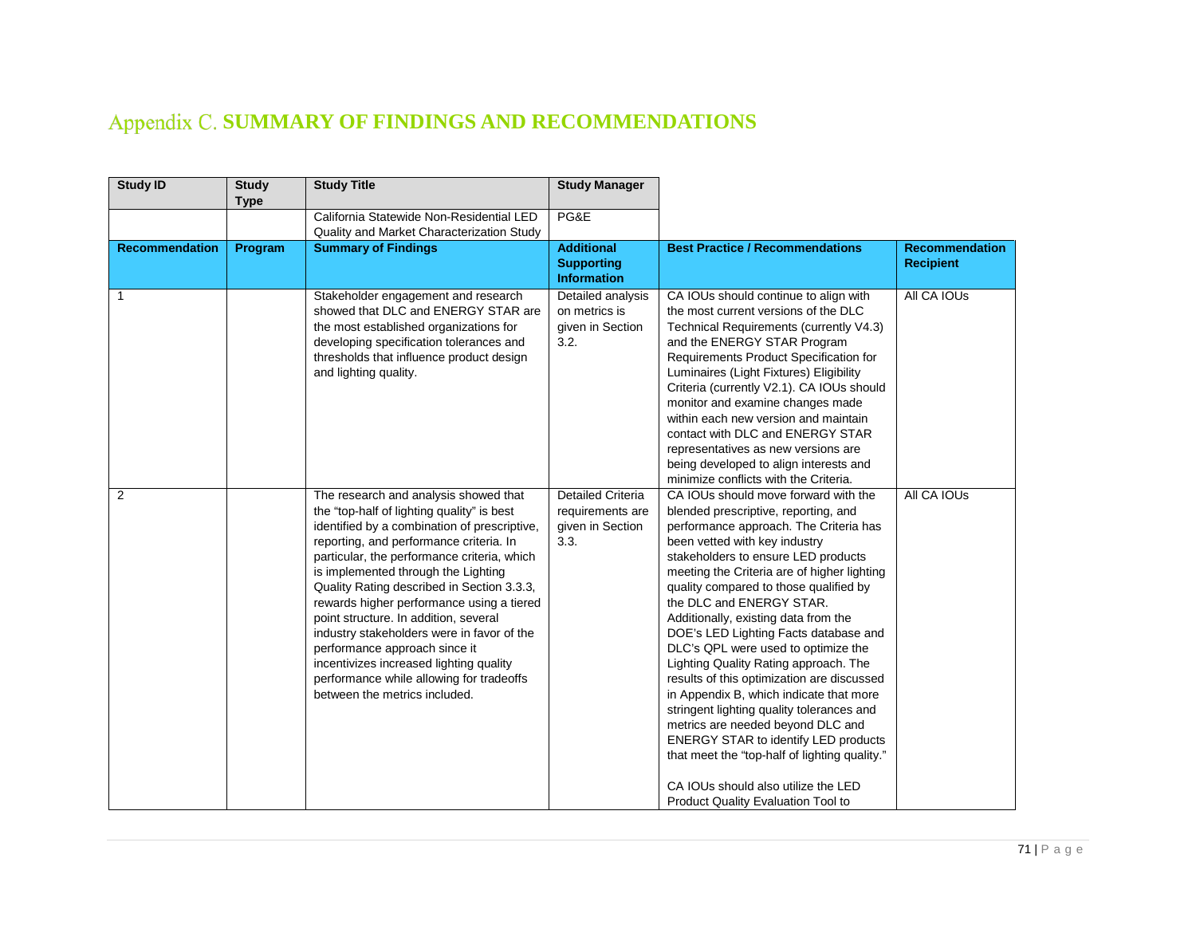# Appendix C. SUMMARY OF FINDINGS AND RECOMMENDATIONS

| Study ID | Study Type | Study Title | Study Manager | | |
|---|---|---|---|---|---|
| | | California Statewide Non-Residential LED Quality and Market Characterization Study | PG&E | | |
| **Recommendation** | **Program** | **Summary of Findings** | **Additional Supporting Information** | **Best Practice / Recommendations** | **Recommendation Recipient** |
| 1 | | Stakeholder engagement and research showed that DLC and ENERGY STAR are the most established organizations for developing specification tolerances and thresholds that influence product design and lighting quality. | Detailed analysis on metrics is given in Section 3.2. | CA IOUs should continue to align with the most current versions of the DLC Technical Requirements (currently V4.3) and the ENERGY STAR Program Requirements Product Specification for Luminaires (Light Fixtures) Eligibility Criteria (currently V2.1). CA IOUs should monitor and examine changes made within each new version and maintain contact with DLC and ENERGY STAR representatives as new versions are being developed to align interests and minimize conflicts with the Criteria. | All CA IOUs |
| 2 | | The research and analysis showed that the "top-half of lighting quality" is best identified by a combination of prescriptive, reporting, and performance criteria. In particular, the performance criteria, which is implemented through the Lighting Quality Rating described in Section 3.3.3, rewards higher performance using a tiered point structure. In addition, several industry stakeholders were in favor of the performance approach since it incentivizes increased lighting quality performance while allowing for tradeoffs between the metrics included. | Detailed Criteria requirements are given in Section 3.3. | CA IOUs should move forward with the blended prescriptive, reporting, and performance approach. The Criteria has been vetted with key industry stakeholders to ensure LED products meeting the Criteria are of higher lighting quality compared to those qualified by the DLC and ENERGY STAR. Additionally, existing data from the DOE's LED Lighting Facts database and DLC's QPL were used to optimize the Lighting Quality Rating approach. The results of this optimization are discussed in Appendix B, which indicate that more stringent lighting quality tolerances and metrics are needed beyond DLC and ENERGY STAR to identify LED products that meet the "top-half of lighting quality."<br><br>CA IOUs should also utilize the LED Product Quality Evaluation Tool to | All CA IOUs |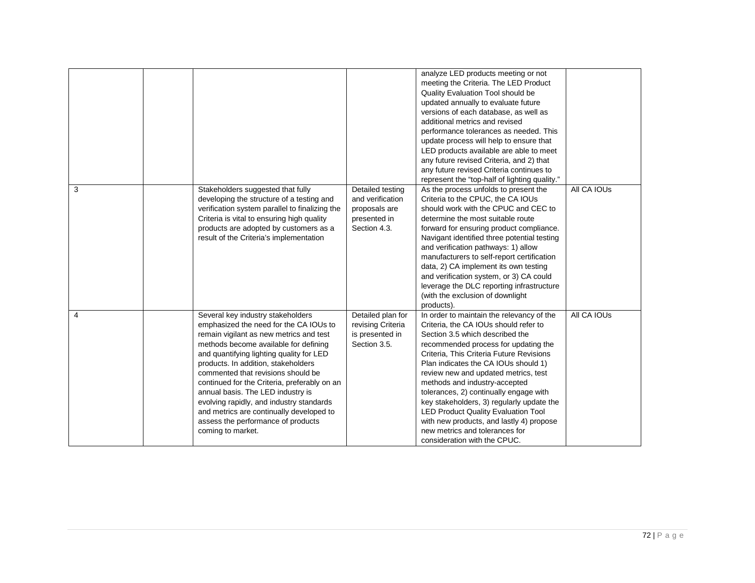| | | | | | |
|---|---|---|---|---|---|
| | | | | analyze LED products meeting or not meeting the Criteria. The LED Product Quality Evaluation Tool should be updated annually to evaluate future versions of each database, as well as additional metrics and revised performance tolerances as needed. This update process will help to ensure that LED products available are able to meet any future revised Criteria, and 2) that any future revised Criteria continues to represent the "top-half of lighting quality." | |
| 3 | | Stakeholders suggested that fully developing the structure of a testing and verification system parallel to finalizing the Criteria is vital to ensuring high quality products are adopted by customers as a result of the Criteria's implementation | Detailed testing and verification proposals are presented in Section 4.3. | As the process unfolds to present the Criteria to the CPUC, the CA IOUs should work with the CPUC and CEC to determine the most suitable route forward for ensuring product compliance. Navigant identified three potential testing and verification pathways: 1) allow manufacturers to self-report certification data, 2) CA implement its own testing and verification system, or 3) CA could leverage the DLC reporting infrastructure (with the exclusion of downlight products). | All CA IOUs |
| 4 | | Several key industry stakeholders emphasized the need for the CA IOUs to remain vigilant as new metrics and test methods become available for defining and quantifying lighting quality for LED products. In addition, stakeholders commented that revisions should be continued for the Criteria, preferably on an annual basis. The LED industry is evolving rapidly, and industry standards and metrics are continually developed to assess the performance of products coming to market. | Detailed plan for revising Criteria is presented in Section 3.5. | In order to maintain the relevancy of the Criteria, the CA IOUs should refer to Section 3.5 which described the recommended process for updating the Criteria, This Criteria Future Revisions Plan indicates the CA IOUs should 1) review new and updated metrics, test methods and industry-accepted tolerances, 2) continually engage with key stakeholders, 3) regularly update the LED Product Quality Evaluation Tool with new products, and lastly 4) propose new metrics and tolerances for consideration with the CPUC. | All CA IOUs |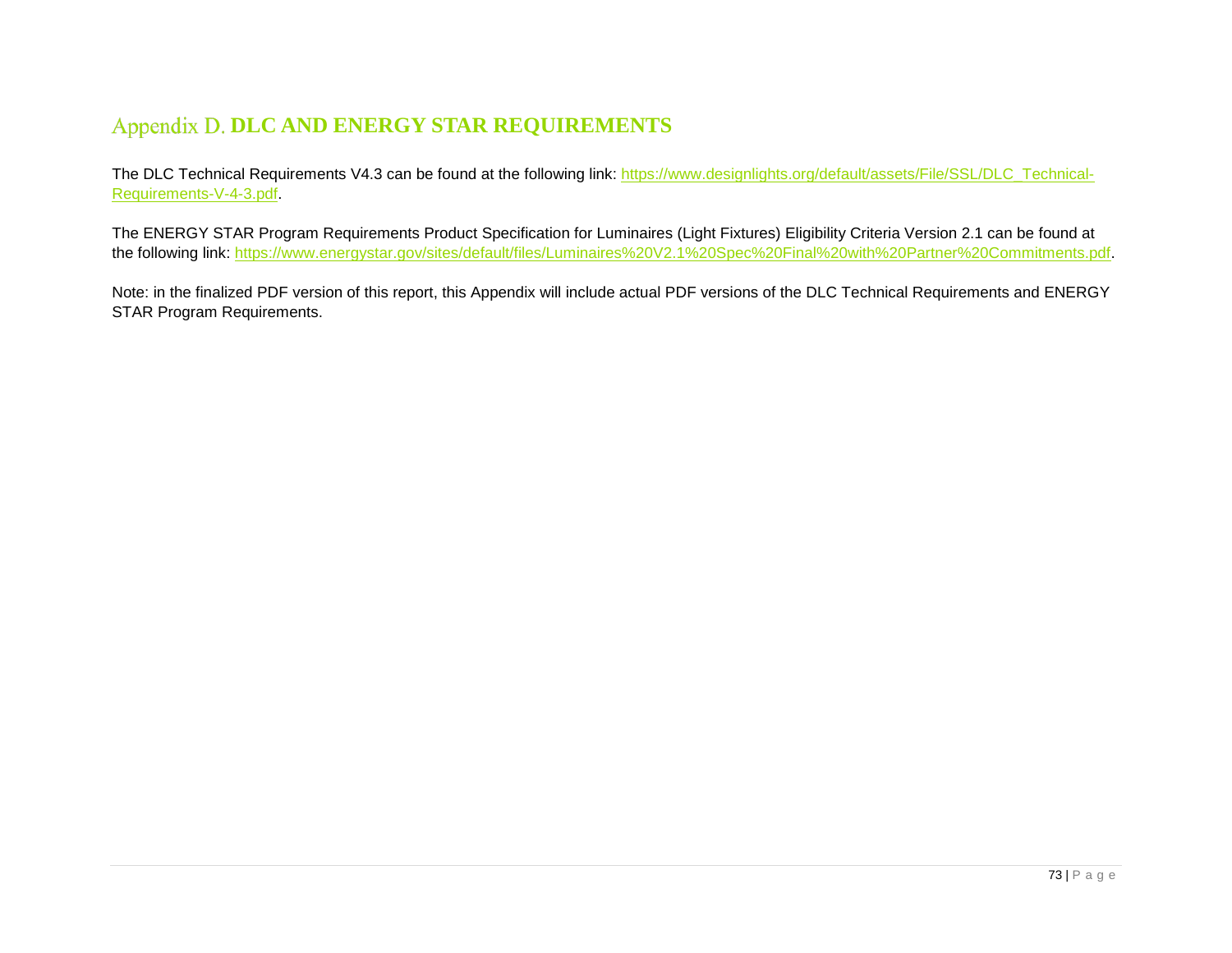# Appendix D. DLC AND ENERGY STAR REQUIREMENTS

The DLC Technical Requirements V4.3 can be found at the following link: https://www.designlights.org/default/assets/File/SSL/DLC_Technical-Requirements-V-4-3.pdf.

The ENERGY STAR Program Requirements Product Specification for Luminaires (Light Fixtures) Eligibility Criteria Version 2.1 can be found at the following link: https://www.energystar.gov/sites/default/files/Luminaires%20V2.1%20Spec%20Final%20with%20Partner%20Commitments.pdf.

Note: in the finalized PDF version of this report, this Appendix will include actual PDF versions of the DLC Technical Requirements and ENERGY STAR Program Requirements.